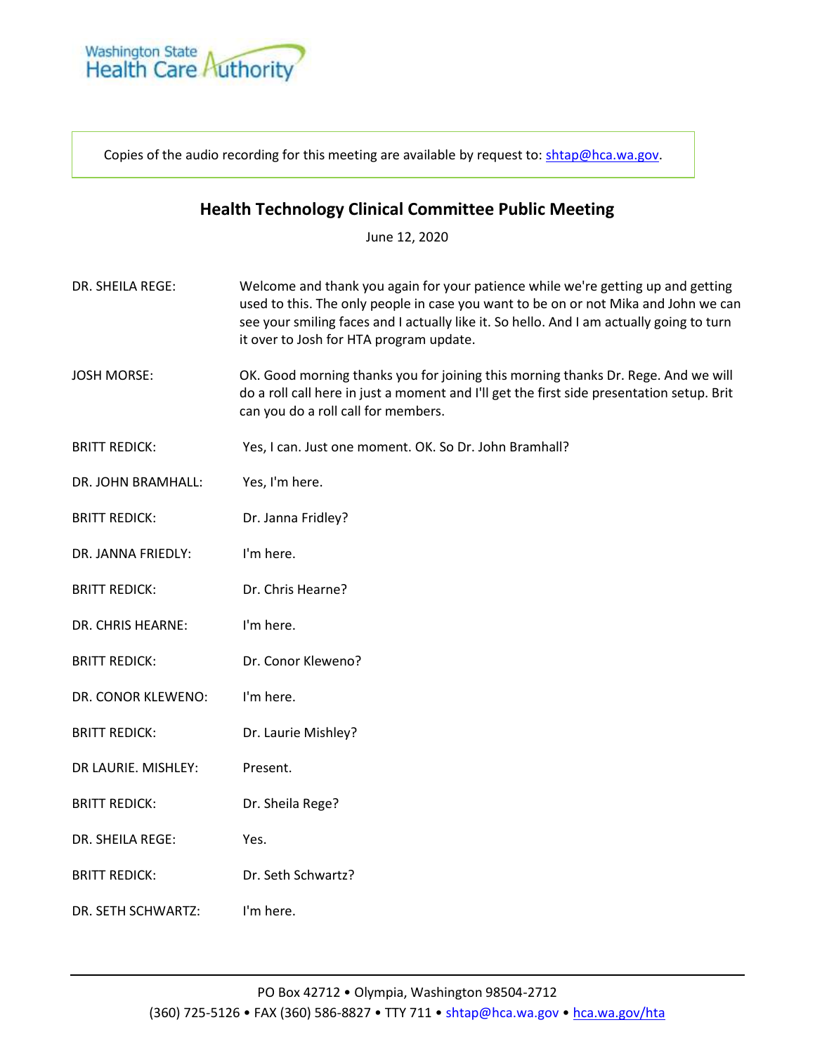Copies of the audio recording for this meeting are available by request to: shtap@hca.wa.gov.

## Health Technology Clinical Committee Public Meeting

June 12, 2020

**DR. SHEILA REGE:** Welcome and thank you again for your patience while we're getting up and getting used to this. The only people in case you want to be on or not Mika and John we can see your smiling faces and I actually like it. So hello. And I am actually going to turn it over to Josh for HTA program update.

**JOSH MORSE:** OK. Good morning thanks you for joining this morning thanks Dr. Rege. And we will do a roll call here in just a moment and I'll get the first side presentation setup. Brit can you do a roll call for members.

**BRITT REDICK:** Yes, I can. Just one moment. OK. So Dr. John Bramhall?

**DR. JOHN BRAMHALL:** Yes, I'm here.

**BRITT REDICK:** Dr. Janna Fridley?

**DR. JANNA FRIEDLY:** I'm here.

**BRITT REDICK:** Dr. Chris Hearne?

**DR. CHRIS HEARNE:** I'm here.

**BRITT REDICK:** Dr. Conor Kleweno?

**DR. CONOR KLEWENO:** I'm here.

**BRITT REDICK:** Dr. Laurie Mishley?

**DR LAURIE. MISHLEY:** Present.

**BRITT REDICK:** Dr. Sheila Rege?

**DR. SHEILA REGE:** Yes.

**BRITT REDICK:** Dr. Seth Schwartz?

**DR. SETH SCHWARTZ:** I'm here.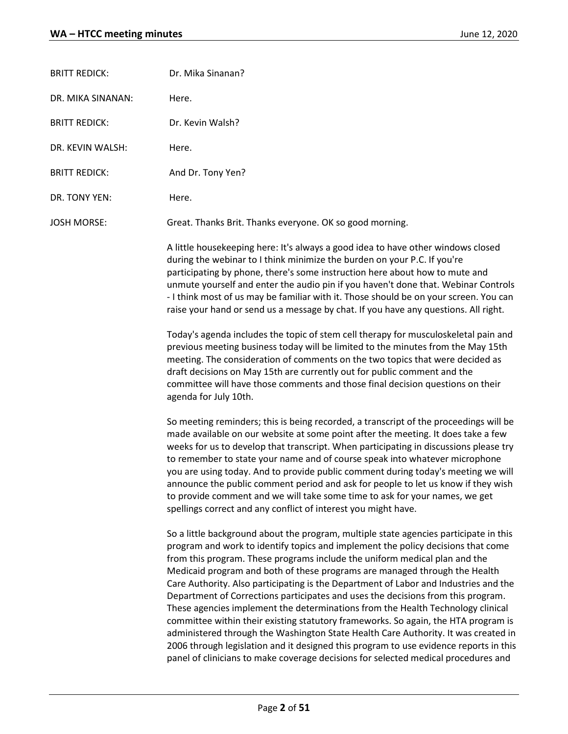BRITT REDICK: Dr. Mika Sinanan?

DR. MIKA SINANAN: Here.

BRITT REDICK: Dr. Kevin Walsh?

DR. KEVIN WALSH: Here.

BRITT REDICK: And Dr. Tony Yen?

DR. TONY YEN: Here.

JOSH MORSE: Great. Thanks Brit. Thanks everyone. OK so good morning.

A little housekeeping here: It's always a good idea to have other windows closed during the webinar to I think minimize the burden on your P.C. If you're participating by phone, there's some instruction here about how to mute and unmute yourself and enter the audio pin if you haven't done that. Webinar Controls - I think most of us may be familiar with it. Those should be on your screen. You can raise your hand or send us a message by chat. If you have any questions. All right.

Today's agenda includes the topic of stem cell therapy for musculoskeletal pain and previous meeting business today will be limited to the minutes from the May 15th meeting. The consideration of comments on the two topics that were decided as draft decisions on May 15th are currently out for public comment and the committee will have those comments and those final decision questions on their agenda for July 10th.

So meeting reminders; this is being recorded, a transcript of the proceedings will be made available on our website at some point after the meeting. It does take a few weeks for us to develop that transcript. When participating in discussions please try to remember to state your name and of course speak into whatever microphone you are using today. And to provide public comment during today's meeting we will announce the public comment period and ask for people to let us know if they wish to provide comment and we will take some time to ask for your names, we get spellings correct and any conflict of interest you might have.

So a little background about the program, multiple state agencies participate in this program and work to identify topics and implement the policy decisions that come from this program. These programs include the uniform medical plan and the Medicaid program and both of these programs are managed through the Health Care Authority. Also participating is the Department of Labor and Industries and the Department of Corrections participates and uses the decisions from this program. These agencies implement the determinations from the Health Technology clinical committee within their existing statutory frameworks. So again, the HTA program is administered through the Washington State Health Care Authority. It was created in 2006 through legislation and it designed this program to use evidence reports in this panel of clinicians to make coverage decisions for selected medical procedures and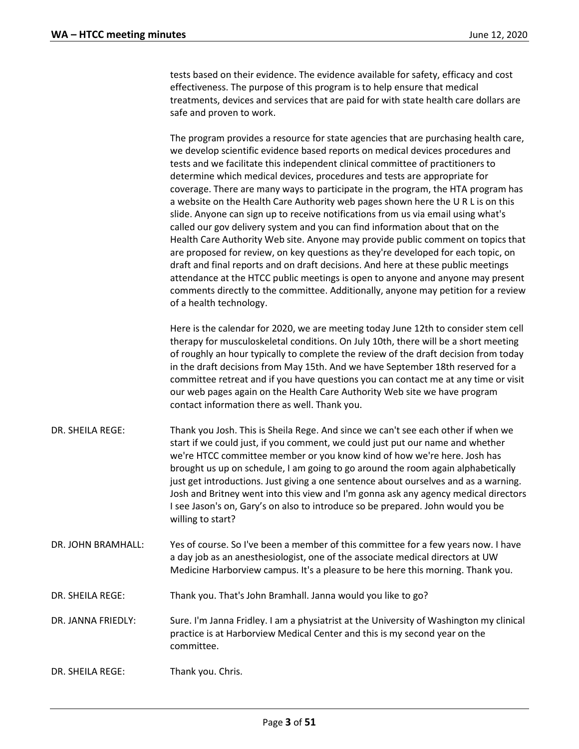tests based on their evidence. The evidence available for safety, efficacy and cost effectiveness. The purpose of this program is to help ensure that medical treatments, devices and services that are paid for with state health care dollars are safe and proven to work.

The program provides a resource for state agencies that are purchasing health care, we develop scientific evidence based reports on medical devices procedures and tests and we facilitate this independent clinical committee of practitioners to determine which medical devices, procedures and tests are appropriate for coverage. There are many ways to participate in the program, the HTA program has a website on the Health Care Authority web pages shown here the U R L is on this slide. Anyone can sign up to receive notifications from us via email using what's called our gov delivery system and you can find information about that on the Health Care Authority Web site. Anyone may provide public comment on topics that are proposed for review, on key questions as they're developed for each topic, on draft and final reports and on draft decisions. And here at these public meetings attendance at the HTCC public meetings is open to anyone and anyone may present comments directly to the committee. Additionally, anyone may petition for a review of a health technology.

Here is the calendar for 2020, we are meeting today June 12th to consider stem cell therapy for musculoskeletal conditions. On July 10th, there will be a short meeting of roughly an hour typically to complete the review of the draft decision from today in the draft decisions from May 15th. And we have September 18th reserved for a committee retreat and if you have questions you can contact me at any time or visit our web pages again on the Health Care Authority Web site we have program contact information there as well. Thank you.

DR. SHEILA REGE: Thank you Josh. This is Sheila Rege. And since we can't see each other if when we start if we could just, if you comment, we could just put our name and whether we're HTCC committee member or you know kind of how we're here. Josh has brought us up on schedule, I am going to go around the room again alphabetically just get introductions. Just giving a one sentence about ourselves and as a warning. Josh and Britney went into this view and I'm gonna ask any agency medical directors I see Jason's on, Gary's on also to introduce so be prepared. John would you be willing to start?

DR. JOHN BRAMHALL: Yes of course. So I've been a member of this committee for a few years now. I have a day job as an anesthesiologist, one of the associate medical directors at UW Medicine Harborview campus. It's a pleasure to be here this morning. Thank you.

DR. SHEILA REGE: Thank you. That's John Bramhall. Janna would you like to go?

DR. JANNA FRIEDLY: Sure. I'm Janna Fridley. I am a physiatrist at the University of Washington my clinical practice is at Harborview Medical Center and this is my second year on the committee.

DR. SHEILA REGE: Thank you. Chris.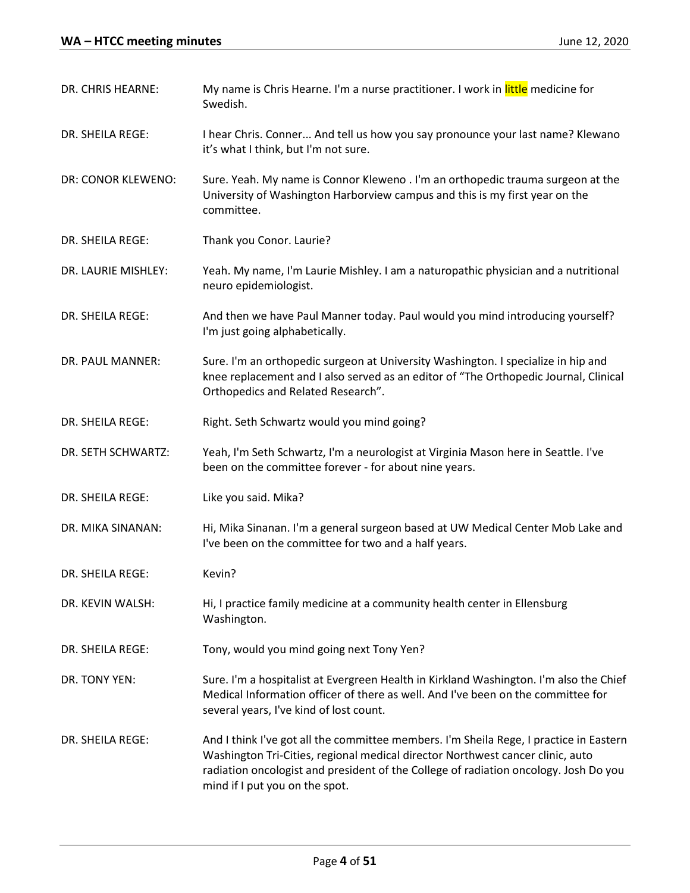| | |
|---|---|
| DR. CHRIS HEARNE: | My name is Chris Hearne. I'm a nurse practitioner. I work in little medicine for Swedish. |
| DR. SHEILA REGE: | I hear Chris. Conner... And tell us how you say pronounce your last name? Klewano it's what I think, but I'm not sure. |
| DR: CONOR KLEWENO: | Sure. Yeah. My name is Connor Kleweno . I'm an orthopedic trauma surgeon at the University of Washington Harborview campus and this is my first year on the committee. |
| DR. SHEILA REGE: | Thank you Conor. Laurie? |
| DR. LAURIE MISHLEY: | Yeah. My name, I'm Laurie Mishley. I am a naturopathic physician and a nutritional neuro epidemiologist. |
| DR. SHEILA REGE: | And then we have Paul Manner today. Paul would you mind introducing yourself? I'm just going alphabetically. |
| DR. PAUL MANNER: | Sure. I'm an orthopedic surgeon at University Washington. I specialize in hip and knee replacement and I also served as an editor of "The Orthopedic Journal, Clinical Orthopedics and Related Research". |
| DR. SHEILA REGE: | Right. Seth Schwartz would you mind going? |
| DR. SETH SCHWARTZ: | Yeah, I'm Seth Schwartz, I'm a neurologist at Virginia Mason here in Seattle. I've been on the committee forever - for about nine years. |
| DR. SHEILA REGE: | Like you said. Mika? |
| DR. MIKA SINANAN: | Hi, Mika Sinanan. I'm a general surgeon based at UW Medical Center Mob Lake and I've been on the committee for two and a half years. |
| DR. SHEILA REGE: | Kevin? |
| DR. KEVIN WALSH: | Hi, I practice family medicine at a community health center in Ellensburg Washington. |
| DR. SHEILA REGE: | Tony, would you mind going next Tony Yen? |
| DR. TONY YEN: | Sure. I'm a hospitalist at Evergreen Health in Kirkland Washington. I'm also the Chief Medical Information officer of there as well. And I've been on the committee for several years, I've kind of lost count. |
| DR. SHEILA REGE: | And I think I've got all the committee members. I'm Sheila Rege, I practice in Eastern Washington Tri-Cities, regional medical director Northwest cancer clinic, auto radiation oncologist and president of the College of radiation oncology. Josh Do you mind if I put you on the spot. |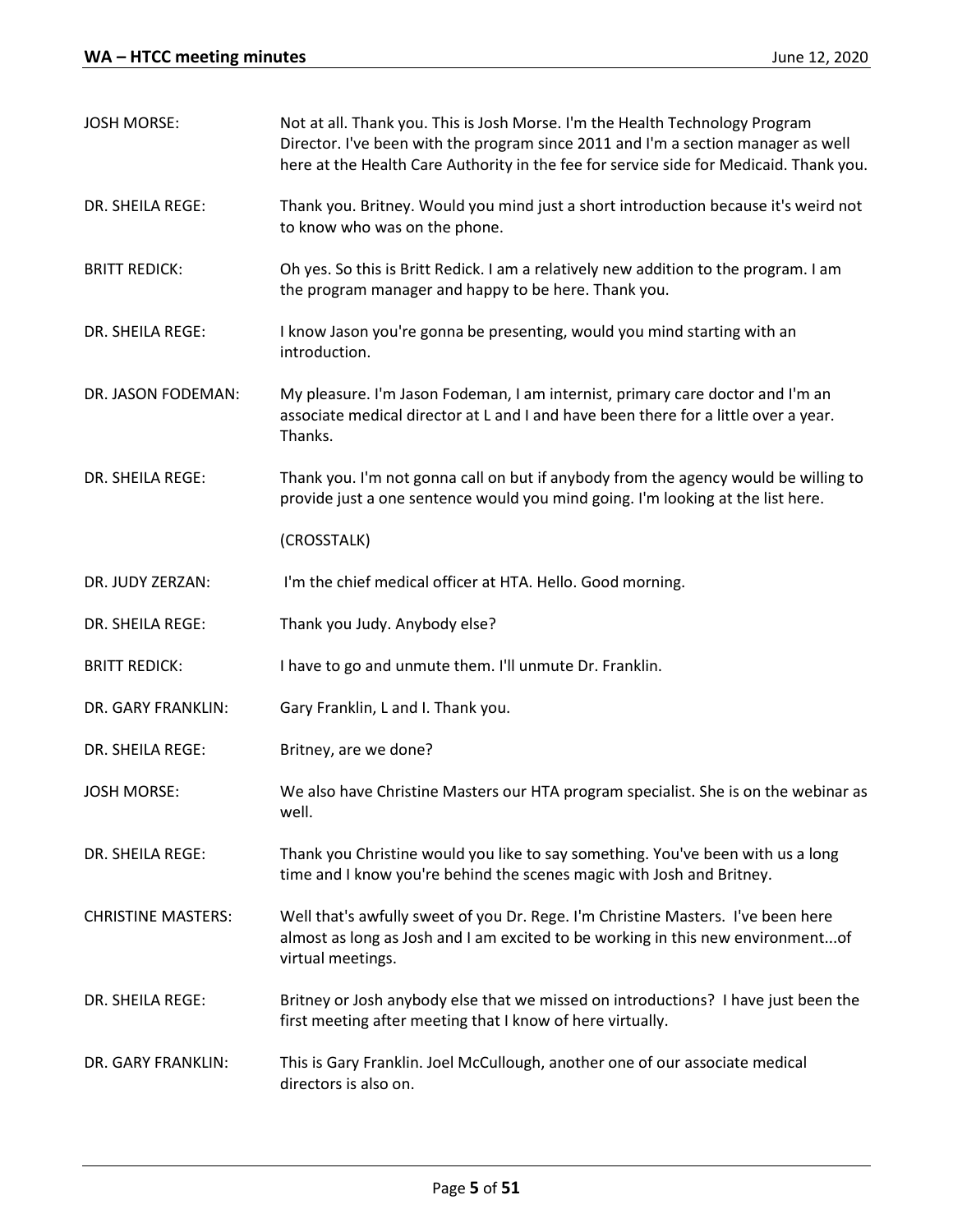JOSH MORSE: Not at all. Thank you. This is Josh Morse. I'm the Health Technology Program Director. I've been with the program since 2011 and I'm a section manager as well here at the Health Care Authority in the fee for service side for Medicaid. Thank you.

DR. SHEILA REGE: Thank you. Britney. Would you mind just a short introduction because it's weird not to know who was on the phone.

BRITT REDICK: Oh yes. So this is Britt Redick. I am a relatively new addition to the program. I am the program manager and happy to be here. Thank you.

DR. SHEILA REGE: I know Jason you're gonna be presenting, would you mind starting with an introduction.

DR. JASON FODEMAN: My pleasure. I'm Jason Fodeman, I am internist, primary care doctor and I'm an associate medical director at L and I and have been there for a little over a year. Thanks.

DR. SHEILA REGE: Thank you. I'm not gonna call on but if anybody from the agency would be willing to provide just a one sentence would you mind going. I'm looking at the list here.

(CROSSTALK)

DR. JUDY ZERZAN: I'm the chief medical officer at HTA. Hello. Good morning.

DR. SHEILA REGE: Thank you Judy. Anybody else?

BRITT REDICK: I have to go and unmute them. I'll unmute Dr. Franklin.

DR. GARY FRANKLIN: Gary Franklin, L and I. Thank you.

DR. SHEILA REGE: Britney, are we done?

JOSH MORSE: We also have Christine Masters our HTA program specialist. She is on the webinar as well.

DR. SHEILA REGE: Thank you Christine would you like to say something. You've been with us a long time and I know you're behind the scenes magic with Josh and Britney.

CHRISTINE MASTERS: Well that's awfully sweet of you Dr. Rege. I'm Christine Masters. I've been here almost as long as Josh and I am excited to be working in this new environment...of virtual meetings.

DR. SHEILA REGE: Britney or Josh anybody else that we missed on introductions? I have just been the first meeting after meeting that I know of here virtually.

DR. GARY FRANKLIN: This is Gary Franklin. Joel McCullough, another one of our associate medical directors is also on.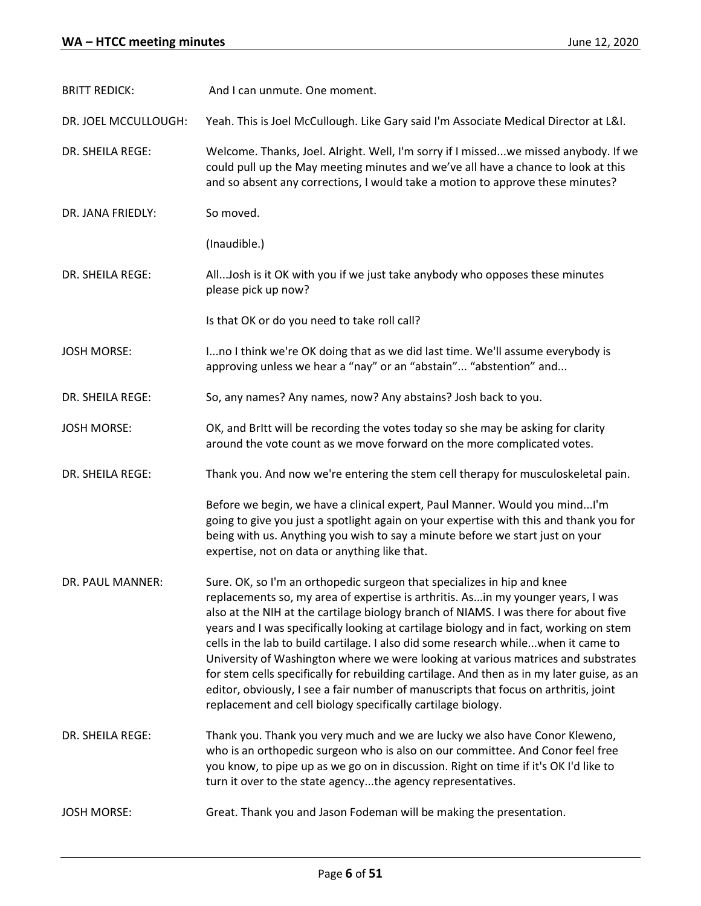| | |
|---|---|
| BRITT REDICK: | And I can unmute. One moment. |
| DR. JOEL MCCULLOUGH: | Yeah. This is Joel McCullough. Like Gary said I'm Associate Medical Director at L&I. |
| DR. SHEILA REGE: | Welcome. Thanks, Joel. Alright. Well, I'm sorry if I missed...we missed anybody. If we could pull up the May meeting minutes and we've all have a chance to look at this and so absent any corrections, I would take a motion to approve these minutes? |
| DR. JANA FRIEDLY: | So moved. |
| | (Inaudible.) |
| DR. SHEILA REGE: | All...Josh is it OK with you if we just take anybody who opposes these minutes please pick up now? |
| | Is that OK or do you need to take roll call? |
| JOSH MORSE: | I...no I think we're OK doing that as we did last time. We'll assume everybody is approving unless we hear a "nay" or an "abstain"... "abstention" and... |
| DR. SHEILA REGE: | So, any names? Any names, now? Any abstains? Josh back to you. |
| JOSH MORSE: | OK, and BrItt will be recording the votes today so she may be asking for clarity around the vote count as we move forward on the more complicated votes. |
| DR. SHEILA REGE: | Thank you. And now we're entering the stem cell therapy for musculoskeletal pain. |
| | Before we begin, we have a clinical expert, Paul Manner. Would you mind...I'm going to give you just a spotlight again on your expertise with this and thank you for being with us. Anything you wish to say a minute before we start just on your expertise, not on data or anything like that. |
| DR. PAUL MANNER: | Sure. OK, so I'm an orthopedic surgeon that specializes in hip and knee replacements so, my area of expertise is arthritis. As...in my younger years, I was also at the NIH at the cartilage biology branch of NIAMS. I was there for about five years and I was specifically looking at cartilage biology and in fact, working on stem cells in the lab to build cartilage. I also did some research while...when it came to University of Washington where we were looking at various matrices and substrates for stem cells specifically for rebuilding cartilage. And then as in my later guise, as an editor, obviously, I see a fair number of manuscripts that focus on arthritis, joint replacement and cell biology specifically cartilage biology. |
| DR. SHEILA REGE: | Thank you. Thank you very much and we are lucky we also have Conor Kleweno, who is an orthopedic surgeon who is also on our committee. And Conor feel free you know, to pipe up as we go on in discussion. Right on time if it's OK I'd like to turn it over to the state agency...the agency representatives. |
| JOSH MORSE: | Great. Thank you and Jason Fodeman will be making the presentation. |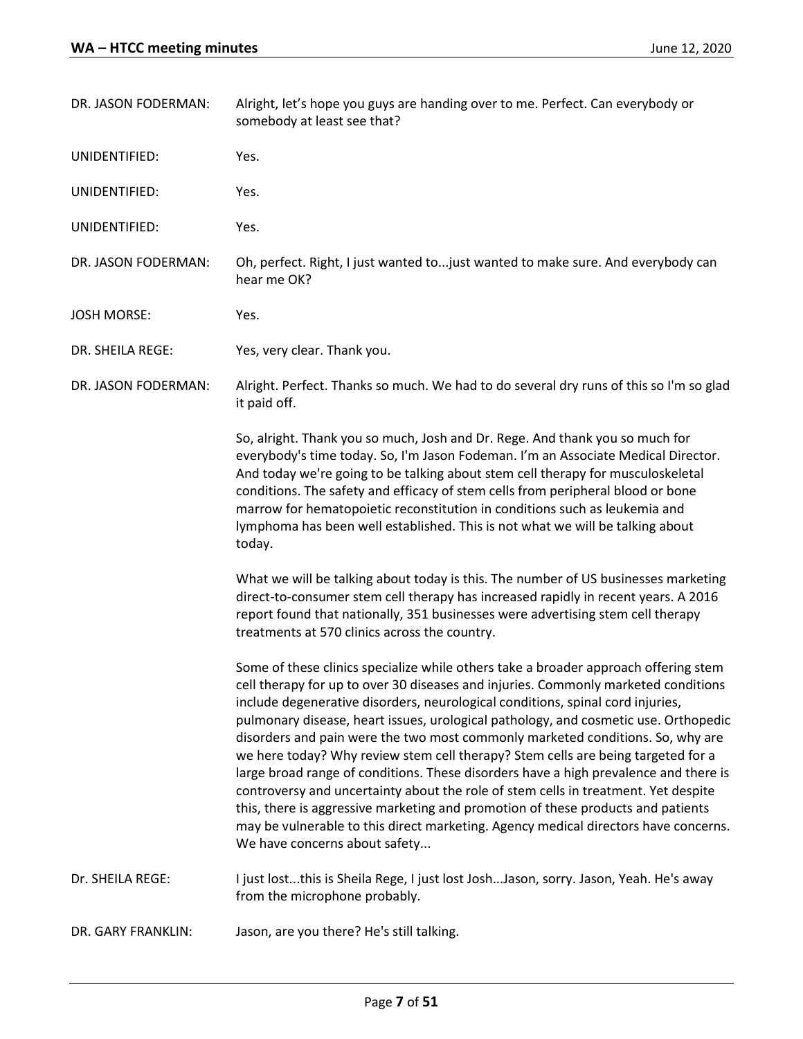DR. JASON FODERMAN: Alright, let's hope you guys are handing over to me. Perfect. Can everybody or somebody at least see that?

UNIDENTIFIED: Yes.

UNIDENTIFIED: Yes.

UNIDENTIFIED: Yes.

DR. JASON FODERMAN: Oh, perfect. Right, I just wanted to...just wanted to make sure. And everybody can hear me OK?

JOSH MORSE: Yes.

DR. SHEILA REGE: Yes, very clear. Thank you.

DR. JASON FODERMAN: Alright. Perfect. Thanks so much. We had to do several dry runs of this so I'm so glad it paid off.

So, alright. Thank you so much, Josh and Dr. Rege. And thank you so much for everybody's time today. So, I'm Jason Fodeman. I'm an Associate Medical Director. And today we're going to be talking about stem cell therapy for musculoskeletal conditions. The safety and efficacy of stem cells from peripheral blood or bone marrow for hematopoietic reconstitution in conditions such as leukemia and lymphoma has been well established. This is not what we will be talking about today.

What we will be talking about today is this. The number of US businesses marketing direct-to-consumer stem cell therapy has increased rapidly in recent years. A 2016 report found that nationally, 351 businesses were advertising stem cell therapy treatments at 570 clinics across the country.

Some of these clinics specialize while others take a broader approach offering stem cell therapy for up to over 30 diseases and injuries. Commonly marketed conditions include degenerative disorders, neurological conditions, spinal cord injuries, pulmonary disease, heart issues, urological pathology, and cosmetic use. Orthopedic disorders and pain were the two most commonly marketed conditions. So, why are we here today? Why review stem cell therapy? Stem cells are being targeted for a large broad range of conditions. These disorders have a high prevalence and there is controversy and uncertainty about the role of stem cells in treatment. Yet despite this, there is aggressive marketing and promotion of these products and patients may be vulnerable to this direct marketing. Agency medical directors have concerns. We have concerns about safety...

Dr. SHEILA REGE: I just lost...this is Sheila Rege, I just lost Josh...Jason, sorry. Jason, Yeah. He's away from the microphone probably.

DR. GARY FRANKLIN: Jason, are you there? He's still talking.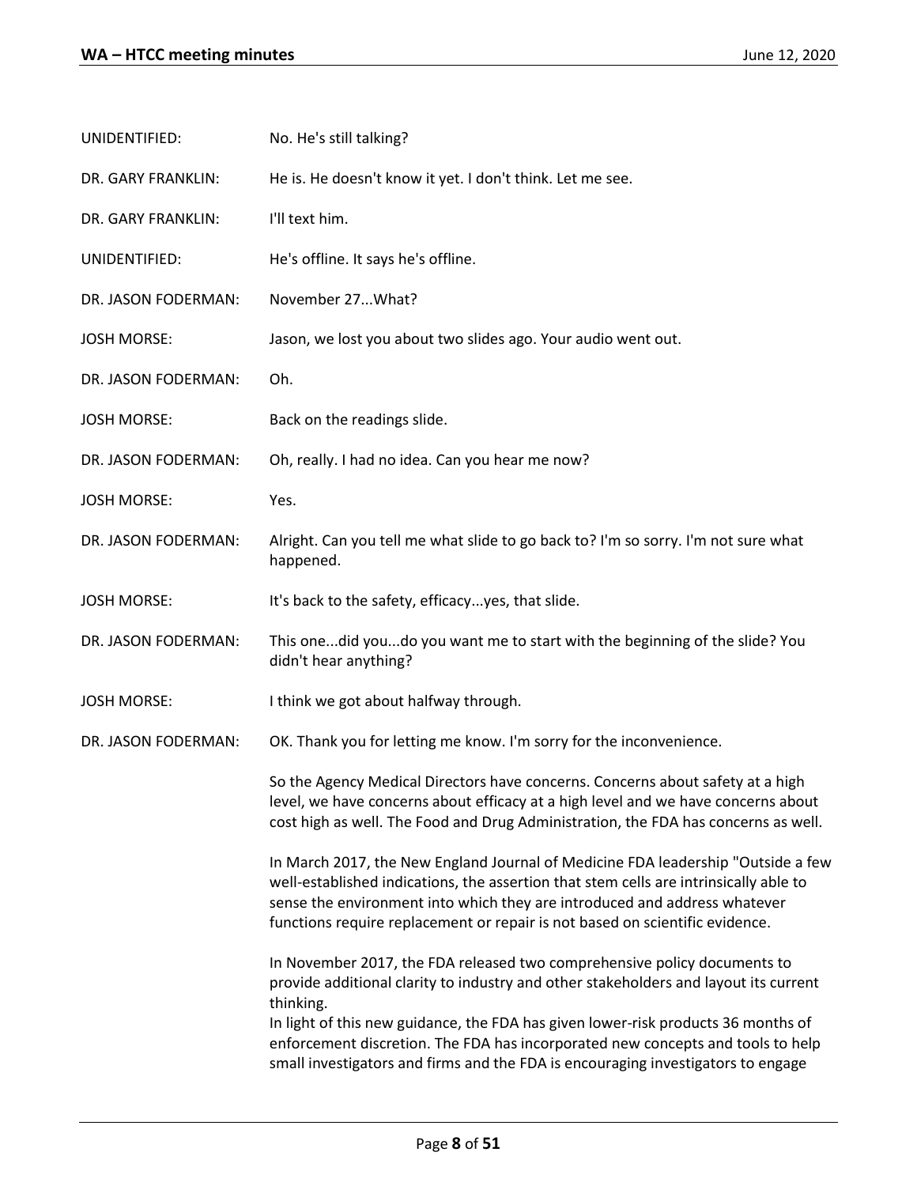UNIDENTIFIED: No. He's still talking?

DR. GARY FRANKLIN: He is. He doesn't know it yet. I don't think. Let me see.

DR. GARY FRANKLIN: I'll text him.

UNIDENTIFIED: He's offline. It says he's offline.

DR. JASON FODERMAN: November 27...What?

JOSH MORSE: Jason, we lost you about two slides ago. Your audio went out.

DR. JASON FODERMAN: Oh.

JOSH MORSE: Back on the readings slide.

DR. JASON FODERMAN: Oh, really. I had no idea. Can you hear me now?

JOSH MORSE: Yes.

DR. JASON FODERMAN: Alright. Can you tell me what slide to go back to? I'm so sorry. I'm not sure what happened.

JOSH MORSE: It's back to the safety, efficacy...yes, that slide.

DR. JASON FODERMAN: This one...did you...do you want me to start with the beginning of the slide? You didn't hear anything?

JOSH MORSE: I think we got about halfway through.

DR. JASON FODERMAN: OK. Thank you for letting me know. I'm sorry for the inconvenience.

So the Agency Medical Directors have concerns. Concerns about safety at a high level, we have concerns about efficacy at a high level and we have concerns about cost high as well. The Food and Drug Administration, the FDA has concerns as well.

In March 2017, the New England Journal of Medicine FDA leadership "Outside a few well-established indications, the assertion that stem cells are intrinsically able to sense the environment into which they are introduced and address whatever functions require replacement or repair is not based on scientific evidence.

In November 2017, the FDA released two comprehensive policy documents to provide additional clarity to industry and other stakeholders and layout its current thinking.
In light of this new guidance, the FDA has given lower-risk products 36 months of enforcement discretion. The FDA has incorporated new concepts and tools to help small investigators and firms and the FDA is encouraging investigators to engage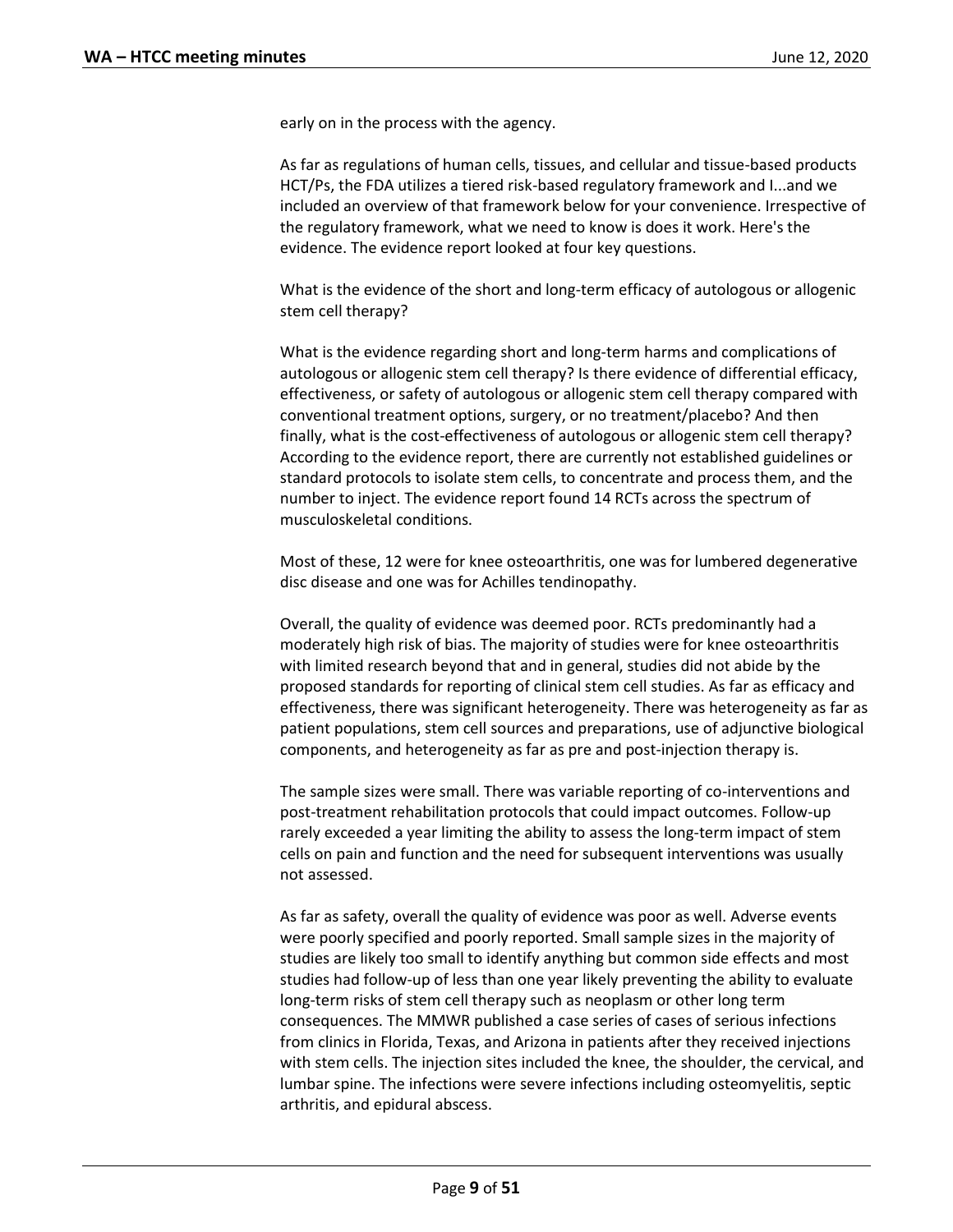early on in the process with the agency.

As far as regulations of human cells, tissues, and cellular and tissue-based products HCT/Ps, the FDA utilizes a tiered risk-based regulatory framework and I...and we included an overview of that framework below for your convenience. Irrespective of the regulatory framework, what we need to know is does it work. Here's the evidence. The evidence report looked at four key questions.

What is the evidence of the short and long-term efficacy of autologous or allogenic stem cell therapy?

What is the evidence regarding short and long-term harms and complications of autologous or allogenic stem cell therapy? Is there evidence of differential efficacy, effectiveness, or safety of autologous or allogenic stem cell therapy compared with conventional treatment options, surgery, or no treatment/placebo? And then finally, what is the cost-effectiveness of autologous or allogenic stem cell therapy? According to the evidence report, there are currently not established guidelines or standard protocols to isolate stem cells, to concentrate and process them, and the number to inject. The evidence report found 14 RCTs across the spectrum of musculoskeletal conditions.

Most of these, 12 were for knee osteoarthritis, one was for lumbered degenerative disc disease and one was for Achilles tendinopathy.

Overall, the quality of evidence was deemed poor. RCTs predominantly had a moderately high risk of bias. The majority of studies were for knee osteoarthritis with limited research beyond that and in general, studies did not abide by the proposed standards for reporting of clinical stem cell studies. As far as efficacy and effectiveness, there was significant heterogeneity. There was heterogeneity as far as patient populations, stem cell sources and preparations, use of adjunctive biological components, and heterogeneity as far as pre and post-injection therapy is.

The sample sizes were small. There was variable reporting of co-interventions and post-treatment rehabilitation protocols that could impact outcomes. Follow-up rarely exceeded a year limiting the ability to assess the long-term impact of stem cells on pain and function and the need for subsequent interventions was usually not assessed.

As far as safety, overall the quality of evidence was poor as well. Adverse events were poorly specified and poorly reported. Small sample sizes in the majority of studies are likely too small to identify anything but common side effects and most studies had follow-up of less than one year likely preventing the ability to evaluate long-term risks of stem cell therapy such as neoplasm or other long term consequences. The MMWR published a case series of cases of serious infections from clinics in Florida, Texas, and Arizona in patients after they received injections with stem cells. The injection sites included the knee, the shoulder, the cervical, and lumbar spine. The infections were severe infections including osteomyelitis, septic arthritis, and epidural abscess.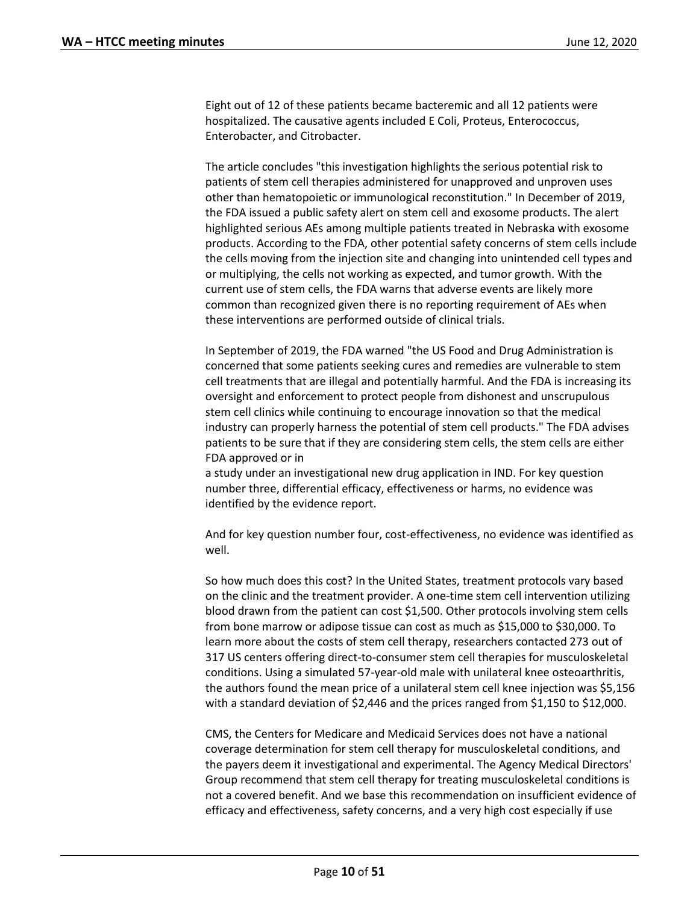Eight out of 12 of these patients became bacteremic and all 12 patients were hospitalized. The causative agents included E Coli, Proteus, Enterococcus, Enterobacter, and Citrobacter.

The article concludes "this investigation highlights the serious potential risk to patients of stem cell therapies administered for unapproved and unproven uses other than hematopoietic or immunological reconstitution." In December of 2019, the FDA issued a public safety alert on stem cell and exosome products. The alert highlighted serious AEs among multiple patients treated in Nebraska with exosome products. According to the FDA, other potential safety concerns of stem cells include the cells moving from the injection site and changing into unintended cell types and or multiplying, the cells not working as expected, and tumor growth. With the current use of stem cells, the FDA warns that adverse events are likely more common than recognized given there is no reporting requirement of AEs when these interventions are performed outside of clinical trials.

In September of 2019, the FDA warned "the US Food and Drug Administration is concerned that some patients seeking cures and remedies are vulnerable to stem cell treatments that are illegal and potentially harmful. And the FDA is increasing its oversight and enforcement to protect people from dishonest and unscrupulous stem cell clinics while continuing to encourage innovation so that the medical industry can properly harness the potential of stem cell products." The FDA advises patients to be sure that if they are considering stem cells, the stem cells are either FDA approved or in a study under an investigational new drug application in IND. For key question number three, differential efficacy, effectiveness or harms, no evidence was identified by the evidence report.

And for key question number four, cost-effectiveness, no evidence was identified as well.

So how much does this cost? In the United States, treatment protocols vary based on the clinic and the treatment provider. A one-time stem cell intervention utilizing blood drawn from the patient can cost $1,500. Other protocols involving stem cells from bone marrow or adipose tissue can cost as much as $15,000 to $30,000. To learn more about the costs of stem cell therapy, researchers contacted 273 out of 317 US centers offering direct-to-consumer stem cell therapies for musculoskeletal conditions. Using a simulated 57-year-old male with unilateral knee osteoarthritis, the authors found the mean price of a unilateral stem cell knee injection was $5,156 with a standard deviation of $2,446 and the prices ranged from $1,150 to $12,000.

CMS, the Centers for Medicare and Medicaid Services does not have a national coverage determination for stem cell therapy for musculoskeletal conditions, and the payers deem it investigational and experimental. The Agency Medical Directors' Group recommend that stem cell therapy for treating musculoskeletal conditions is not a covered benefit. And we base this recommendation on insufficient evidence of efficacy and effectiveness, safety concerns, and a very high cost especially if use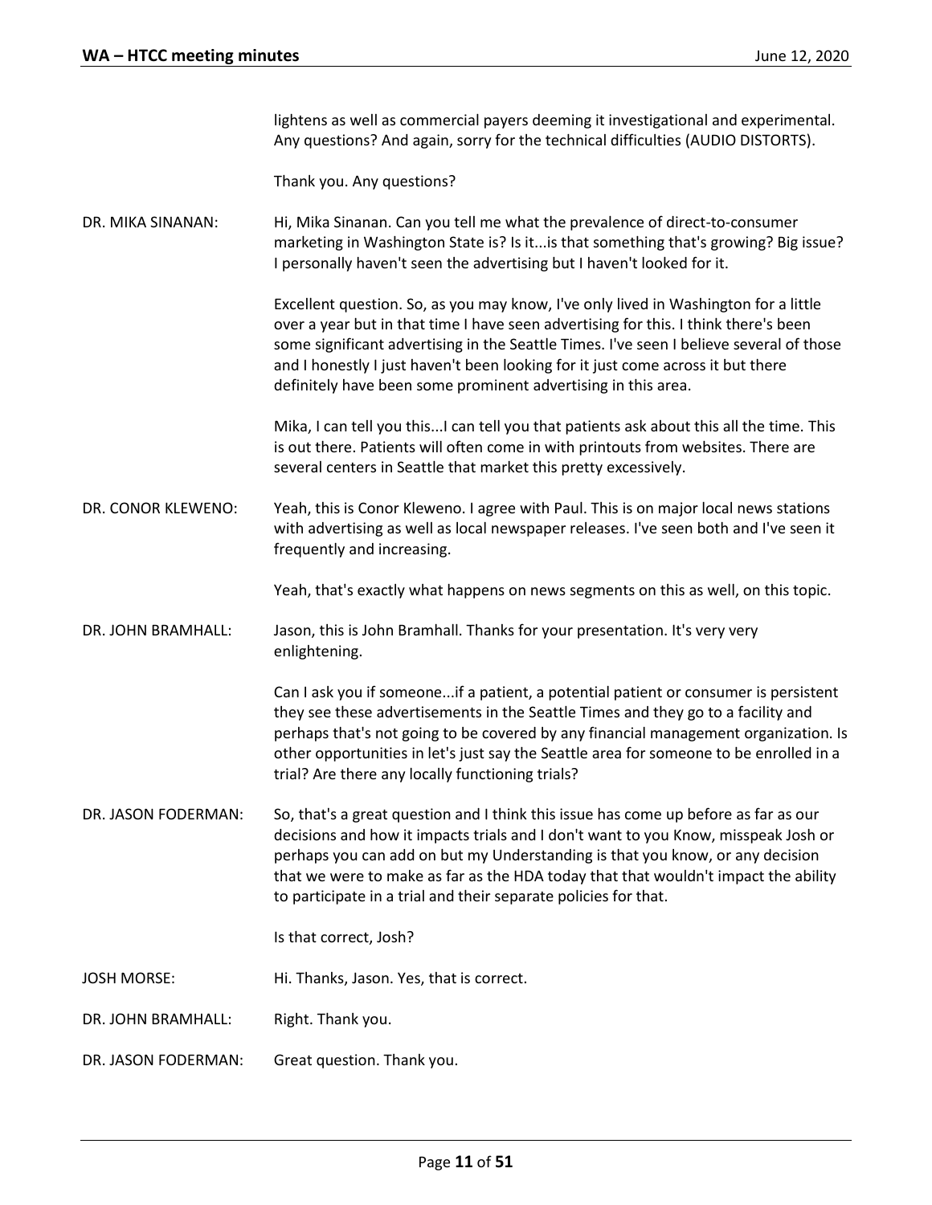lightens as well as commercial payers deeming it investigational and experimental. Any questions? And again, sorry for the technical difficulties (AUDIO DISTORTS).

Thank you. Any questions?

DR. MIKA SINANAN: Hi, Mika Sinanan. Can you tell me what the prevalence of direct-to-consumer marketing in Washington State is? Is it...is that something that's growing? Big issue? I personally haven't seen the advertising but I haven't looked for it.

Excellent question. So, as you may know, I've only lived in Washington for a little over a year but in that time I have seen advertising for this. I think there's been some significant advertising in the Seattle Times. I've seen I believe several of those and I honestly I just haven't been looking for it just come across it but there definitely have been some prominent advertising in this area.

Mika, I can tell you this...I can tell you that patients ask about this all the time. This is out there. Patients will often come in with printouts from websites. There are several centers in Seattle that market this pretty excessively.

DR. CONOR KLEWENO: Yeah, this is Conor Kleweno. I agree with Paul. This is on major local news stations with advertising as well as local newspaper releases. I've seen both and I've seen it frequently and increasing.

Yeah, that's exactly what happens on news segments on this as well, on this topic.

DR. JOHN BRAMHALL: Jason, this is John Bramhall. Thanks for your presentation. It's very very enlightening.

Can I ask you if someone...if a patient, a potential patient or consumer is persistent they see these advertisements in the Seattle Times and they go to a facility and perhaps that's not going to be covered by any financial management organization. Is other opportunities in let's just say the Seattle area for someone to be enrolled in a trial? Are there any locally functioning trials?

DR. JASON FODERMAN: So, that's a great question and I think this issue has come up before as far as our decisions and how it impacts trials and I don't want to you Know, misspeak Josh or perhaps you can add on but my Understanding is that you know, or any decision that we were to make as far as the HDA today that that wouldn't impact the ability to participate in a trial and their separate policies for that.

Is that correct, Josh?

JOSH MORSE: Hi. Thanks, Jason. Yes, that is correct.

DR. JOHN BRAMHALL: Right. Thank you.

DR. JASON FODERMAN: Great question. Thank you.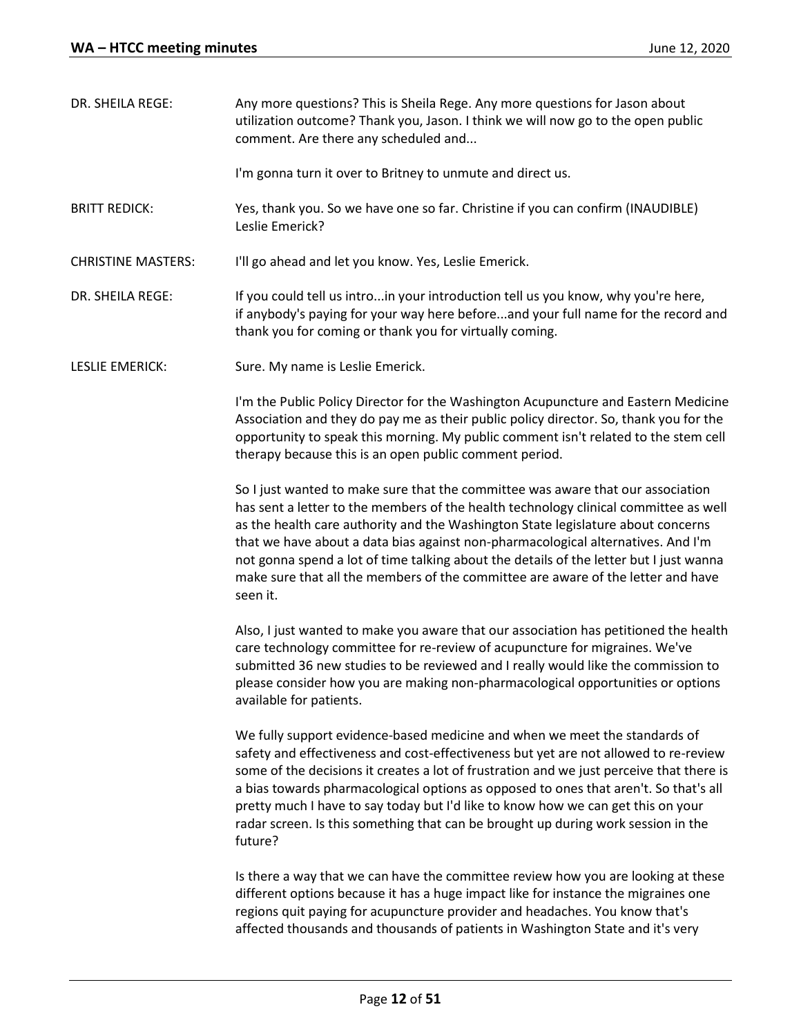**DR. SHEILA REGE:** Any more questions? This is Sheila Rege. Any more questions for Jason about utilization outcome? Thank you, Jason. I think we will now go to the open public comment. Are there any scheduled and...

I'm gonna turn it over to Britney to unmute and direct us.

**BRITT REDICK:** Yes, thank you. So we have one so far. Christine if you can confirm (INAUDIBLE) Leslie Emerick?

**CHRISTINE MASTERS:** I'll go ahead and let you know. Yes, Leslie Emerick.

**DR. SHEILA REGE:** If you could tell us intro...in your introduction tell us you know, why you're here, if anybody's paying for your way here before...and your full name for the record and thank you for coming or thank you for virtually coming.

**LESLIE EMERICK:** Sure. My name is Leslie Emerick.

I'm the Public Policy Director for the Washington Acupuncture and Eastern Medicine Association and they do pay me as their public policy director. So, thank you for the opportunity to speak this morning. My public comment isn't related to the stem cell therapy because this is an open public comment period.

So I just wanted to make sure that the committee was aware that our association has sent a letter to the members of the health technology clinical committee as well as the health care authority and the Washington State legislature about concerns that we have about a data bias against non-pharmacological alternatives. And I'm not gonna spend a lot of time talking about the details of the letter but I just wanna make sure that all the members of the committee are aware of the letter and have seen it.

Also, I just wanted to make you aware that our association has petitioned the health care technology committee for re-review of acupuncture for migraines. We've submitted 36 new studies to be reviewed and I really would like the commission to please consider how you are making non-pharmacological opportunities or options available for patients.

We fully support evidence-based medicine and when we meet the standards of safety and effectiveness and cost-effectiveness but yet are not allowed to re-review some of the decisions it creates a lot of frustration and we just perceive that there is a bias towards pharmacological options as opposed to ones that aren't. So that's all pretty much I have to say today but I'd like to know how we can get this on your radar screen. Is this something that can be brought up during work session in the future?

Is there a way that we can have the committee review how you are looking at these different options because it has a huge impact like for instance the migraines one regions quit paying for acupuncture provider and headaches. You know that's affected thousands and thousands of patients in Washington State and it's very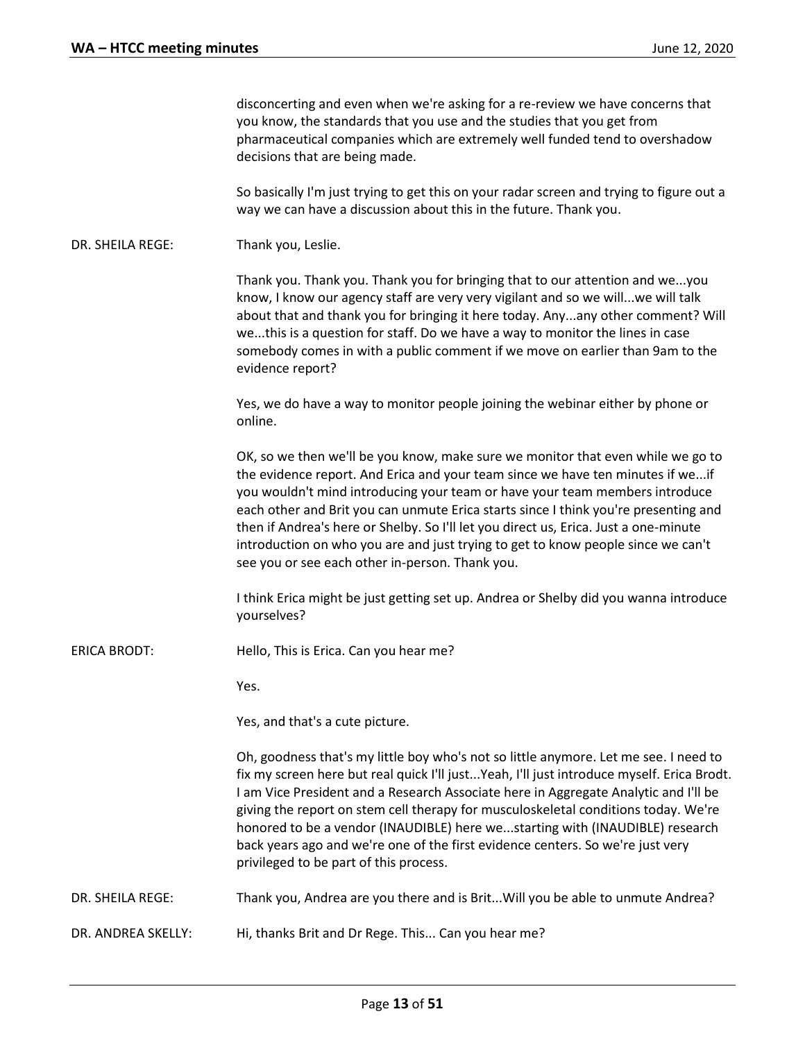disconcerting and even when we're asking for a re-review we have concerns that you know, the standards that you use and the studies that you get from pharmaceutical companies which are extremely well funded tend to overshadow decisions that are being made.

So basically I'm just trying to get this on your radar screen and trying to figure out a way we can have a discussion about this in the future. Thank you.

DR. SHEILA REGE: Thank you, Leslie.

Thank you. Thank you. Thank you for bringing that to our attention and we...you know, I know our agency staff are very very vigilant and so we will...we will talk about that and thank you for bringing it here today. Any...any other comment? Will we...this is a question for staff. Do we have a way to monitor the lines in case somebody comes in with a public comment if we move on earlier than 9am to the evidence report?

Yes, we do have a way to monitor people joining the webinar either by phone or online.

OK, so we then we'll be you know, make sure we monitor that even while we go to the evidence report. And Erica and your team since we have ten minutes if we...if you wouldn't mind introducing your team or have your team members introduce each other and Brit you can unmute Erica starts since I think you're presenting and then if Andrea's here or Shelby. So I'll let you direct us, Erica. Just a one-minute introduction on who you are and just trying to get to know people since we can't see you or see each other in-person. Thank you.

I think Erica might be just getting set up. Andrea or Shelby did you wanna introduce yourselves?

ERICA BRODT: Hello, This is Erica. Can you hear me?

Yes.

Yes, and that's a cute picture.

Oh, goodness that's my little boy who's not so little anymore. Let me see. I need to fix my screen here but real quick I'll just...Yeah, I'll just introduce myself. Erica Brodt. I am Vice President and a Research Associate here in Aggregate Analytic and I'll be giving the report on stem cell therapy for musculoskeletal conditions today. We're honored to be a vendor (INAUDIBLE) here we...starting with (INAUDIBLE) research back years ago and we're one of the first evidence centers. So we're just very privileged to be part of this process.

DR. SHEILA REGE: Thank you, Andrea are you there and is Brit...Will you be able to unmute Andrea?

DR. ANDREA SKELLY: Hi, thanks Brit and Dr Rege. This... Can you hear me?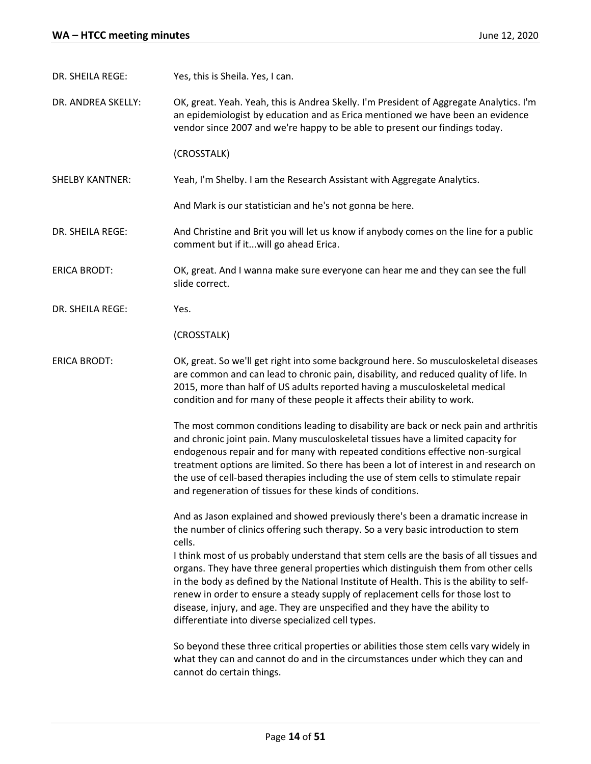DR. SHEILA REGE: Yes, this is Sheila. Yes, I can.

DR. ANDREA SKELLY: OK, great. Yeah. Yeah, this is Andrea Skelly. I'm President of Aggregate Analytics. I'm an epidemiologist by education and as Erica mentioned we have been an evidence vendor since 2007 and we're happy to be able to present our findings today.

(CROSSTALK)

SHELBY KANTNER: Yeah, I'm Shelby. I am the Research Assistant with Aggregate Analytics.

And Mark is our statistician and he's not gonna be here.

DR. SHEILA REGE: And Christine and Brit you will let us know if anybody comes on the line for a public comment but if it...will go ahead Erica.

ERICA BRODT: OK, great. And I wanna make sure everyone can hear me and they can see the full slide correct.

DR. SHEILA REGE: Yes.

(CROSSTALK)

ERICA BRODT: OK, great. So we'll get right into some background here. So musculoskeletal diseases are common and can lead to chronic pain, disability, and reduced quality of life. In 2015, more than half of US adults reported having a musculoskeletal medical condition and for many of these people it affects their ability to work.

The most common conditions leading to disability are back or neck pain and arthritis and chronic joint pain. Many musculoskeletal tissues have a limited capacity for endogenous repair and for many with repeated conditions effective non-surgical treatment options are limited. So there has been a lot of interest in and research on the use of cell-based therapies including the use of stem cells to stimulate repair and regeneration of tissues for these kinds of conditions.

And as Jason explained and showed previously there's been a dramatic increase in the number of clinics offering such therapy. So a very basic introduction to stem cells.

I think most of us probably understand that stem cells are the basis of all tissues and organs. They have three general properties which distinguish them from other cells in the body as defined by the National Institute of Health. This is the ability to self-renew in order to ensure a steady supply of replacement cells for those lost to disease, injury, and age. They are unspecified and they have the ability to differentiate into diverse specialized cell types.

So beyond these three critical properties or abilities those stem cells vary widely in what they can and cannot do and in the circumstances under which they can and cannot do certain things.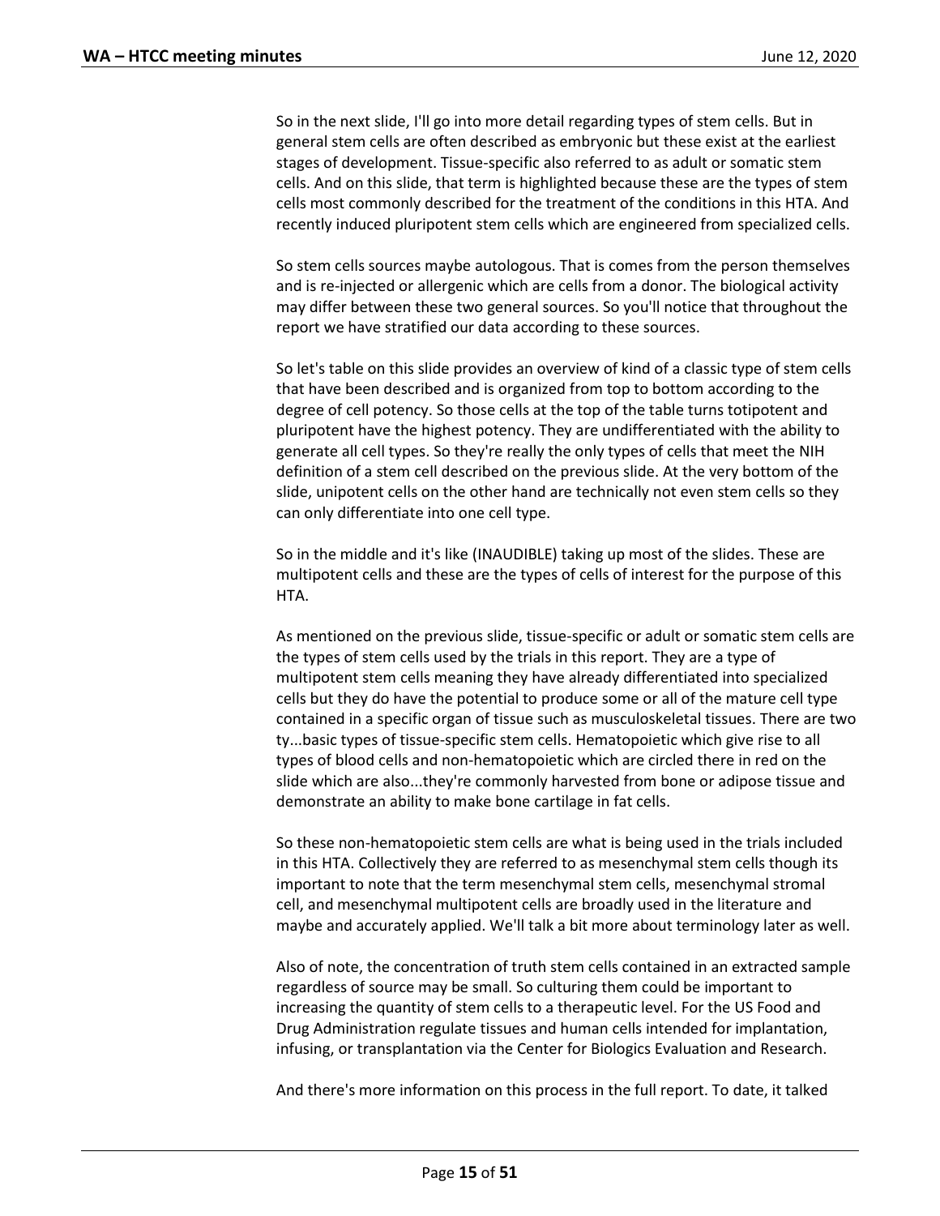So in the next slide, I'll go into more detail regarding types of stem cells. But in general stem cells are often described as embryonic but these exist at the earliest stages of development. Tissue-specific also referred to as adult or somatic stem cells. And on this slide, that term is highlighted because these are the types of stem cells most commonly described for the treatment of the conditions in this HTA. And recently induced pluripotent stem cells which are engineered from specialized cells.

So stem cells sources maybe autologous. That is comes from the person themselves and is re-injected or allergenic which are cells from a donor. The biological activity may differ between these two general sources. So you'll notice that throughout the report we have stratified our data according to these sources.

So let's table on this slide provides an overview of kind of a classic type of stem cells that have been described and is organized from top to bottom according to the degree of cell potency. So those cells at the top of the table turns totipotent and pluripotent have the highest potency. They are undifferentiated with the ability to generate all cell types. So they're really the only types of cells that meet the NIH definition of a stem cell described on the previous slide. At the very bottom of the slide, unipotent cells on the other hand are technically not even stem cells so they can only differentiate into one cell type.

So in the middle and it's like (INAUDIBLE) taking up most of the slides. These are multipotent cells and these are the types of cells of interest for the purpose of this HTA.

As mentioned on the previous slide, tissue-specific or adult or somatic stem cells are the types of stem cells used by the trials in this report. They are a type of multipotent stem cells meaning they have already differentiated into specialized cells but they do have the potential to produce some or all of the mature cell type contained in a specific organ of tissue such as musculoskeletal tissues. There are two ty...basic types of tissue-specific stem cells. Hematopoietic which give rise to all types of blood cells and non-hematopoietic which are circled there in red on the slide which are also...they're commonly harvested from bone or adipose tissue and demonstrate an ability to make bone cartilage in fat cells.

So these non-hematopoietic stem cells are what is being used in the trials included in this HTA. Collectively they are referred to as mesenchymal stem cells though its important to note that the term mesenchymal stem cells, mesenchymal stromal cell, and mesenchymal multipotent cells are broadly used in the literature and maybe and accurately applied. We'll talk a bit more about terminology later as well.

Also of note, the concentration of truth stem cells contained in an extracted sample regardless of source may be small. So culturing them could be important to increasing the quantity of stem cells to a therapeutic level. For the US Food and Drug Administration regulate tissues and human cells intended for implantation, infusing, or transplantation via the Center for Biologics Evaluation and Research.

And there's more information on this process in the full report. To date, it talked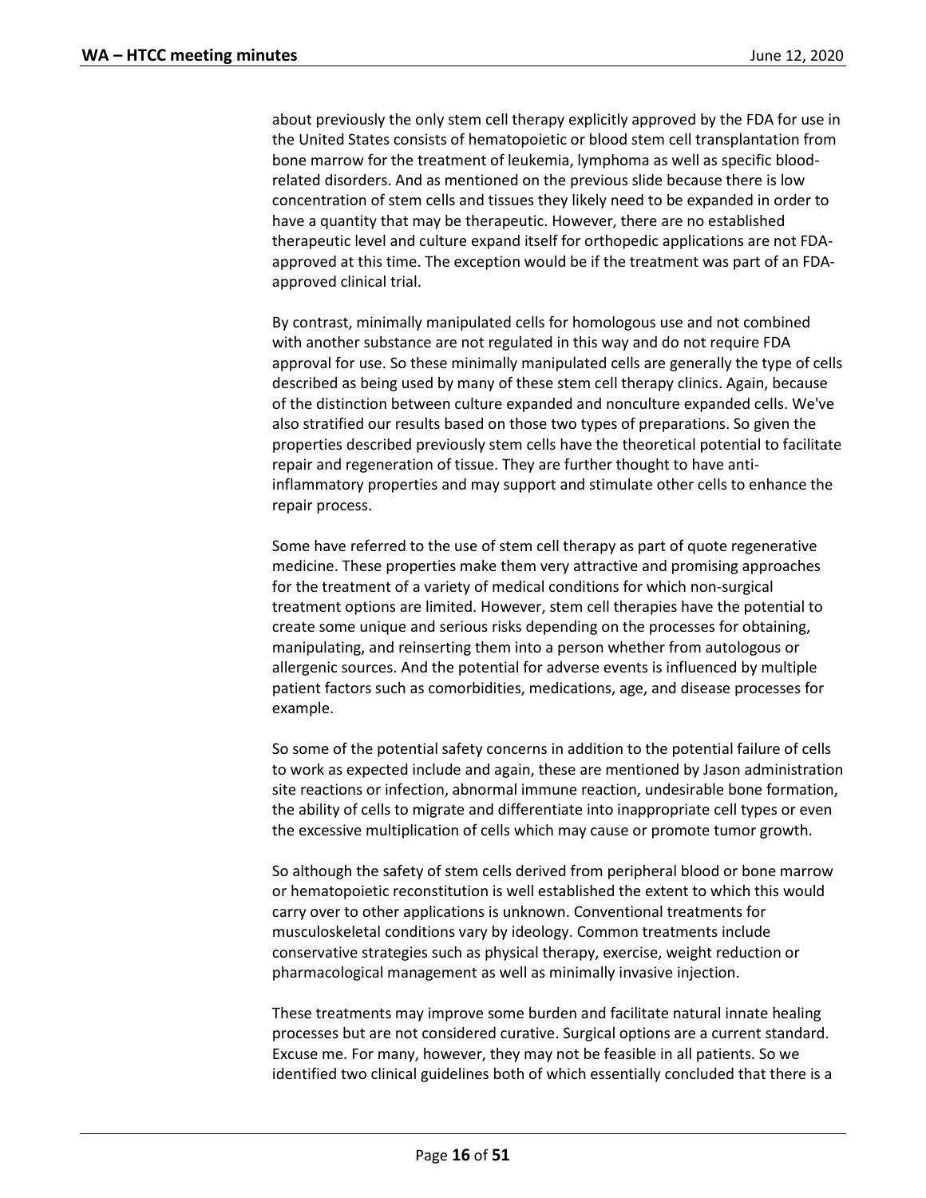about previously the only stem cell therapy explicitly approved by the FDA for use in the United States consists of hematopoietic or blood stem cell transplantation from bone marrow for the treatment of leukemia, lymphoma as well as specific blood-related disorders. And as mentioned on the previous slide because there is low concentration of stem cells and tissues they likely need to be expanded in order to have a quantity that may be therapeutic. However, there are no established therapeutic level and culture expand itself for orthopedic applications are not FDA-approved at this time. The exception would be if the treatment was part of an FDA-approved clinical trial.

By contrast, minimally manipulated cells for homologous use and not combined with another substance are not regulated in this way and do not require FDA approval for use. So these minimally manipulated cells are generally the type of cells described as being used by many of these stem cell therapy clinics. Again, because of the distinction between culture expanded and nonculture expanded cells. We've also stratified our results based on those two types of preparations. So given the properties described previously stem cells have the theoretical potential to facilitate repair and regeneration of tissue. They are further thought to have anti-inflammatory properties and may support and stimulate other cells to enhance the repair process.

Some have referred to the use of stem cell therapy as part of quote regenerative medicine. These properties make them very attractive and promising approaches for the treatment of a variety of medical conditions for which non-surgical treatment options are limited. However, stem cell therapies have the potential to create some unique and serious risks depending on the processes for obtaining, manipulating, and reinserting them into a person whether from autologous or allergenic sources. And the potential for adverse events is influenced by multiple patient factors such as comorbidities, medications, age, and disease processes for example.

So some of the potential safety concerns in addition to the potential failure of cells to work as expected include and again, these are mentioned by Jason administration site reactions or infection, abnormal immune reaction, undesirable bone formation, the ability of cells to migrate and differentiate into inappropriate cell types or even the excessive multiplication of cells which may cause or promote tumor growth.

So although the safety of stem cells derived from peripheral blood or bone marrow or hematopoietic reconstitution is well established the extent to which this would carry over to other applications is unknown. Conventional treatments for musculoskeletal conditions vary by ideology. Common treatments include conservative strategies such as physical therapy, exercise, weight reduction or pharmacological management as well as minimally invasive injection.

These treatments may improve some burden and facilitate natural innate healing processes but are not considered curative. Surgical options are a current standard. Excuse me. For many, however, they may not be feasible in all patients. So we identified two clinical guidelines both of which essentially concluded that there is a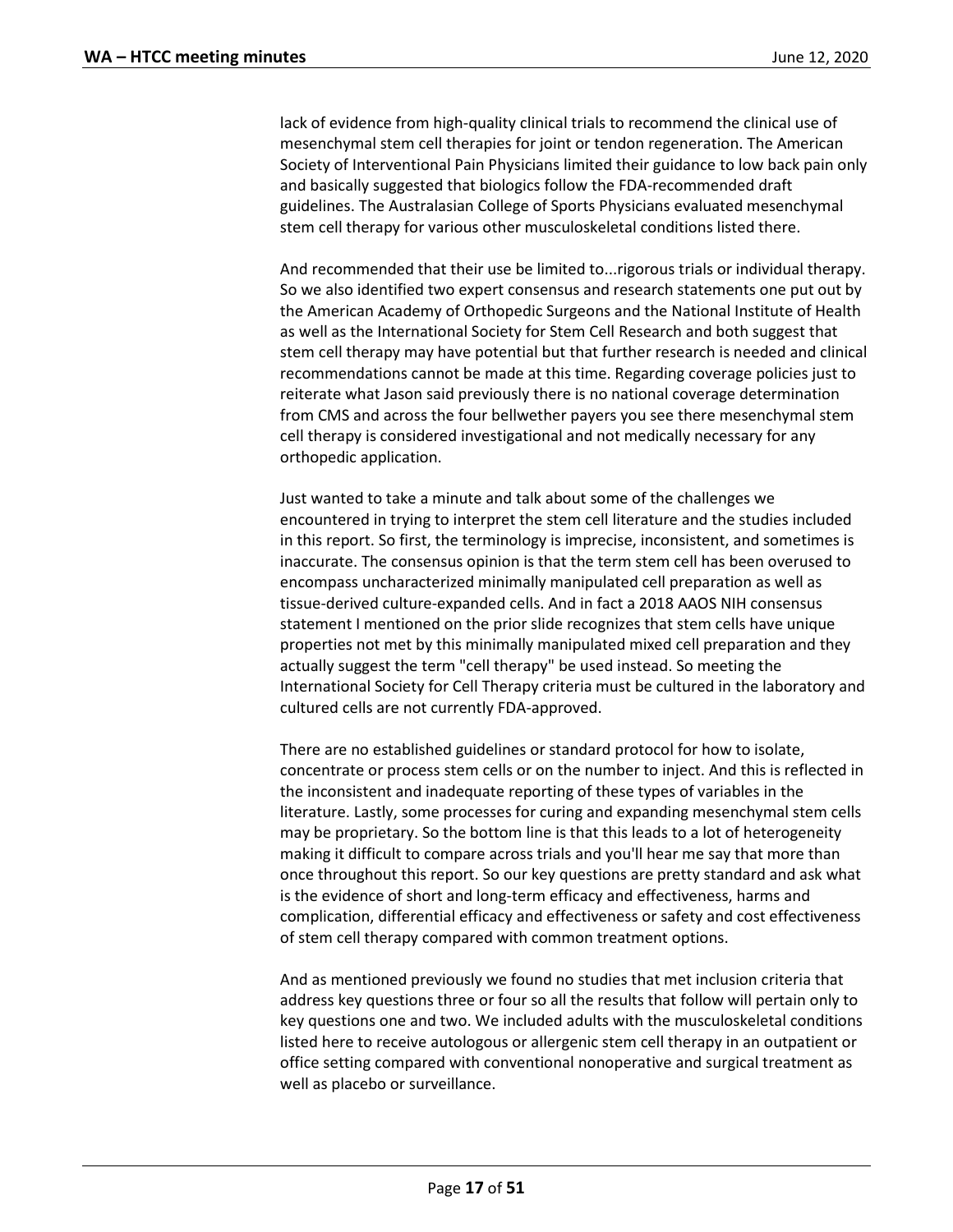lack of evidence from high-quality clinical trials to recommend the clinical use of mesenchymal stem cell therapies for joint or tendon regeneration. The American Society of Interventional Pain Physicians limited their guidance to low back pain only and basically suggested that biologics follow the FDA-recommended draft guidelines. The Australasian College of Sports Physicians evaluated mesenchymal stem cell therapy for various other musculoskeletal conditions listed there.

And recommended that their use be limited to...rigorous trials or individual therapy. So we also identified two expert consensus and research statements one put out by the American Academy of Orthopedic Surgeons and the National Institute of Health as well as the International Society for Stem Cell Research and both suggest that stem cell therapy may have potential but that further research is needed and clinical recommendations cannot be made at this time. Regarding coverage policies just to reiterate what Jason said previously there is no national coverage determination from CMS and across the four bellwether payers you see there mesenchymal stem cell therapy is considered investigational and not medically necessary for any orthopedic application.

Just wanted to take a minute and talk about some of the challenges we encountered in trying to interpret the stem cell literature and the studies included in this report. So first, the terminology is imprecise, inconsistent, and sometimes is inaccurate. The consensus opinion is that the term stem cell has been overused to encompass uncharacterized minimally manipulated cell preparation as well as tissue-derived culture-expanded cells. And in fact a 2018 AAOS NIH consensus statement I mentioned on the prior slide recognizes that stem cells have unique properties not met by this minimally manipulated mixed cell preparation and they actually suggest the term "cell therapy" be used instead. So meeting the International Society for Cell Therapy criteria must be cultured in the laboratory and cultured cells are not currently FDA-approved.

There are no established guidelines or standard protocol for how to isolate, concentrate or process stem cells or on the number to inject. And this is reflected in the inconsistent and inadequate reporting of these types of variables in the literature. Lastly, some processes for curing and expanding mesenchymal stem cells may be proprietary. So the bottom line is that this leads to a lot of heterogeneity making it difficult to compare across trials and you'll hear me say that more than once throughout this report. So our key questions are pretty standard and ask what is the evidence of short and long-term efficacy and effectiveness, harms and complication, differential efficacy and effectiveness or safety and cost effectiveness of stem cell therapy compared with common treatment options.

And as mentioned previously we found no studies that met inclusion criteria that address key questions three or four so all the results that follow will pertain only to key questions one and two. We included adults with the musculoskeletal conditions listed here to receive autologous or allergenic stem cell therapy in an outpatient or office setting compared with conventional nonoperative and surgical treatment as well as placebo or surveillance.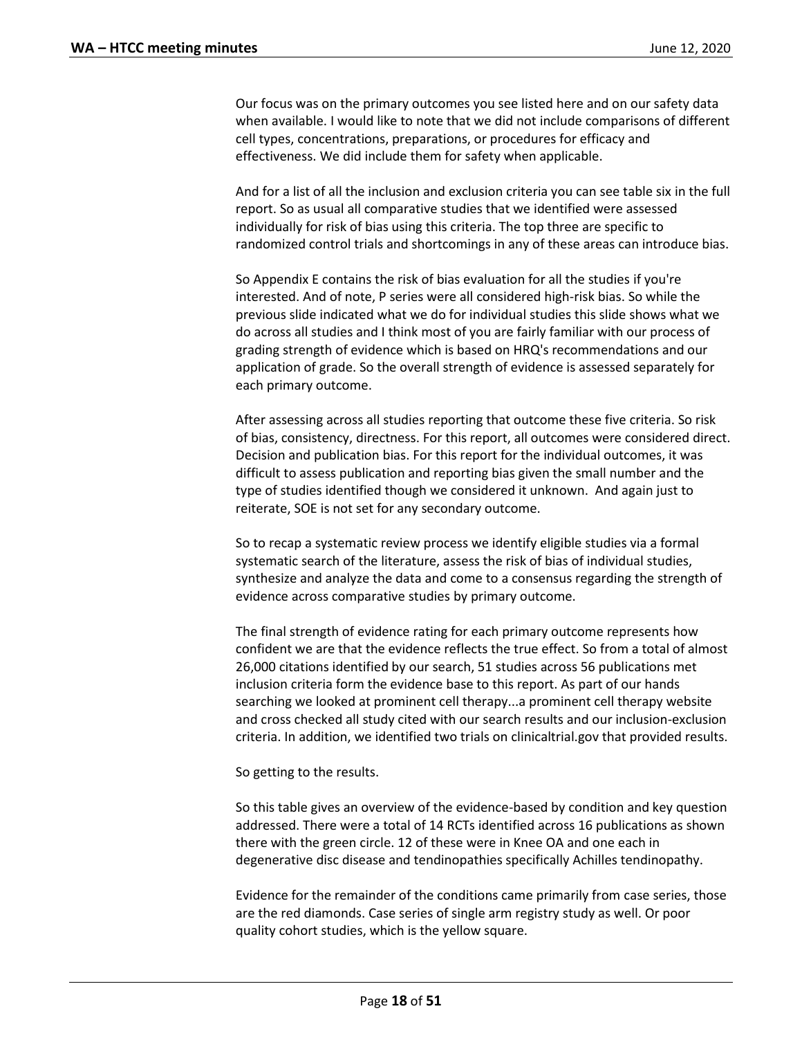Our focus was on the primary outcomes you see listed here and on our safety data when available. I would like to note that we did not include comparisons of different cell types, concentrations, preparations, or procedures for efficacy and effectiveness. We did include them for safety when applicable.

And for a list of all the inclusion and exclusion criteria you can see table six in the full report. So as usual all comparative studies that we identified were assessed individually for risk of bias using this criteria. The top three are specific to randomized control trials and shortcomings in any of these areas can introduce bias.

So Appendix E contains the risk of bias evaluation for all the studies if you're interested. And of note, P series were all considered high-risk bias. So while the previous slide indicated what we do for individual studies this slide shows what we do across all studies and I think most of you are fairly familiar with our process of grading strength of evidence which is based on HRQ's recommendations and our application of grade. So the overall strength of evidence is assessed separately for each primary outcome.

After assessing across all studies reporting that outcome these five criteria. So risk of bias, consistency, directness. For this report, all outcomes were considered direct. Decision and publication bias. For this report for the individual outcomes, it was difficult to assess publication and reporting bias given the small number and the type of studies identified though we considered it unknown. And again just to reiterate, SOE is not set for any secondary outcome.

So to recap a systematic review process we identify eligible studies via a formal systematic search of the literature, assess the risk of bias of individual studies, synthesize and analyze the data and come to a consensus regarding the strength of evidence across comparative studies by primary outcome.

The final strength of evidence rating for each primary outcome represents how confident we are that the evidence reflects the true effect. So from a total of almost 26,000 citations identified by our search, 51 studies across 56 publications met inclusion criteria form the evidence base to this report. As part of our hands searching we looked at prominent cell therapy...a prominent cell therapy website and cross checked all study cited with our search results and our inclusion-exclusion criteria. In addition, we identified two trials on clinicaltrial.gov that provided results.

So getting to the results.

So this table gives an overview of the evidence-based by condition and key question addressed. There were a total of 14 RCTs identified across 16 publications as shown there with the green circle. 12 of these were in Knee OA and one each in degenerative disc disease and tendinopathies specifically Achilles tendinopathy.

Evidence for the remainder of the conditions came primarily from case series, those are the red diamonds. Case series of single arm registry study as well. Or poor quality cohort studies, which is the yellow square.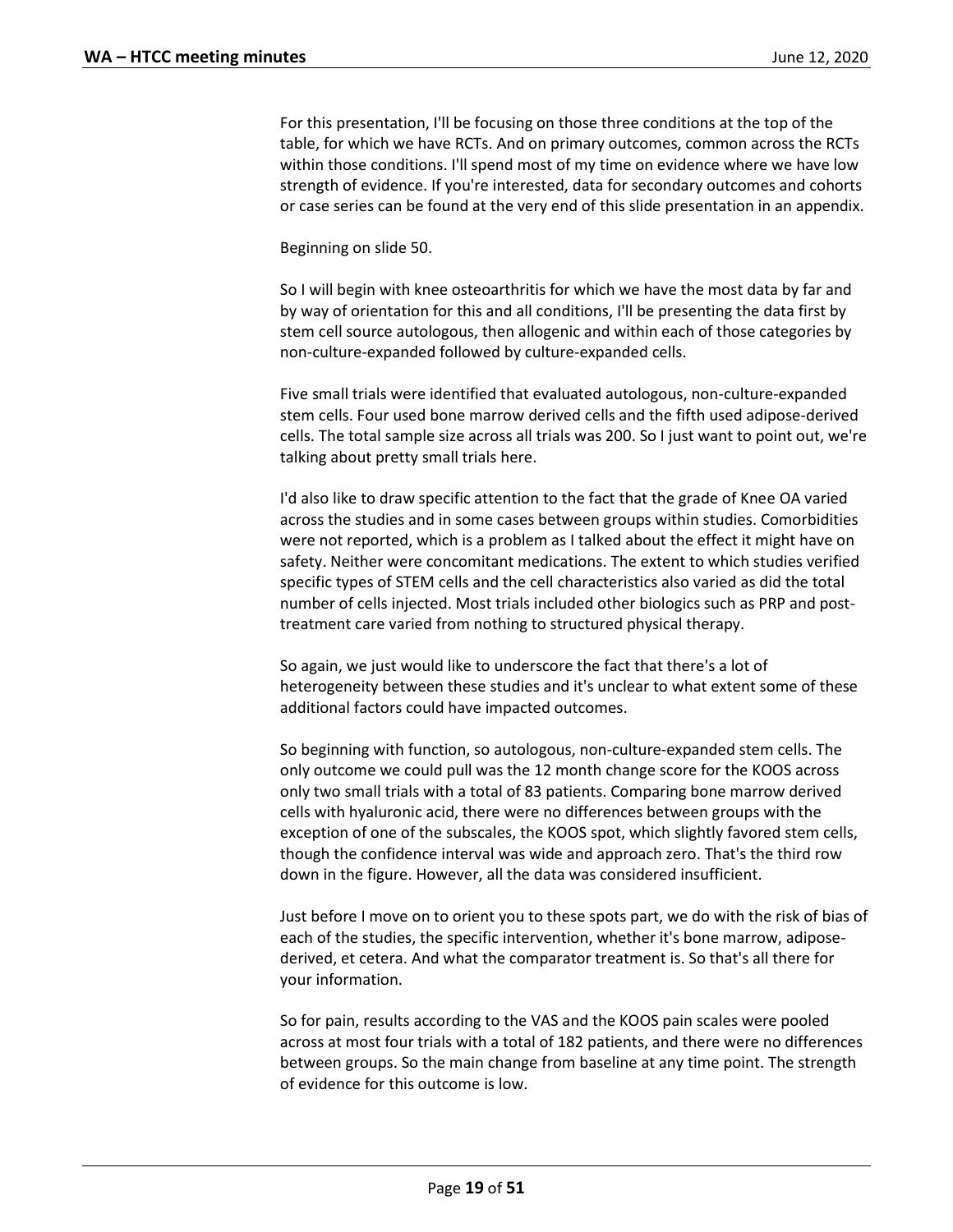For this presentation, I'll be focusing on those three conditions at the top of the table, for which we have RCTs. And on primary outcomes, common across the RCTs within those conditions. I'll spend most of my time on evidence where we have low strength of evidence. If you're interested, data for secondary outcomes and cohorts or case series can be found at the very end of this slide presentation in an appendix.

Beginning on slide 50.

So I will begin with knee osteoarthritis for which we have the most data by far and by way of orientation for this and all conditions, I'll be presenting the data first by stem cell source autologous, then allogenic and within each of those categories by non-culture-expanded followed by culture-expanded cells.

Five small trials were identified that evaluated autologous, non-culture-expanded stem cells. Four used bone marrow derived cells and the fifth used adipose-derived cells. The total sample size across all trials was 200. So I just want to point out, we're talking about pretty small trials here.

I'd also like to draw specific attention to the fact that the grade of Knee OA varied across the studies and in some cases between groups within studies. Comorbidities were not reported, which is a problem as I talked about the effect it might have on safety. Neither were concomitant medications. The extent to which studies verified specific types of STEM cells and the cell characteristics also varied as did the total number of cells injected. Most trials included other biologics such as PRP and post-treatment care varied from nothing to structured physical therapy.

So again, we just would like to underscore the fact that there's a lot of heterogeneity between these studies and it's unclear to what extent some of these additional factors could have impacted outcomes.

So beginning with function, so autologous, non-culture-expanded stem cells. The only outcome we could pull was the 12 month change score for the KOOS across only two small trials with a total of 83 patients. Comparing bone marrow derived cells with hyaluronic acid, there were no differences between groups with the exception of one of the subscales, the KOOS spot, which slightly favored stem cells, though the confidence interval was wide and approach zero. That's the third row down in the figure. However, all the data was considered insufficient.

Just before I move on to orient you to these spots part, we do with the risk of bias of each of the studies, the specific intervention, whether it's bone marrow, adipose-derived, et cetera. And what the comparator treatment is. So that's all there for your information.

So for pain, results according to the VAS and the KOOS pain scales were pooled across at most four trials with a total of 182 patients, and there were no differences between groups. So the main change from baseline at any time point. The strength of evidence for this outcome is low.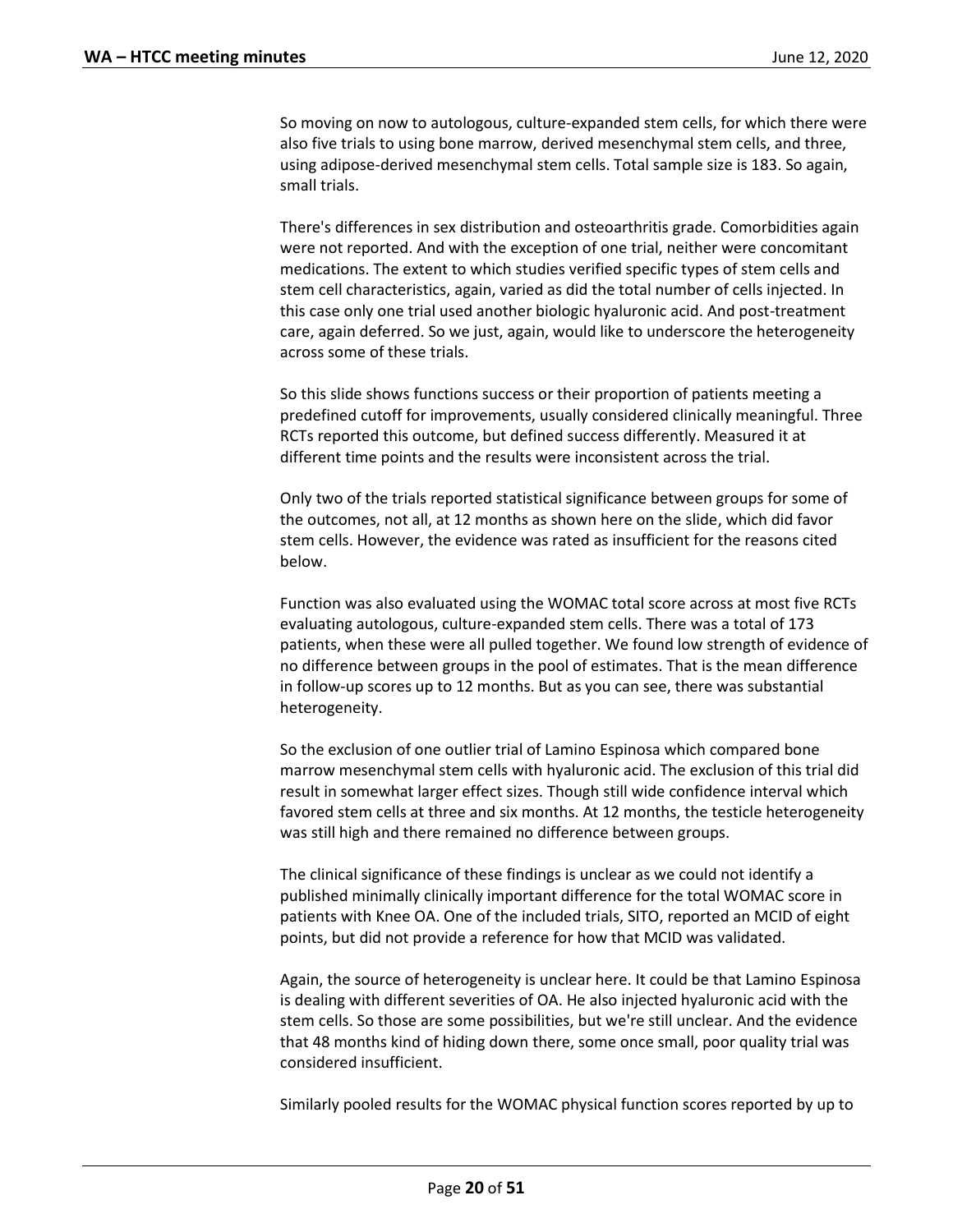So moving on now to autologous, culture-expanded stem cells, for which there were also five trials to using bone marrow, derived mesenchymal stem cells, and three, using adipose-derived mesenchymal stem cells. Total sample size is 183. So again, small trials.

There's differences in sex distribution and osteoarthritis grade. Comorbidities again were not reported. And with the exception of one trial, neither were concomitant medications. The extent to which studies verified specific types of stem cells and stem cell characteristics, again, varied as did the total number of cells injected. In this case only one trial used another biologic hyaluronic acid. And post-treatment care, again deferred. So we just, again, would like to underscore the heterogeneity across some of these trials.

So this slide shows functions success or their proportion of patients meeting a predefined cutoff for improvements, usually considered clinically meaningful. Three RCTs reported this outcome, but defined success differently. Measured it at different time points and the results were inconsistent across the trial.

Only two of the trials reported statistical significance between groups for some of the outcomes, not all, at 12 months as shown here on the slide, which did favor stem cells. However, the evidence was rated as insufficient for the reasons cited below.

Function was also evaluated using the WOMAC total score across at most five RCTs evaluating autologous, culture-expanded stem cells. There was a total of 173 patients, when these were all pulled together. We found low strength of evidence of no difference between groups in the pool of estimates. That is the mean difference in follow-up scores up to 12 months. But as you can see, there was substantial heterogeneity.

So the exclusion of one outlier trial of Lamino Espinosa which compared bone marrow mesenchymal stem cells with hyaluronic acid. The exclusion of this trial did result in somewhat larger effect sizes. Though still wide confidence interval which favored stem cells at three and six months. At 12 months, the testicle heterogeneity was still high and there remained no difference between groups.

The clinical significance of these findings is unclear as we could not identify a published minimally clinically important difference for the total WOMAC score in patients with Knee OA. One of the included trials, SITO, reported an MCID of eight points, but did not provide a reference for how that MCID was validated.

Again, the source of heterogeneity is unclear here. It could be that Lamino Espinosa is dealing with different severities of OA. He also injected hyaluronic acid with the stem cells. So those are some possibilities, but we're still unclear. And the evidence that 48 months kind of hiding down there, some once small, poor quality trial was considered insufficient.

Similarly pooled results for the WOMAC physical function scores reported by up to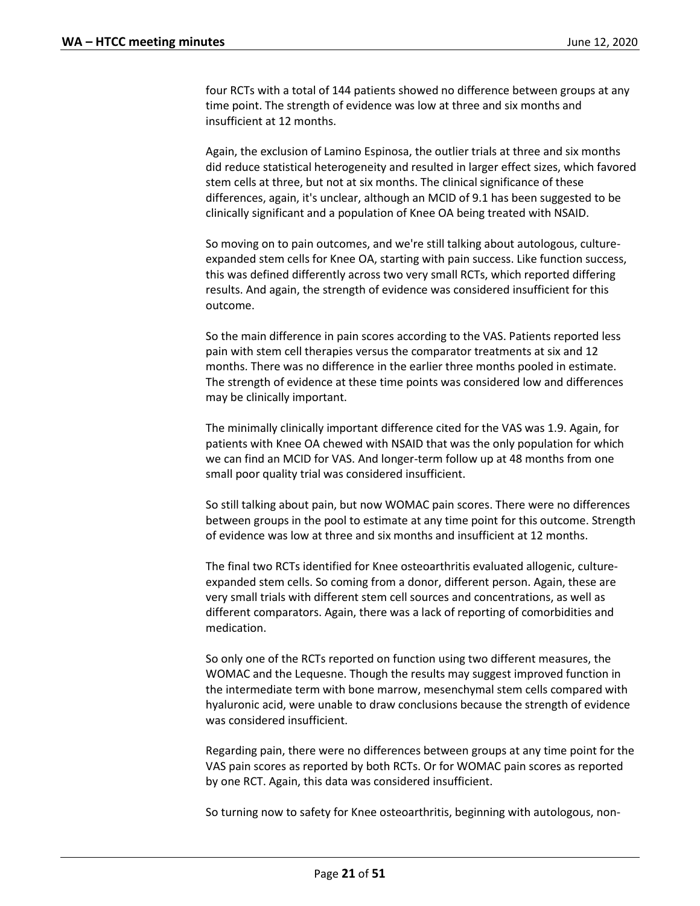four RCTs with a total of 144 patients showed no difference between groups at any time point. The strength of evidence was low at three and six months and insufficient at 12 months.

Again, the exclusion of Lamino Espinosa, the outlier trials at three and six months did reduce statistical heterogeneity and resulted in larger effect sizes, which favored stem cells at three, but not at six months. The clinical significance of these differences, again, it's unclear, although an MCID of 9.1 has been suggested to be clinically significant and a population of Knee OA being treated with NSAID.

So moving on to pain outcomes, and we're still talking about autologous, culture-expanded stem cells for Knee OA, starting with pain success. Like function success, this was defined differently across two very small RCTs, which reported differing results. And again, the strength of evidence was considered insufficient for this outcome.

So the main difference in pain scores according to the VAS. Patients reported less pain with stem cell therapies versus the comparator treatments at six and 12 months. There was no difference in the earlier three months pooled in estimate. The strength of evidence at these time points was considered low and differences may be clinically important.

The minimally clinically important difference cited for the VAS was 1.9. Again, for patients with Knee OA chewed with NSAID that was the only population for which we can find an MCID for VAS. And longer-term follow up at 48 months from one small poor quality trial was considered insufficient.

So still talking about pain, but now WOMAC pain scores. There were no differences between groups in the pool to estimate at any time point for this outcome. Strength of evidence was low at three and six months and insufficient at 12 months.

The final two RCTs identified for Knee osteoarthritis evaluated allogenic, culture-expanded stem cells. So coming from a donor, different person. Again, these are very small trials with different stem cell sources and concentrations, as well as different comparators. Again, there was a lack of reporting of comorbidities and medication.

So only one of the RCTs reported on function using two different measures, the WOMAC and the Lequesne. Though the results may suggest improved function in the intermediate term with bone marrow, mesenchymal stem cells compared with hyaluronic acid, were unable to draw conclusions because the strength of evidence was considered insufficient.

Regarding pain, there were no differences between groups at any time point for the VAS pain scores as reported by both RCTs. Or for WOMAC pain scores as reported by one RCT. Again, this data was considered insufficient.

So turning now to safety for Knee osteoarthritis, beginning with autologous, non-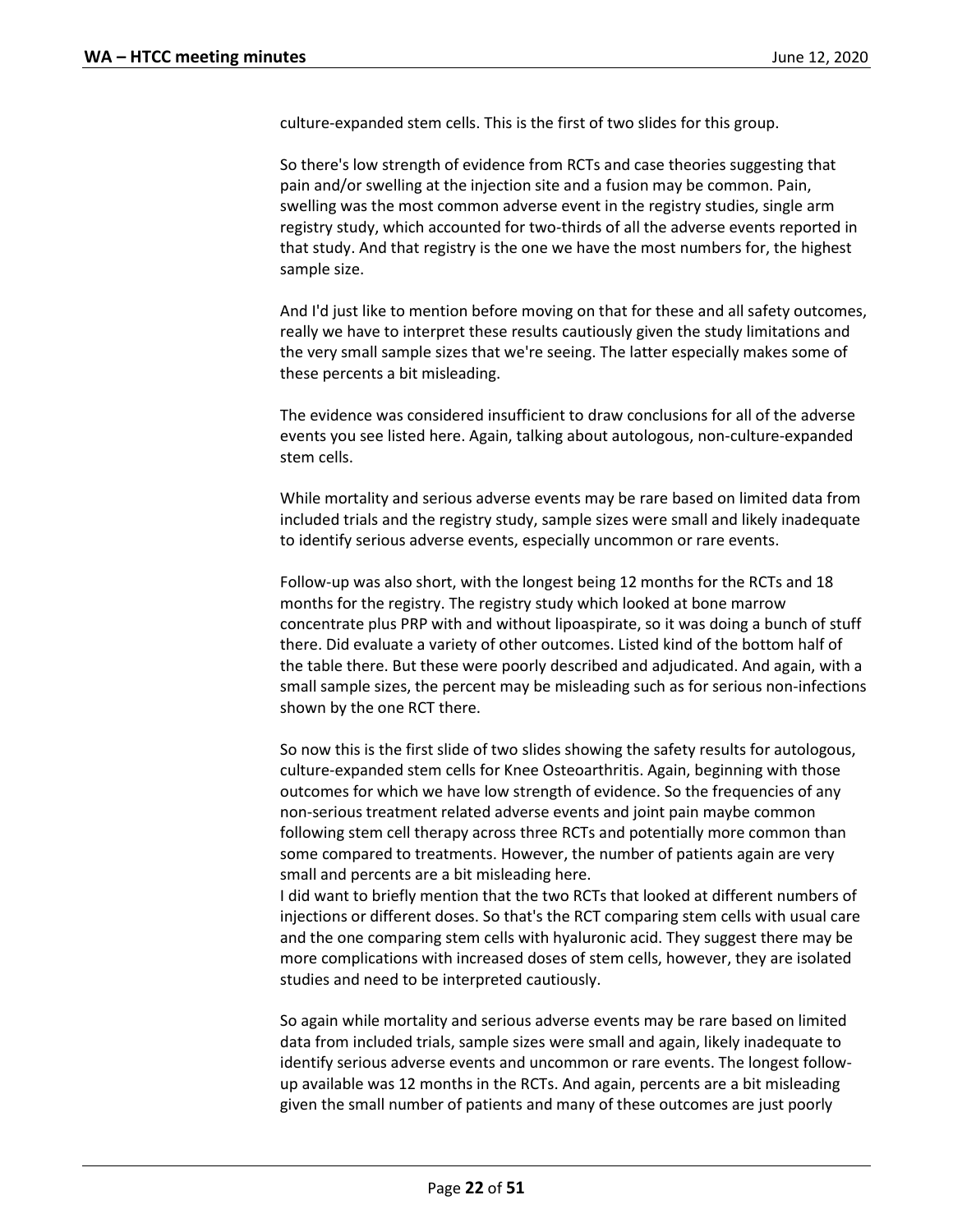culture-expanded stem cells. This is the first of two slides for this group.

So there's low strength of evidence from RCTs and case theories suggesting that pain and/or swelling at the injection site and a fusion may be common. Pain, swelling was the most common adverse event in the registry studies, single arm registry study, which accounted for two-thirds of all the adverse events reported in that study. And that registry is the one we have the most numbers for, the highest sample size.

And I'd just like to mention before moving on that for these and all safety outcomes, really we have to interpret these results cautiously given the study limitations and the very small sample sizes that we're seeing. The latter especially makes some of these percents a bit misleading.

The evidence was considered insufficient to draw conclusions for all of the adverse events you see listed here. Again, talking about autologous, non-culture-expanded stem cells.

While mortality and serious adverse events may be rare based on limited data from included trials and the registry study, sample sizes were small and likely inadequate to identify serious adverse events, especially uncommon or rare events.

Follow-up was also short, with the longest being 12 months for the RCTs and 18 months for the registry. The registry study which looked at bone marrow concentrate plus PRP with and without lipoaspirate, so it was doing a bunch of stuff there. Did evaluate a variety of other outcomes. Listed kind of the bottom half of the table there. But these were poorly described and adjudicated. And again, with a small sample sizes, the percent may be misleading such as for serious non-infections shown by the one RCT there.

So now this is the first slide of two slides showing the safety results for autologous, culture-expanded stem cells for Knee Osteoarthritis. Again, beginning with those outcomes for which we have low strength of evidence. So the frequencies of any non-serious treatment related adverse events and joint pain maybe common following stem cell therapy across three RCTs and potentially more common than some compared to treatments. However, the number of patients again are very small and percents are a bit misleading here.
I did want to briefly mention that the two RCTs that looked at different numbers of injections or different doses. So that's the RCT comparing stem cells with usual care and the one comparing stem cells with hyaluronic acid. They suggest there may be more complications with increased doses of stem cells, however, they are isolated studies and need to be interpreted cautiously.

So again while mortality and serious adverse events may be rare based on limited data from included trials, sample sizes were small and again, likely inadequate to identify serious adverse events and uncommon or rare events. The longest follow-up available was 12 months in the RCTs. And again, percents are a bit misleading given the small number of patients and many of these outcomes are just poorly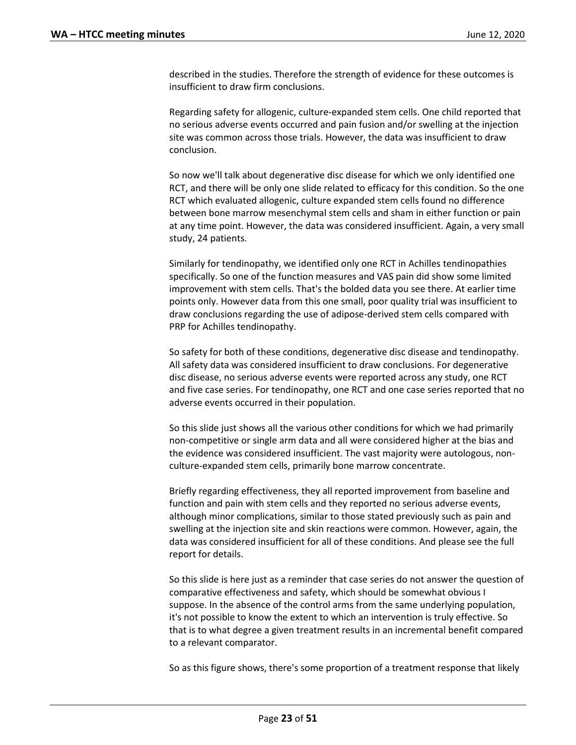described in the studies. Therefore the strength of evidence for these outcomes is insufficient to draw firm conclusions.

Regarding safety for allogenic, culture-expanded stem cells. One child reported that no serious adverse events occurred and pain fusion and/or swelling at the injection site was common across those trials. However, the data was insufficient to draw conclusion.

So now we'll talk about degenerative disc disease for which we only identified one RCT, and there will be only one slide related to efficacy for this condition. So the one RCT which evaluated allogenic, culture expanded stem cells found no difference between bone marrow mesenchymal stem cells and sham in either function or pain at any time point. However, the data was considered insufficient. Again, a very small study, 24 patients.

Similarly for tendinopathy, we identified only one RCT in Achilles tendinopathies specifically. So one of the function measures and VAS pain did show some limited improvement with stem cells. That's the bolded data you see there. At earlier time points only. However data from this one small, poor quality trial was insufficient to draw conclusions regarding the use of adipose-derived stem cells compared with PRP for Achilles tendinopathy.

So safety for both of these conditions, degenerative disc disease and tendinopathy. All safety data was considered insufficient to draw conclusions. For degenerative disc disease, no serious adverse events were reported across any study, one RCT and five case series. For tendinopathy, one RCT and one case series reported that no adverse events occurred in their population.

So this slide just shows all the various other conditions for which we had primarily non-competitive or single arm data and all were considered higher at the bias and the evidence was considered insufficient. The vast majority were autologous, non-culture-expanded stem cells, primarily bone marrow concentrate.

Briefly regarding effectiveness, they all reported improvement from baseline and function and pain with stem cells and they reported no serious adverse events, although minor complications, similar to those stated previously such as pain and swelling at the injection site and skin reactions were common. However, again, the data was considered insufficient for all of these conditions. And please see the full report for details.

So this slide is here just as a reminder that case series do not answer the question of comparative effectiveness and safety, which should be somewhat obvious I suppose. In the absence of the control arms from the same underlying population, it's not possible to know the extent to which an intervention is truly effective. So that is to what degree a given treatment results in an incremental benefit compared to a relevant comparator.

So as this figure shows, there's some proportion of a treatment response that likely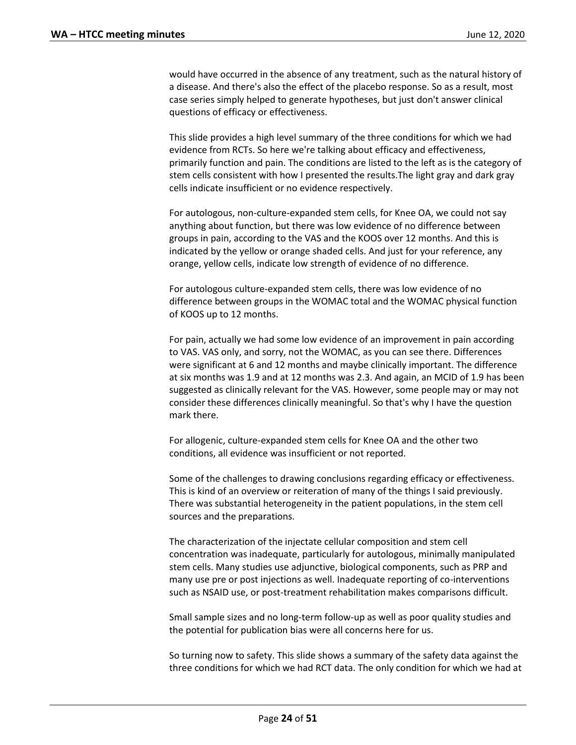would have occurred in the absence of any treatment, such as the natural history of a disease. And there's also the effect of the placebo response. So as a result, most case series simply helped to generate hypotheses, but just don't answer clinical questions of efficacy or effectiveness.

This slide provides a high level summary of the three conditions for which we had evidence from RCTs. So here we're talking about efficacy and effectiveness, primarily function and pain. The conditions are listed to the left as is the category of stem cells consistent with how I presented the results.The light gray and dark gray cells indicate insufficient or no evidence respectively.

For autologous, non-culture-expanded stem cells, for Knee OA, we could not say anything about function, but there was low evidence of no difference between groups in pain, according to the VAS and the KOOS over 12 months. And this is indicated by the yellow or orange shaded cells. And just for your reference, any orange, yellow cells, indicate low strength of evidence of no difference.

For autologous culture-expanded stem cells, there was low evidence of no difference between groups in the WOMAC total and the WOMAC physical function of KOOS up to 12 months.

For pain, actually we had some low evidence of an improvement in pain according to VAS. VAS only, and sorry, not the WOMAC, as you can see there. Differences were significant at 6 and 12 months and maybe clinically important. The difference at six months was 1.9 and at 12 months was 2.3. And again, an MCID of 1.9 has been suggested as clinically relevant for the VAS. However, some people may or may not consider these differences clinically meaningful. So that's why I have the question mark there.

For allogenic, culture-expanded stem cells for Knee OA and the other two conditions, all evidence was insufficient or not reported.

Some of the challenges to drawing conclusions regarding efficacy or effectiveness. This is kind of an overview or reiteration of many of the things I said previously. There was substantial heterogeneity in the patient populations, in the stem cell sources and the preparations.

The characterization of the injectate cellular composition and stem cell concentration was inadequate, particularly for autologous, minimally manipulated stem cells. Many studies use adjunctive, biological components, such as PRP and many use pre or post injections as well. Inadequate reporting of co-interventions such as NSAID use, or post-treatment rehabilitation makes comparisons difficult.

Small sample sizes and no long-term follow-up as well as poor quality studies and the potential for publication bias were all concerns here for us.

So turning now to safety. This slide shows a summary of the safety data against the three conditions for which we had RCT data. The only condition for which we had at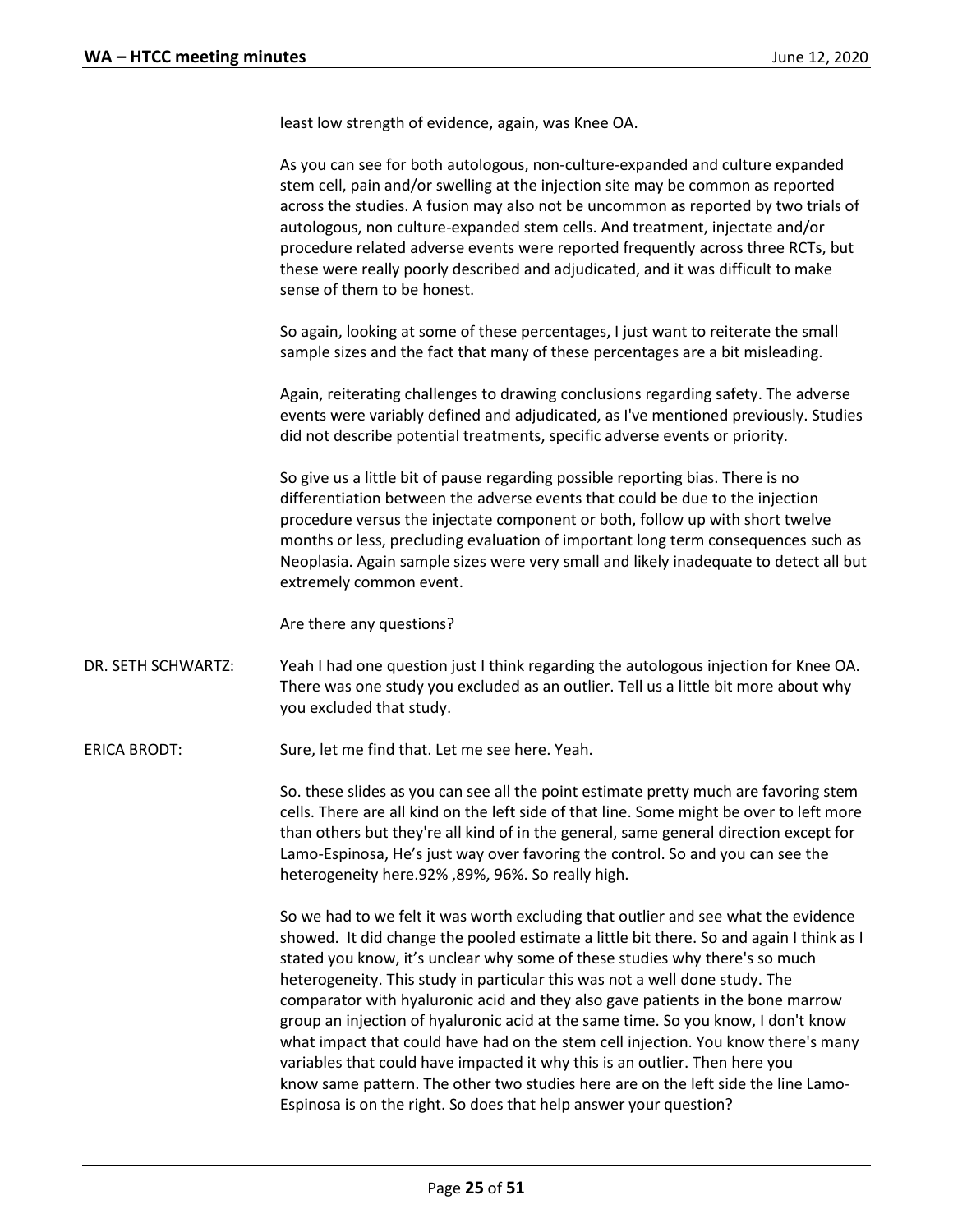least low strength of evidence, again, was Knee OA.

As you can see for both autologous, non-culture-expanded and culture expanded stem cell, pain and/or swelling at the injection site may be common as reported across the studies. A fusion may also not be uncommon as reported by two trials of autologous, non culture-expanded stem cells. And treatment, injectate and/or procedure related adverse events were reported frequently across three RCTs, but these were really poorly described and adjudicated, and it was difficult to make sense of them to be honest.

So again, looking at some of these percentages, I just want to reiterate the small sample sizes and the fact that many of these percentages are a bit misleading.

Again, reiterating challenges to drawing conclusions regarding safety. The adverse events were variably defined and adjudicated, as I've mentioned previously. Studies did not describe potential treatments, specific adverse events or priority.

So give us a little bit of pause regarding possible reporting bias. There is no differentiation between the adverse events that could be due to the injection procedure versus the injectate component or both, follow up with short twelve months or less, precluding evaluation of important long term consequences such as Neoplasia. Again sample sizes were very small and likely inadequate to detect all but extremely common event.

Are there any questions?

DR. SETH SCHWARTZ: Yeah I had one question just I think regarding the autologous injection for Knee OA. There was one study you excluded as an outlier. Tell us a little bit more about why you excluded that study.

ERICA BRODT: Sure, let me find that. Let me see here. Yeah.

So. these slides as you can see all the point estimate pretty much are favoring stem cells. There are all kind on the left side of that line. Some might be over to left more than others but they're all kind of in the general, same general direction except for Lamo-Espinosa, He's just way over favoring the control. So and you can see the heterogeneity here.92% ,89%, 96%. So really high.

So we had to we felt it was worth excluding that outlier and see what the evidence showed. It did change the pooled estimate a little bit there. So and again I think as I stated you know, it's unclear why some of these studies why there's so much heterogeneity. This study in particular this was not a well done study. The comparator with hyaluronic acid and they also gave patients in the bone marrow group an injection of hyaluronic acid at the same time. So you know, I don't know what impact that could have had on the stem cell injection. You know there's many variables that could have impacted it why this is an outlier. Then here you know same pattern. The other two studies here are on the left side the line Lamo-Espinosa is on the right. So does that help answer your question?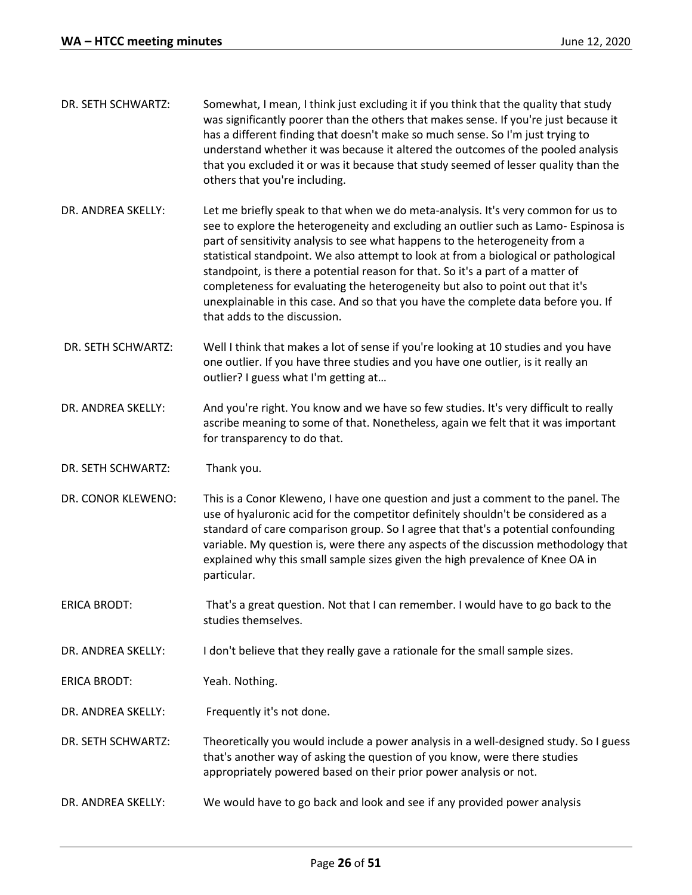DR. SETH SCHWARTZ: Somewhat, I mean, I think just excluding it if you think that the quality that study was significantly poorer than the others that makes sense. If you're just because it has a different finding that doesn't make so much sense. So I'm just trying to understand whether it was because it altered the outcomes of the pooled analysis that you excluded it or was it because that study seemed of lesser quality than the others that you're including.

DR. ANDREA SKELLY: Let me briefly speak to that when we do meta-analysis. It's very common for us to see to explore the heterogeneity and excluding an outlier such as Lamo- Espinosa is part of sensitivity analysis to see what happens to the heterogeneity from a statistical standpoint. We also attempt to look at from a biological or pathological standpoint, is there a potential reason for that. So it's a part of a matter of completeness for evaluating the heterogeneity but also to point out that it's unexplainable in this case. And so that you have the complete data before you. If that adds to the discussion.

DR. SETH SCHWARTZ: Well I think that makes a lot of sense if you're looking at 10 studies and you have one outlier. If you have three studies and you have one outlier, is it really an outlier? I guess what I'm getting at…

DR. ANDREA SKELLY: And you're right. You know and we have so few studies. It's very difficult to really ascribe meaning to some of that. Nonetheless, again we felt that it was important for transparency to do that.

DR. SETH SCHWARTZ: Thank you.

DR. CONOR KLEWENO: This is a Conor Kleweno, I have one question and just a comment to the panel. The use of hyaluronic acid for the competitor definitely shouldn't be considered as a standard of care comparison group. So I agree that that's a potential confounding variable. My question is, were there any aspects of the discussion methodology that explained why this small sample sizes given the high prevalence of Knee OA in particular.

ERICA BRODT: That's a great question. Not that I can remember. I would have to go back to the studies themselves.

DR. ANDREA SKELLY: I don't believe that they really gave a rationale for the small sample sizes.

ERICA BRODT: Yeah. Nothing.

DR. ANDREA SKELLY: Frequently it's not done.

DR. SETH SCHWARTZ: Theoretically you would include a power analysis in a well-designed study. So I guess that's another way of asking the question of you know, were there studies appropriately powered based on their prior power analysis or not.

DR. ANDREA SKELLY: We would have to go back and look and see if any provided power analysis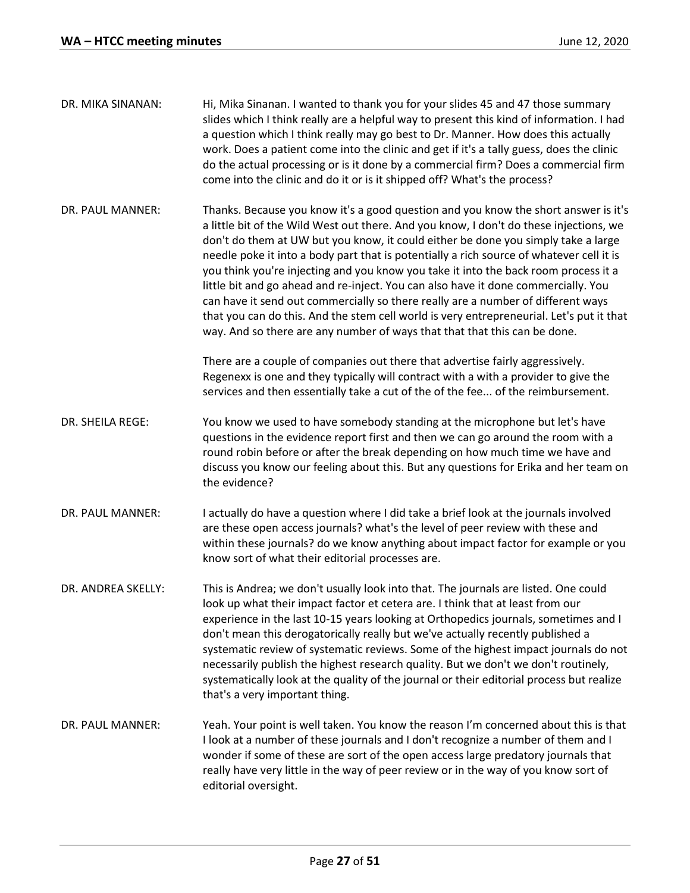DR. MIKA SINANAN: Hi, Mika Sinanan. I wanted to thank you for your slides 45 and 47 those summary slides which I think really are a helpful way to present this kind of information. I had a question which I think really may go best to Dr. Manner. How does this actually work. Does a patient come into the clinic and get if it's a tally guess, does the clinic do the actual processing or is it done by a commercial firm? Does a commercial firm come into the clinic and do it or is it shipped off? What's the process?

DR. PAUL MANNER: Thanks. Because you know it's a good question and you know the short answer is it's a little bit of the Wild West out there. And you know, I don't do these injections, we don't do them at UW but you know, it could either be done you simply take a large needle poke it into a body part that is potentially a rich source of whatever cell it is you think you're injecting and you know you take it into the back room process it a little bit and go ahead and re-inject. You can also have it done commercially. You can have it send out commercially so there really are a number of different ways that you can do this. And the stem cell world is very entrepreneurial. Let's put it that way. And so there are any number of ways that that that this can be done.

There are a couple of companies out there that advertise fairly aggressively. Regenexx is one and they typically will contract with a with a provider to give the services and then essentially take a cut of the of the fee... of the reimbursement.

DR. SHEILA REGE: You know we used to have somebody standing at the microphone but let's have questions in the evidence report first and then we can go around the room with a round robin before or after the break depending on how much time we have and discuss you know our feeling about this. But any questions for Erika and her team on the evidence?

DR. PAUL MANNER: I actually do have a question where I did take a brief look at the journals involved are these open access journals? what's the level of peer review with these and within these journals? do we know anything about impact factor for example or you know sort of what their editorial processes are.

DR. ANDREA SKELLY: This is Andrea; we don't usually look into that. The journals are listed. One could look up what their impact factor et cetera are. I think that at least from our experience in the last 10-15 years looking at Orthopedics journals, sometimes and I don't mean this derogatorically really but we've actually recently published a systematic review of systematic reviews. Some of the highest impact journals do not necessarily publish the highest research quality. But we don't we don't routinely, systematically look at the quality of the journal or their editorial process but realize that's a very important thing.

DR. PAUL MANNER: Yeah. Your point is well taken. You know the reason I'm concerned about this is that I look at a number of these journals and I don't recognize a number of them and I wonder if some of these are sort of the open access large predatory journals that really have very little in the way of peer review or in the way of you know sort of editorial oversight.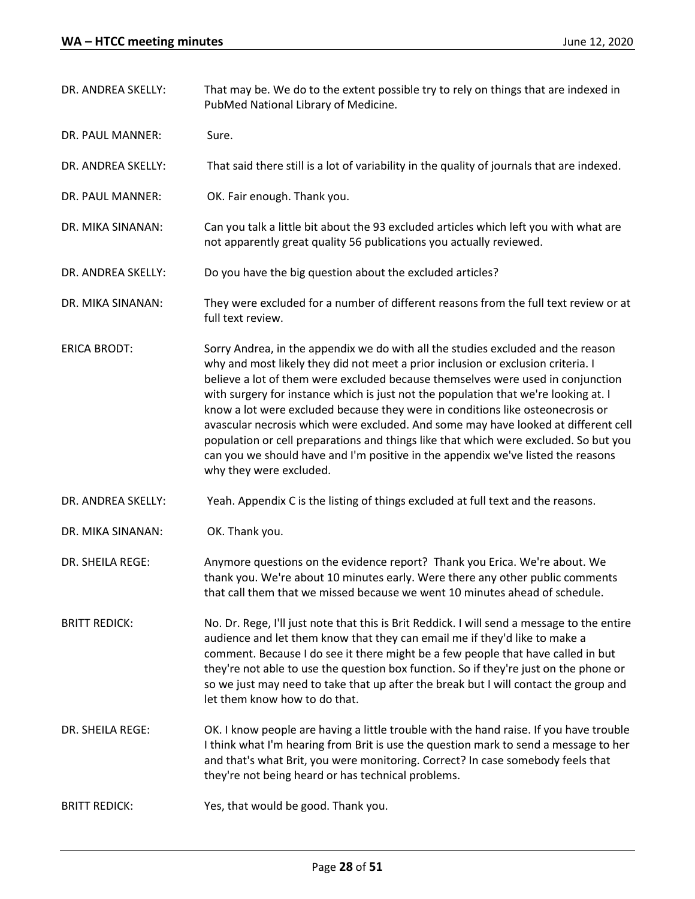DR. ANDREA SKELLY: That may be. We do to the extent possible try to rely on things that are indexed in PubMed National Library of Medicine.

DR. PAUL MANNER: Sure.

DR. ANDREA SKELLY: That said there still is a lot of variability in the quality of journals that are indexed.

DR. PAUL MANNER: OK. Fair enough. Thank you.

DR. MIKA SINANAN: Can you talk a little bit about the 93 excluded articles which left you with what are not apparently great quality 56 publications you actually reviewed.

DR. ANDREA SKELLY: Do you have the big question about the excluded articles?

DR. MIKA SINANAN: They were excluded for a number of different reasons from the full text review or at full text review.

ERICA BRODT: Sorry Andrea, in the appendix we do with all the studies excluded and the reason why and most likely they did not meet a prior inclusion or exclusion criteria. I believe a lot of them were excluded because themselves were used in conjunction with surgery for instance which is just not the population that we're looking at. I know a lot were excluded because they were in conditions like osteonecrosis or avascular necrosis which were excluded. And some may have looked at different cell population or cell preparations and things like that which were excluded. So but you can you we should have and I'm positive in the appendix we've listed the reasons why they were excluded.

DR. ANDREA SKELLY: Yeah. Appendix C is the listing of things excluded at full text and the reasons.

DR. MIKA SINANAN: OK. Thank you.

DR. SHEILA REGE: Anymore questions on the evidence report? Thank you Erica. We're about. We thank you. We're about 10 minutes early. Were there any other public comments that call them that we missed because we went 10 minutes ahead of schedule.

BRITT REDICK: No. Dr. Rege, I'll just note that this is Brit Reddick. I will send a message to the entire audience and let them know that they can email me if they'd like to make a comment. Because I do see it there might be a few people that have called in but they're not able to use the question box function. So if they're just on the phone or so we just may need to take that up after the break but I will contact the group and let them know how to do that.

DR. SHEILA REGE: OK. I know people are having a little trouble with the hand raise. If you have trouble I think what I'm hearing from Brit is use the question mark to send a message to her and that's what Brit, you were monitoring. Correct? In case somebody feels that they're not being heard or has technical problems.

BRITT REDICK: Yes, that would be good. Thank you.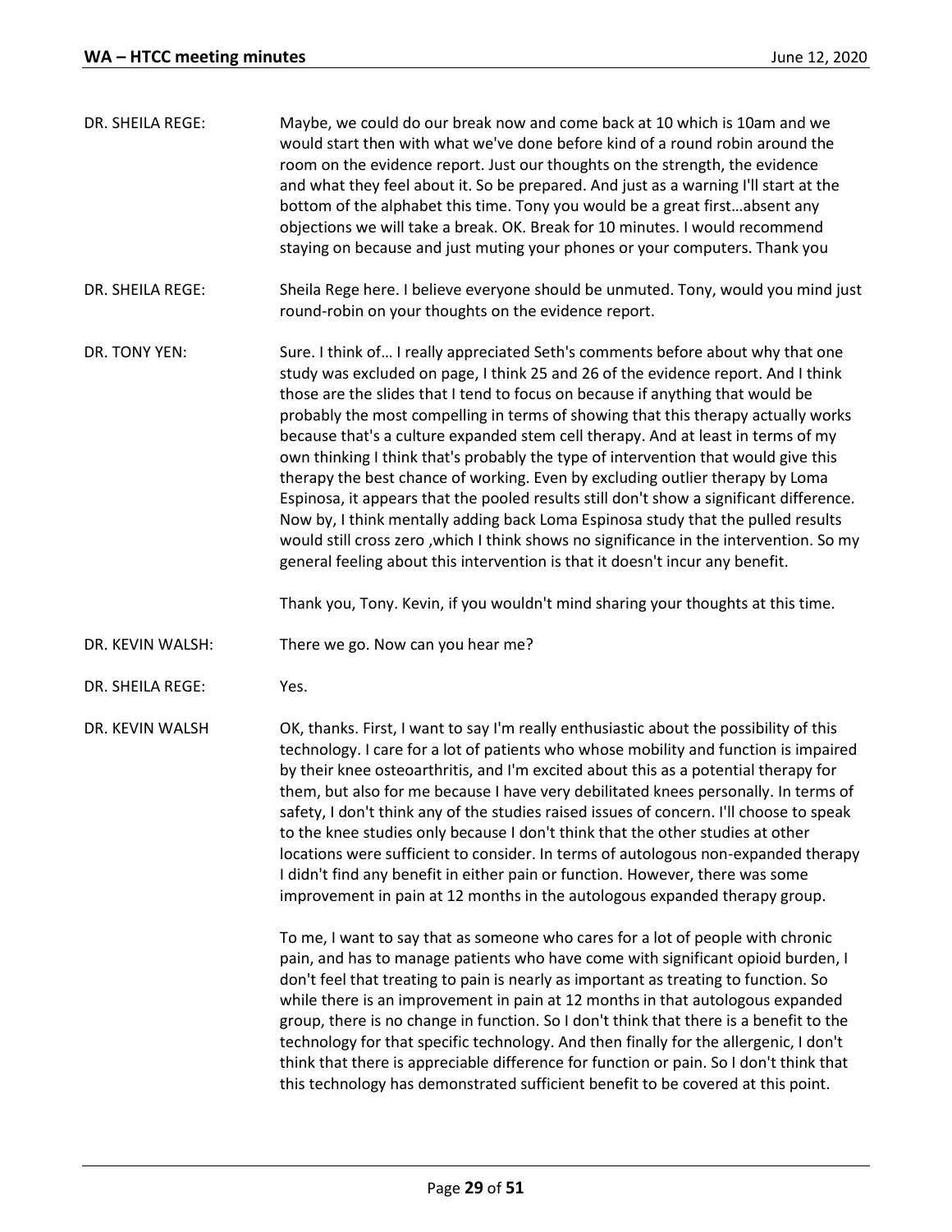DR. SHEILA REGE: Maybe, we could do our break now and come back at 10 which is 10am and we would start then with what we've done before kind of a round robin around the room on the evidence report. Just our thoughts on the strength, the evidence and what they feel about it. So be prepared. And just as a warning I'll start at the bottom of the alphabet this time. Tony you would be a great first…absent any objections we will take a break. OK. Break for 10 minutes. I would recommend staying on because and just muting your phones or your computers. Thank you

DR. SHEILA REGE: Sheila Rege here. I believe everyone should be unmuted. Tony, would you mind just round-robin on your thoughts on the evidence report.

DR. TONY YEN: Sure. I think of… I really appreciated Seth's comments before about why that one study was excluded on page, I think 25 and 26 of the evidence report. And I think those are the slides that I tend to focus on because if anything that would be probably the most compelling in terms of showing that this therapy actually works because that's a culture expanded stem cell therapy. And at least in terms of my own thinking I think that's probably the type of intervention that would give this therapy the best chance of working. Even by excluding outlier therapy by Loma Espinosa, it appears that the pooled results still don't show a significant difference. Now by, I think mentally adding back Loma Espinosa study that the pulled results would still cross zero ,which I think shows no significance in the intervention. So my general feeling about this intervention is that it doesn't incur any benefit.

Thank you, Tony. Kevin, if you wouldn't mind sharing your thoughts at this time.

DR. KEVIN WALSH: There we go. Now can you hear me?

DR. SHEILA REGE: Yes.

DR. KEVIN WALSH: OK, thanks. First, I want to say I'm really enthusiastic about the possibility of this technology. I care for a lot of patients who whose mobility and function is impaired by their knee osteoarthritis, and I'm excited about this as a potential therapy for them, but also for me because I have very debilitated knees personally. In terms of safety, I don't think any of the studies raised issues of concern. I'll choose to speak to the knee studies only because I don't think that the other studies at other locations were sufficient to consider. In terms of autologous non-expanded therapy I didn't find any benefit in either pain or function. However, there was some improvement in pain at 12 months in the autologous expanded therapy group.

To me, I want to say that as someone who cares for a lot of people with chronic pain, and has to manage patients who have come with significant opioid burden, I don't feel that treating to pain is nearly as important as treating to function. So while there is an improvement in pain at 12 months in that autologous expanded group, there is no change in function. So I don't think that there is a benefit to the technology for that specific technology. And then finally for the allergenic, I don't think that there is appreciable difference for function or pain. So I don't think that this technology has demonstrated sufficient benefit to be covered at this point.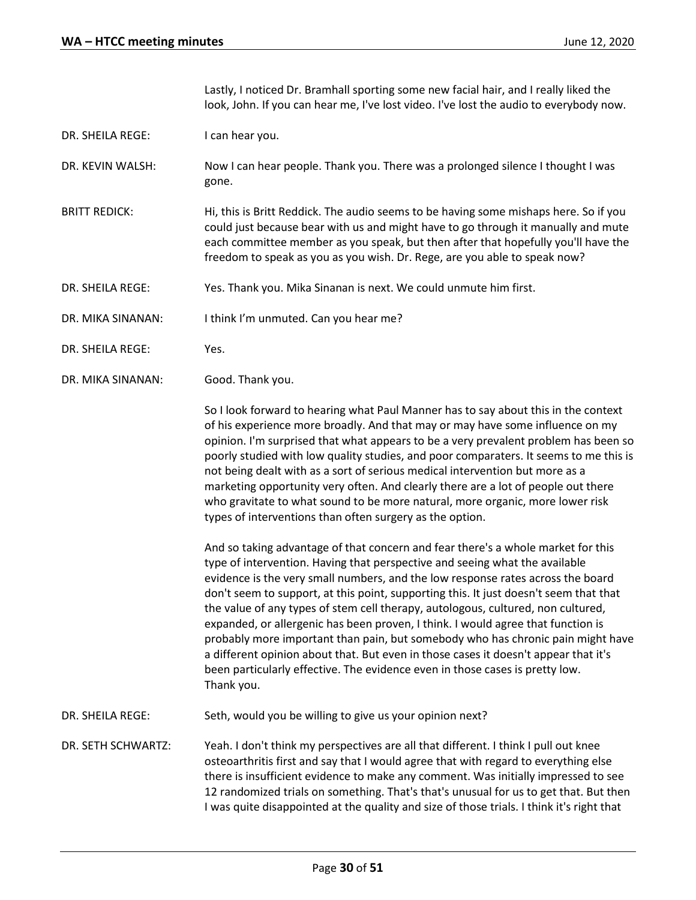Lastly, I noticed Dr. Bramhall sporting some new facial hair, and I really liked the look, John. If you can hear me, I've lost video. I've lost the audio to everybody now.

DR. SHEILA REGE: I can hear you.

DR. KEVIN WALSH: Now I can hear people. Thank you. There was a prolonged silence I thought I was gone.

BRITT REDICK: Hi, this is Britt Reddick. The audio seems to be having some mishaps here. So if you could just because bear with us and might have to go through it manually and mute each committee member as you speak, but then after that hopefully you'll have the freedom to speak as you as you wish. Dr. Rege, are you able to speak now?

DR. SHEILA REGE: Yes. Thank you. Mika Sinanan is next. We could unmute him first.

DR. MIKA SINANAN: I think I'm unmuted. Can you hear me?

DR. SHEILA REGE: Yes.

DR. MIKA SINANAN: Good. Thank you.

So I look forward to hearing what Paul Manner has to say about this in the context of his experience more broadly. And that may or may have some influence on my opinion. I'm surprised that what appears to be a very prevalent problem has been so poorly studied with low quality studies, and poor comparaters. It seems to me this is not being dealt with as a sort of serious medical intervention but more as a marketing opportunity very often. And clearly there are a lot of people out there who gravitate to what sound to be more natural, more organic, more lower risk types of interventions than often surgery as the option.

And so taking advantage of that concern and fear there's a whole market for this type of intervention. Having that perspective and seeing what the available evidence is the very small numbers, and the low response rates across the board don't seem to support, at this point, supporting this. It just doesn't seem that that the value of any types of stem cell therapy, autologous, cultured, non cultured, expanded, or allergenic has been proven, I think. I would agree that function is probably more important than pain, but somebody who has chronic pain might have a different opinion about that. But even in those cases it doesn't appear that it's been particularly effective. The evidence even in those cases is pretty low. Thank you.

DR. SHEILA REGE: Seth, would you be willing to give us your opinion next?

DR. SETH SCHWARTZ: Yeah. I don't think my perspectives are all that different. I think I pull out knee osteoarthritis first and say that I would agree that with regard to everything else there is insufficient evidence to make any comment. Was initially impressed to see 12 randomized trials on something. That's that's unusual for us to get that. But then I was quite disappointed at the quality and size of those trials. I think it's right that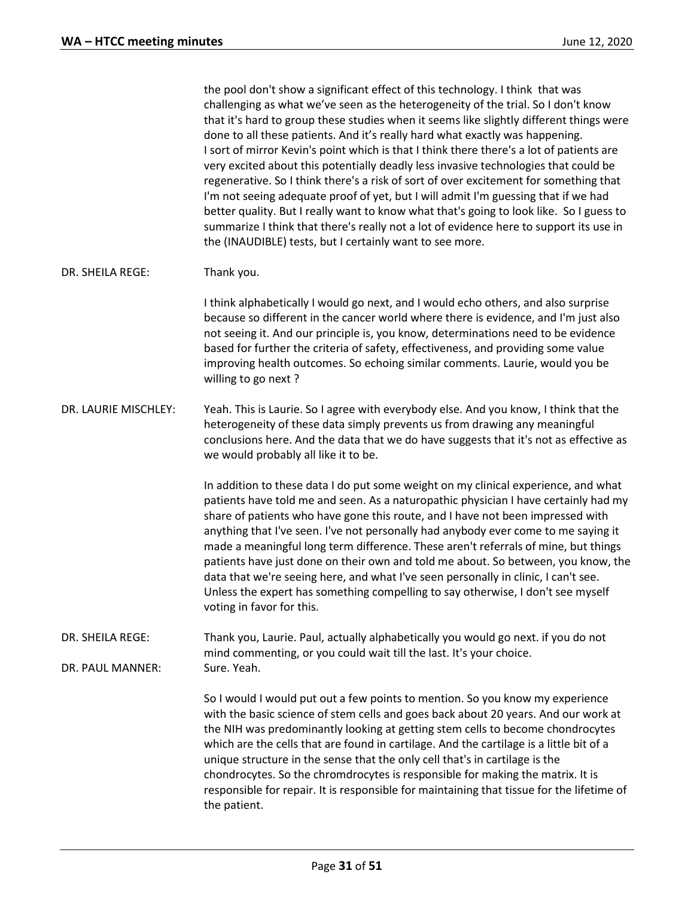the pool don't show a significant effect of this technology. I think that was challenging as what we've seen as the heterogeneity of the trial. So I don't know that it's hard to group these studies when it seems like slightly different things were done to all these patients. And it's really hard what exactly was happening. I sort of mirror Kevin's point which is that I think there there's a lot of patients are very excited about this potentially deadly less invasive technologies that could be regenerative. So I think there's a risk of sort of over excitement for something that I'm not seeing adequate proof of yet, but I will admit I'm guessing that if we had better quality. But I really want to know what that's going to look like. So I guess to summarize I think that there's really not a lot of evidence here to support its use in the (INAUDIBLE) tests, but I certainly want to see more.

DR. SHEILA REGE: Thank you.

I think alphabetically I would go next, and I would echo others, and also surprise because so different in the cancer world where there is evidence, and I'm just also not seeing it. And our principle is, you know, determinations need to be evidence based for further the criteria of safety, effectiveness, and providing some value improving health outcomes. So echoing similar comments. Laurie, would you be willing to go next ?

DR. LAURIE MISCHLEY: Yeah. This is Laurie. So I agree with everybody else. And you know, I think that the heterogeneity of these data simply prevents us from drawing any meaningful conclusions here. And the data that we do have suggests that it's not as effective as we would probably all like it to be.

In addition to these data I do put some weight on my clinical experience, and what patients have told me and seen. As a naturopathic physician I have certainly had my share of patients who have gone this route, and I have not been impressed with anything that I've seen. I've not personally had anybody ever come to me saying it made a meaningful long term difference. These aren't referrals of mine, but things patients have just done on their own and told me about. So between, you know, the data that we're seeing here, and what I've seen personally in clinic, I can't see. Unless the expert has something compelling to say otherwise, I don't see myself voting in favor for this.

DR. SHEILA REGE: Thank you, Laurie. Paul, actually alphabetically you would go next. if you do not mind commenting, or you could wait till the last. It's your choice.

DR. PAUL MANNER: Sure. Yeah.

So I would I would put out a few points to mention. So you know my experience with the basic science of stem cells and goes back about 20 years. And our work at the NIH was predominantly looking at getting stem cells to become chondrocytes which are the cells that are found in cartilage. And the cartilage is a little bit of a unique structure in the sense that the only cell that's in cartilage is the chondrocytes. So the chromdrocytes is responsible for making the matrix. It is responsible for repair. It is responsible for maintaining that tissue for the lifetime of the patient.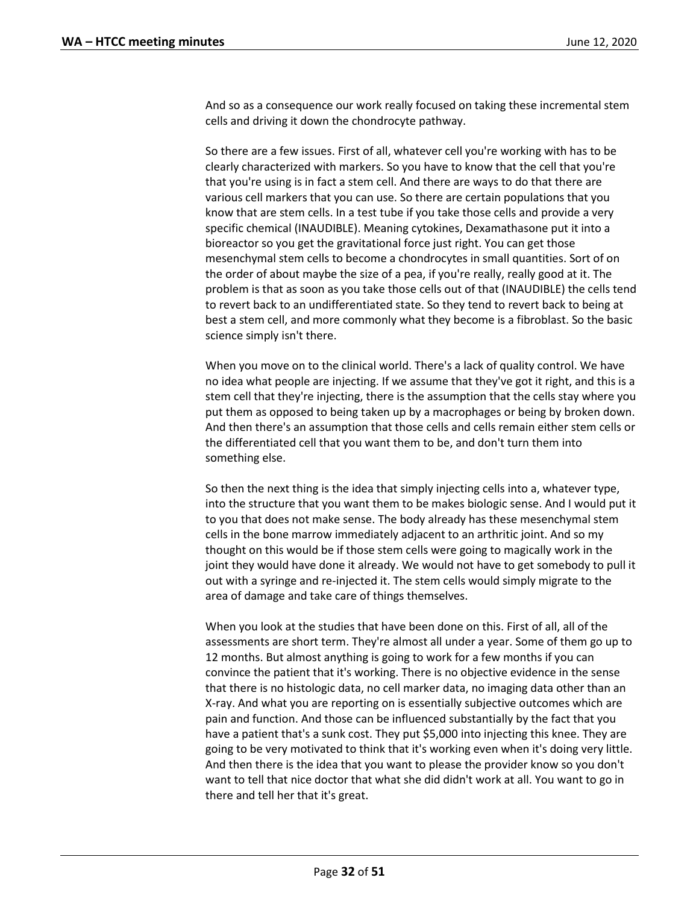And so as a consequence our work really focused on taking these incremental stem cells and driving it down the chondrocyte pathway.

So there are a few issues. First of all, whatever cell you're working with has to be clearly characterized with markers. So you have to know that the cell that you're that you're using is in fact a stem cell. And there are ways to do that there are various cell markers that you can use. So there are certain populations that you know that are stem cells. In a test tube if you take those cells and provide a very specific chemical (INAUDIBLE). Meaning cytokines, Dexamathasone put it into a bioreactor so you get the gravitational force just right. You can get those mesenchymal stem cells to become a chondrocytes in small quantities. Sort of on the order of about maybe the size of a pea, if you're really, really good at it. The problem is that as soon as you take those cells out of that (INAUDIBLE) the cells tend to revert back to an undifferentiated state. So they tend to revert back to being at best a stem cell, and more commonly what they become is a fibroblast. So the basic science simply isn't there.

When you move on to the clinical world. There's a lack of quality control. We have no idea what people are injecting. If we assume that they've got it right, and this is a stem cell that they're injecting, there is the assumption that the cells stay where you put them as opposed to being taken up by a macrophages or being by broken down. And then there's an assumption that those cells and cells remain either stem cells or the differentiated cell that you want them to be, and don't turn them into something else.

So then the next thing is the idea that simply injecting cells into a, whatever type, into the structure that you want them to be makes biologic sense. And I would put it to you that does not make sense. The body already has these mesenchymal stem cells in the bone marrow immediately adjacent to an arthritic joint. And so my thought on this would be if those stem cells were going to magically work in the joint they would have done it already. We would not have to get somebody to pull it out with a syringe and re-injected it. The stem cells would simply migrate to the area of damage and take care of things themselves.

When you look at the studies that have been done on this. First of all, all of the assessments are short term. They're almost all under a year. Some of them go up to 12 months. But almost anything is going to work for a few months if you can convince the patient that it's working. There is no objective evidence in the sense that there is no histologic data, no cell marker data, no imaging data other than an X-ray. And what you are reporting on is essentially subjective outcomes which are pain and function. And those can be influenced substantially by the fact that you have a patient that's a sunk cost. They put $5,000 into injecting this knee. They are going to be very motivated to think that it's working even when it's doing very little. And then there is the idea that you want to please the provider know so you don't want to tell that nice doctor that what she did didn't work at all. You want to go in there and tell her that it's great.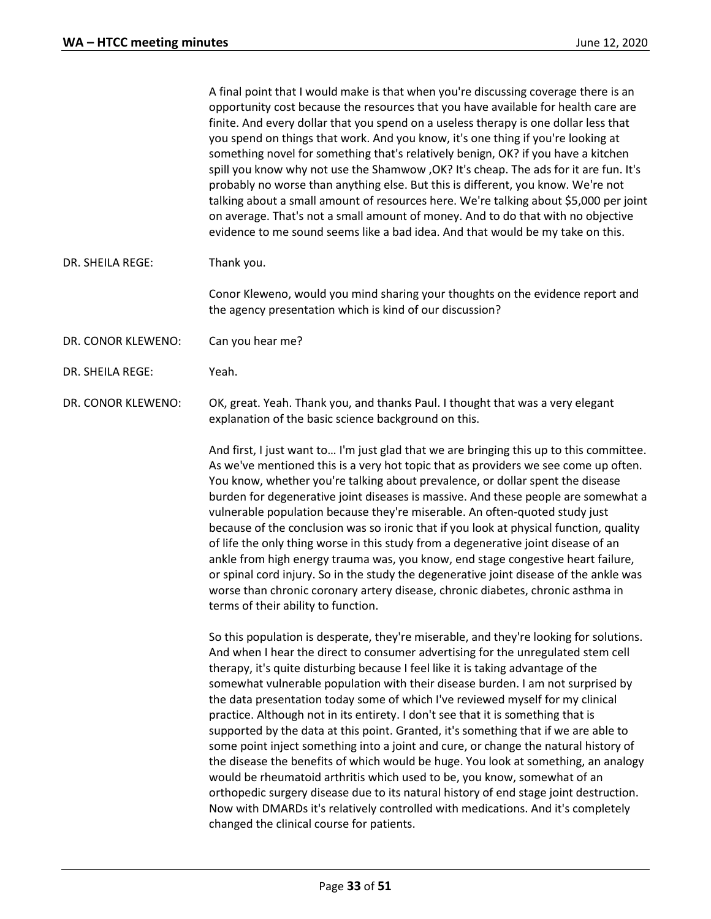A final point that I would make is that when you're discussing coverage there is an opportunity cost because the resources that you have available for health care are finite. And every dollar that you spend on a useless therapy is one dollar less that you spend on things that work. And you know, it's one thing if you're looking at something novel for something that's relatively benign, OK? if you have a kitchen spill you know why not use the Shamwow ,OK? It's cheap. The ads for it are fun. It's probably no worse than anything else. But this is different, you know. We're not talking about a small amount of resources here. We're talking about $5,000 per joint on average. That's not a small amount of money. And to do that with no objective evidence to me sound seems like a bad idea. And that would be my take on this.

DR. SHEILA REGE: Thank you.

Conor Kleweno, would you mind sharing your thoughts on the evidence report and the agency presentation which is kind of our discussion?

DR. CONOR KLEWENO: Can you hear me?

DR. SHEILA REGE: Yeah.

DR. CONOR KLEWENO: OK, great. Yeah. Thank you, and thanks Paul. I thought that was a very elegant explanation of the basic science background on this.

And first, I just want to… I'm just glad that we are bringing this up to this committee. As we've mentioned this is a very hot topic that as providers we see come up often. You know, whether you're talking about prevalence, or dollar spent the disease burden for degenerative joint diseases is massive. And these people are somewhat a vulnerable population because they're miserable. An often-quoted study just because of the conclusion was so ironic that if you look at physical function, quality of life the only thing worse in this study from a degenerative joint disease of an ankle from high energy trauma was, you know, end stage congestive heart failure, or spinal cord injury. So in the study the degenerative joint disease of the ankle was worse than chronic coronary artery disease, chronic diabetes, chronic asthma in terms of their ability to function.

So this population is desperate, they're miserable, and they're looking for solutions. And when I hear the direct to consumer advertising for the unregulated stem cell therapy, it's quite disturbing because I feel like it is taking advantage of the somewhat vulnerable population with their disease burden. I am not surprised by the data presentation today some of which I've reviewed myself for my clinical practice. Although not in its entirety. I don't see that it is something that is supported by the data at this point. Granted, it's something that if we are able to some point inject something into a joint and cure, or change the natural history of the disease the benefits of which would be huge. You look at something, an analogy would be rheumatoid arthritis which used to be, you know, somewhat of an orthopedic surgery disease due to its natural history of end stage joint destruction. Now with DMARDs it's relatively controlled with medications. And it's completely changed the clinical course for patients.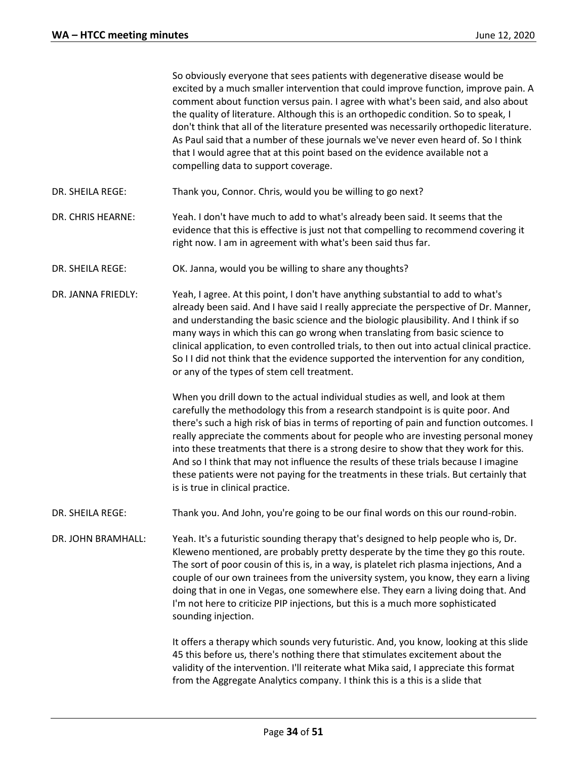So obviously everyone that sees patients with degenerative disease would be excited by a much smaller intervention that could improve function, improve pain. A comment about function versus pain. I agree with what's been said, and also about the quality of literature. Although this is an orthopedic condition. So to speak, I don't think that all of the literature presented was necessarily orthopedic literature. As Paul said that a number of these journals we've never even heard of. So I think that I would agree that at this point based on the evidence available not a compelling data to support coverage.

DR. SHEILA REGE: Thank you, Connor. Chris, would you be willing to go next?

DR. CHRIS HEARNE: Yeah. I don't have much to add to what's already been said. It seems that the evidence that this is effective is just not that compelling to recommend covering it right now. I am in agreement with what's been said thus far.

DR. SHEILA REGE: OK. Janna, would you be willing to share any thoughts?

DR. JANNA FRIEDLY: Yeah, I agree. At this point, I don't have anything substantial to add to what's already been said. And I have said I really appreciate the perspective of Dr. Manner, and understanding the basic science and the biologic plausibility. And I think if so many ways in which this can go wrong when translating from basic science to clinical application, to even controlled trials, to then out into actual clinical practice. So I I did not think that the evidence supported the intervention for any condition, or any of the types of stem cell treatment.

When you drill down to the actual individual studies as well, and look at them carefully the methodology this from a research standpoint is is quite poor. And there's such a high risk of bias in terms of reporting of pain and function outcomes. I really appreciate the comments about for people who are investing personal money into these treatments that there is a strong desire to show that they work for this. And so I think that may not influence the results of these trials because I imagine these patients were not paying for the treatments in these trials. But certainly that is is true in clinical practice.

DR. SHEILA REGE: Thank you. And John, you're going to be our final words on this our round-robin.

DR. JOHN BRAMHALL: Yeah. It's a futuristic sounding therapy that's designed to help people who is, Dr. Kleweno mentioned, are probably pretty desperate by the time they go this route. The sort of poor cousin of this is, in a way, is platelet rich plasma injections, And a couple of our own trainees from the university system, you know, they earn a living doing that in one in Vegas, one somewhere else. They earn a living doing that. And I'm not here to criticize PIP injections, but this is a much more sophisticated sounding injection.

It offers a therapy which sounds very futuristic. And, you know, looking at this slide 45 this before us, there's nothing there that stimulates excitement about the validity of the intervention. I'll reiterate what Mika said, I appreciate this format from the Aggregate Analytics company. I think this is a this is a slide that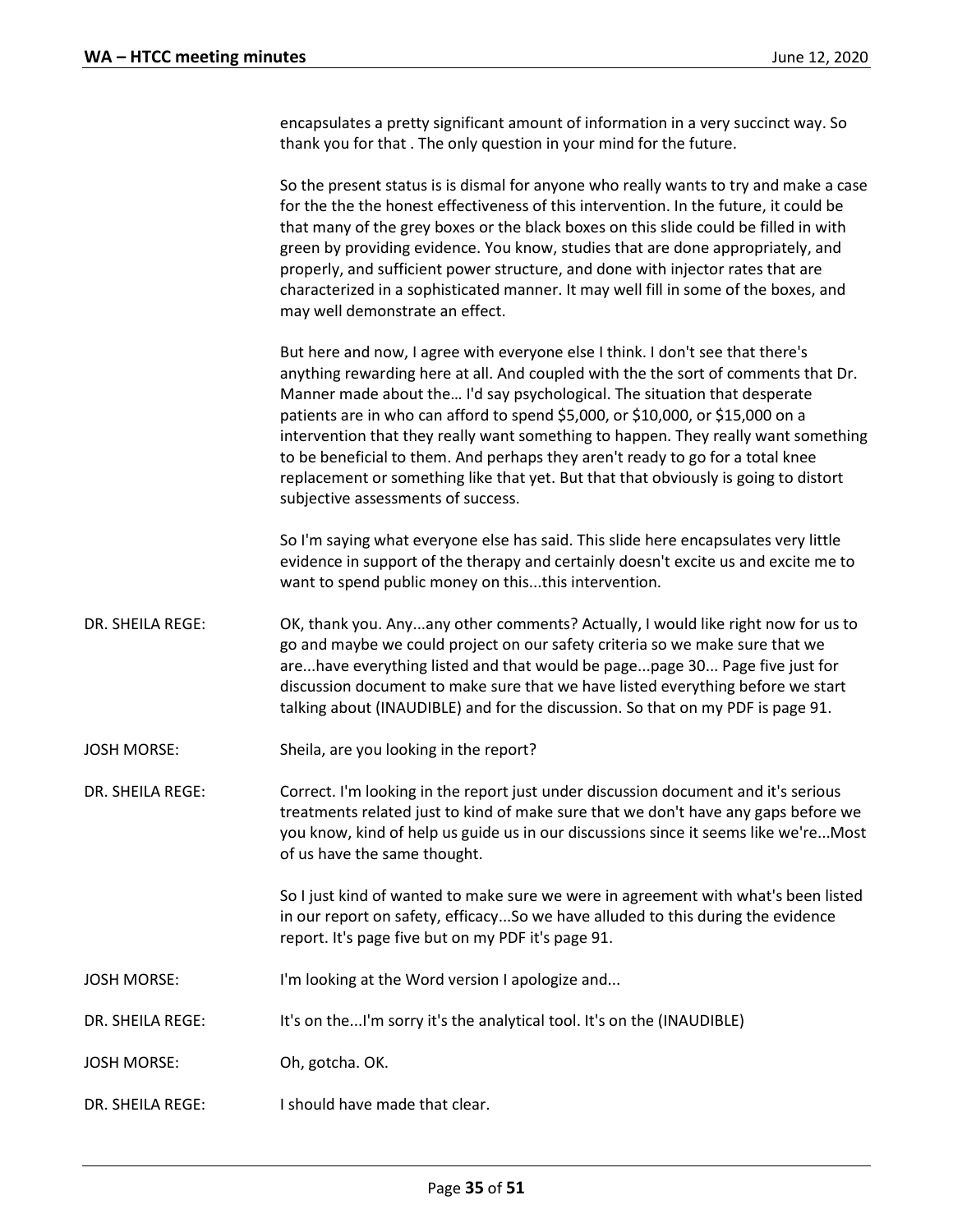encapsulates a pretty significant amount of information in a very succinct way. So thank you for that . The only question in your mind for the future.

So the present status is is dismal for anyone who really wants to try and make a case for the the the honest effectiveness of this intervention. In the future, it could be that many of the grey boxes or the black boxes on this slide could be filled in with green by providing evidence. You know, studies that are done appropriately, and properly, and sufficient power structure, and done with injector rates that are characterized in a sophisticated manner. It may well fill in some of the boxes, and may well demonstrate an effect.

But here and now, I agree with everyone else I think. I don't see that there's anything rewarding here at all. And coupled with the the sort of comments that Dr. Manner made about the… I'd say psychological. The situation that desperate patients are in who can afford to spend $5,000, or $10,000, or $15,000 on a intervention that they really want something to happen. They really want something to be beneficial to them. And perhaps they aren't ready to go for a total knee replacement or something like that yet. But that that obviously is going to distort subjective assessments of success.

So I'm saying what everyone else has said. This slide here encapsulates very little evidence in support of the therapy and certainly doesn't excite us and excite me to want to spend public money on this...this intervention.

DR. SHEILA REGE: OK, thank you. Any...any other comments? Actually, I would like right now for us to go and maybe we could project on our safety criteria so we make sure that we are...have everything listed and that would be page...page 30... Page five just for discussion document to make sure that we have listed everything before we start talking about (INAUDIBLE) and for the discussion. So that on my PDF is page 91.

JOSH MORSE: Sheila, are you looking in the report?

DR. SHEILA REGE: Correct. I'm looking in the report just under discussion document and it's serious treatments related just to kind of make sure that we don't have any gaps before we you know, kind of help us guide us in our discussions since it seems like we're...Most of us have the same thought.

So I just kind of wanted to make sure we were in agreement with what's been listed in our report on safety, efficacy...So we have alluded to this during the evidence report. It's page five but on my PDF it's page 91.

JOSH MORSE: I'm looking at the Word version I apologize and...

DR. SHEILA REGE: It's on the...I'm sorry it's the analytical tool. It's on the (INAUDIBLE)

JOSH MORSE: Oh, gotcha. OK.

DR. SHEILA REGE: I should have made that clear.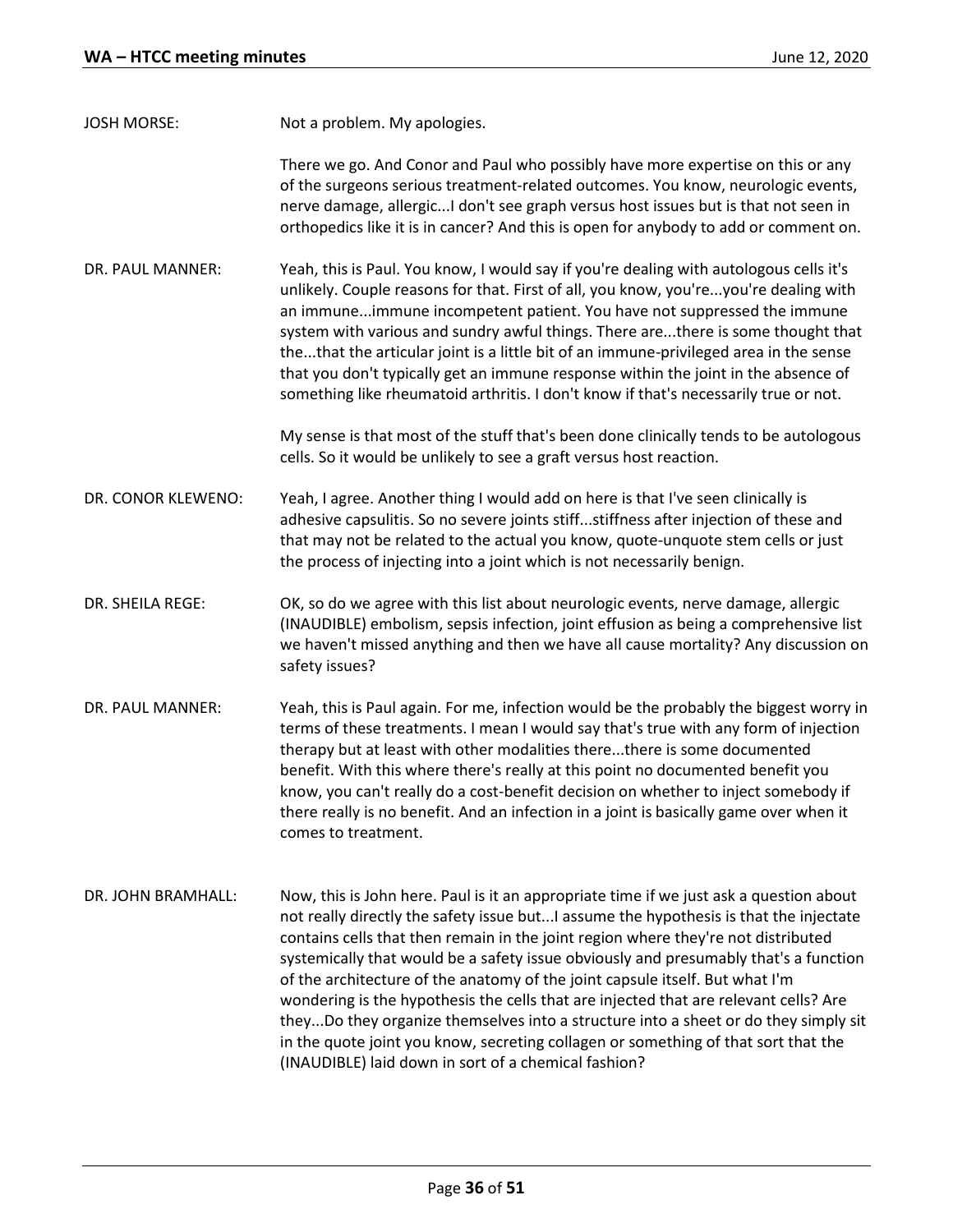JOSH MORSE: Not a problem. My apologies.

There we go. And Conor and Paul who possibly have more expertise on this or any of the surgeons serious treatment-related outcomes. You know, neurologic events, nerve damage, allergic...I don't see graph versus host issues but is that not seen in orthopedics like it is in cancer? And this is open for anybody to add or comment on.

DR. PAUL MANNER: Yeah, this is Paul. You know, I would say if you're dealing with autologous cells it's unlikely. Couple reasons for that. First of all, you know, you're...you're dealing with an immune...immune incompetent patient. You have not suppressed the immune system with various and sundry awful things. There are...there is some thought that the...that the articular joint is a little bit of an immune-privileged area in the sense that you don't typically get an immune response within the joint in the absence of something like rheumatoid arthritis. I don't know if that's necessarily true or not.

My sense is that most of the stuff that's been done clinically tends to be autologous cells. So it would be unlikely to see a graft versus host reaction.

DR. CONOR KLEWENO: Yeah, I agree. Another thing I would add on here is that I've seen clinically is adhesive capsulitis. So no severe joints stiff...stiffness after injection of these and that may not be related to the actual you know, quote-unquote stem cells or just the process of injecting into a joint which is not necessarily benign.

DR. SHEILA REGE: OK, so do we agree with this list about neurologic events, nerve damage, allergic (INAUDIBLE) embolism, sepsis infection, joint effusion as being a comprehensive list we haven't missed anything and then we have all cause mortality? Any discussion on safety issues?

DR. PAUL MANNER: Yeah, this is Paul again. For me, infection would be the probably the biggest worry in terms of these treatments. I mean I would say that's true with any form of injection therapy but at least with other modalities there...there is some documented benefit. With this where there's really at this point no documented benefit you know, you can't really do a cost-benefit decision on whether to inject somebody if there really is no benefit. And an infection in a joint is basically game over when it comes to treatment.

DR. JOHN BRAMHALL: Now, this is John here. Paul is it an appropriate time if we just ask a question about not really directly the safety issue but...I assume the hypothesis is that the injectate contains cells that then remain in the joint region where they're not distributed systemically that would be a safety issue obviously and presumably that's a function of the architecture of the anatomy of the joint capsule itself. But what I'm wondering is the hypothesis the cells that are injected that are relevant cells? Are they...Do they organize themselves into a structure into a sheet or do they simply sit in the quote joint you know, secreting collagen or something of that sort that the (INAUDIBLE) laid down in sort of a chemical fashion?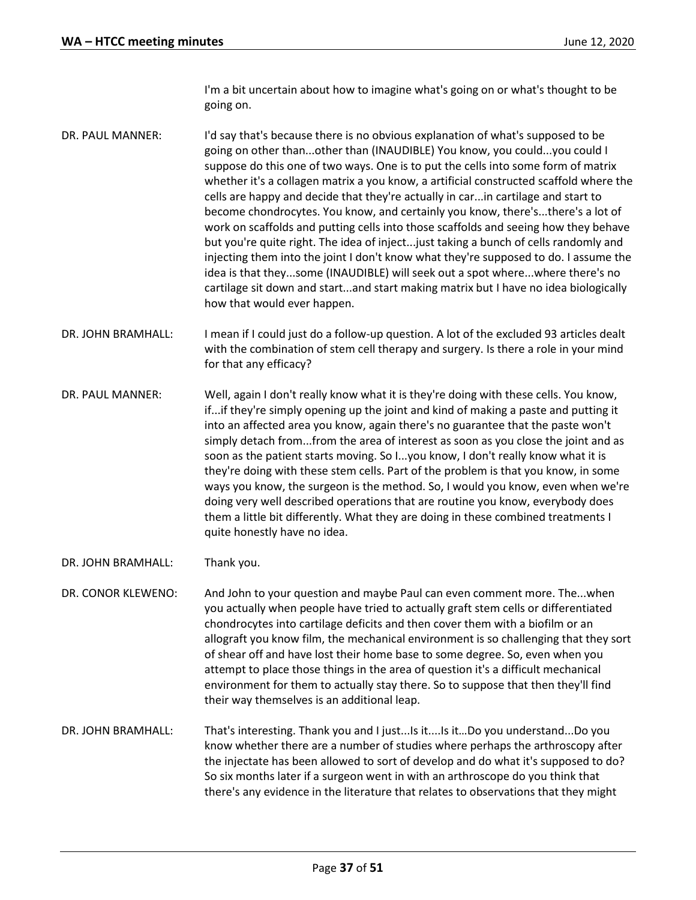I'm a bit uncertain about how to imagine what's going on or what's thought to be going on.

DR. PAUL MANNER: I'd say that's because there is no obvious explanation of what's supposed to be going on other than...other than (INAUDIBLE) You know, you could...you could I suppose do this one of two ways. One is to put the cells into some form of matrix whether it's a collagen matrix a you know, a artificial constructed scaffold where the cells are happy and decide that they're actually in car...in cartilage and start to become chondrocytes. You know, and certainly you know, there's...there's a lot of work on scaffolds and putting cells into those scaffolds and seeing how they behave but you're quite right. The idea of inject...just taking a bunch of cells randomly and injecting them into the joint I don't know what they're supposed to do. I assume the idea is that they...some (INAUDIBLE) will seek out a spot where...where there's no cartilage sit down and start...and start making matrix but I have no idea biologically how that would ever happen.

DR. JOHN BRAMHALL: I mean if I could just do a follow-up question. A lot of the excluded 93 articles dealt with the combination of stem cell therapy and surgery. Is there a role in your mind for that any efficacy?

DR. PAUL MANNER: Well, again I don't really know what it is they're doing with these cells. You know, if...if they're simply opening up the joint and kind of making a paste and putting it into an affected area you know, again there's no guarantee that the paste won't simply detach from...from the area of interest as soon as you close the joint and as soon as the patient starts moving. So I...you know, I don't really know what it is they're doing with these stem cells. Part of the problem is that you know, in some ways you know, the surgeon is the method. So, I would you know, even when we're doing very well described operations that are routine you know, everybody does them a little bit differently. What they are doing in these combined treatments I quite honestly have no idea.

DR. JOHN BRAMHALL: Thank you.

DR. CONOR KLEWENO: And John to your question and maybe Paul can even comment more. The...when you actually when people have tried to actually graft stem cells or differentiated chondrocytes into cartilage deficits and then cover them with a biofilm or an allograft you know film, the mechanical environment is so challenging that they sort of shear off and have lost their home base to some degree. So, even when you attempt to place those things in the area of question it's a difficult mechanical environment for them to actually stay there. So to suppose that then they'll find their way themselves is an additional leap.

DR. JOHN BRAMHALL: That's interesting. Thank you and I just...Is it....Is it…Do you understand...Do you know whether there are a number of studies where perhaps the arthroscopy after the injectate has been allowed to sort of develop and do what it's supposed to do? So six months later if a surgeon went in with an arthroscope do you think that there's any evidence in the literature that relates to observations that they might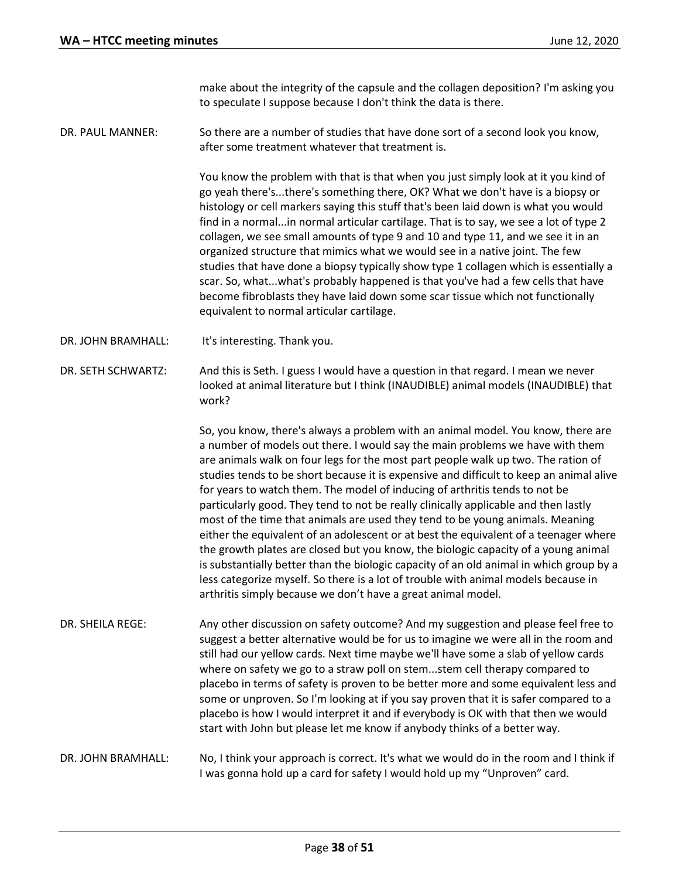| | |
|---|---|
| | make about the integrity of the capsule and the collagen deposition? I'm asking you to speculate I suppose because I don't think the data is there. |
| DR. PAUL MANNER: | So there are a number of studies that have done sort of a second look you know, after some treatment whatever that treatment is. |
| | You know the problem with that is that when you just simply look at it you kind of go yeah there's...there's something there, OK? What we don't have is a biopsy or histology or cell markers saying this stuff that's been laid down is what you would find in a normal...in normal articular cartilage. That is to say, we see a lot of type 2 collagen, we see small amounts of type 9 and 10 and type 11, and we see it in an organized structure that mimics what we would see in a native joint. The few studies that have done a biopsy typically show type 1 collagen which is essentially a scar. So, what...what's probably happened is that you've had a few cells that have become fibroblasts they have laid down some scar tissue which not functionally equivalent to normal articular cartilage. |
| DR. JOHN BRAMHALL: | It's interesting. Thank you. |
| DR. SETH SCHWARTZ: | And this is Seth. I guess I would have a question in that regard. I mean we never looked at animal literature but I think (INAUDIBLE) animal models (INAUDIBLE) that work? |
| | So, you know, there's always a problem with an animal model. You know, there are a number of models out there. I would say the main problems we have with them are animals walk on four legs for the most part people walk up two. The ration of studies tends to be short because it is expensive and difficult to keep an animal alive for years to watch them. The model of inducing of arthritis tends to not be particularly good. They tend to not be really clinically applicable and then lastly most of the time that animals are used they tend to be young animals. Meaning either the equivalent of an adolescent or at best the equivalent of a teenager where the growth plates are closed but you know, the biologic capacity of a young animal is substantially better than the biologic capacity of an old animal in which group by a less categorize myself. So there is a lot of trouble with animal models because in arthritis simply because we don't have a great animal model. |
| DR. SHEILA REGE: | Any other discussion on safety outcome? And my suggestion and please feel free to suggest a better alternative would be for us to imagine we were all in the room and still had our yellow cards. Next time maybe we'll have some a slab of yellow cards where on safety we go to a straw poll on stem...stem cell therapy compared to placebo in terms of safety is proven to be better more and some equivalent less and some or unproven. So I'm looking at if you say proven that it is safer compared to a placebo is how I would interpret it and if everybody is OK with that then we would start with John but please let me know if anybody thinks of a better way. |
| DR. JOHN BRAMHALL: | No, I think your approach is correct. It's what we would do in the room and I think if I was gonna hold up a card for safety I would hold up my "Unproven" card. |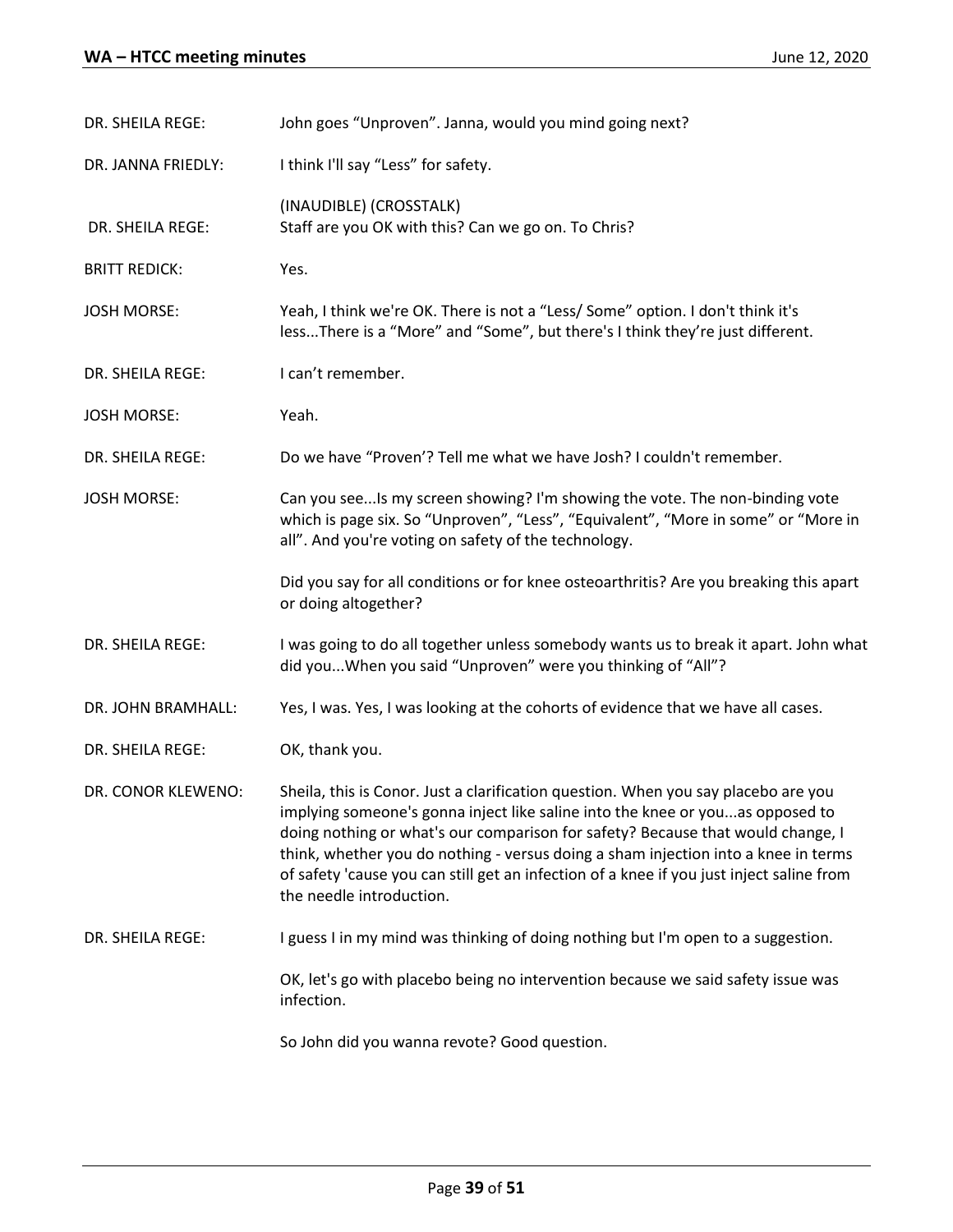DR. SHEILA REGE: John goes "Unproven". Janna, would you mind going next?

DR. JANNA FRIEDLY: I think I'll say "Less" for safety.

(INAUDIBLE) (CROSSTALK)

DR. SHEILA REGE: Staff are you OK with this? Can we go on. To Chris?

BRITT REDICK: Yes.

JOSH MORSE: Yeah, I think we're OK. There is not a "Less/ Some" option. I don't think it's less...There is a "More" and "Some", but there's I think they're just different.

DR. SHEILA REGE: I can't remember.

JOSH MORSE: Yeah.

DR. SHEILA REGE: Do we have "Proven'? Tell me what we have Josh? I couldn't remember.

JOSH MORSE: Can you see...Is my screen showing? I'm showing the vote. The non-binding vote which is page six. So "Unproven", "Less", "Equivalent", "More in some" or "More in all". And you're voting on safety of the technology.

Did you say for all conditions or for knee osteoarthritis? Are you breaking this apart or doing altogether?

DR. SHEILA REGE: I was going to do all together unless somebody wants us to break it apart. John what did you...When you said "Unproven" were you thinking of "All"?

DR. JOHN BRAMHALL: Yes, I was. Yes, I was looking at the cohorts of evidence that we have all cases.

DR. SHEILA REGE: OK, thank you.

DR. CONOR KLEWENO: Sheila, this is Conor. Just a clarification question. When you say placebo are you implying someone's gonna inject like saline into the knee or you...as opposed to doing nothing or what's our comparison for safety? Because that would change, I think, whether you do nothing - versus doing a sham injection into a knee in terms of safety 'cause you can still get an infection of a knee if you just inject saline from the needle introduction.

DR. SHEILA REGE: I guess I in my mind was thinking of doing nothing but I'm open to a suggestion.

OK, let's go with placebo being no intervention because we said safety issue was infection.

So John did you wanna revote? Good question.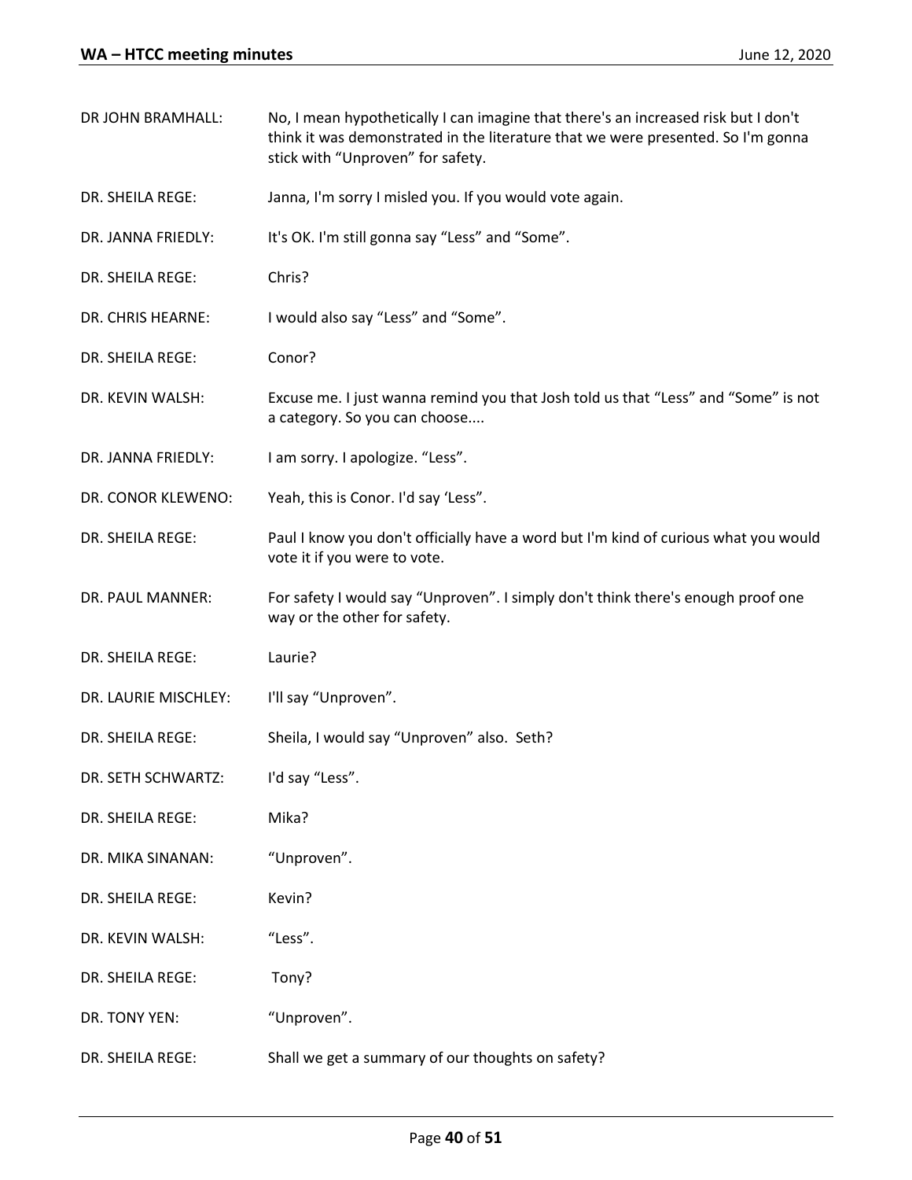DR JOHN BRAMHALL: No, I mean hypothetically I can imagine that there's an increased risk but I don't think it was demonstrated in the literature that we were presented. So I'm gonna stick with "Unproven" for safety.

DR. SHEILA REGE: Janna, I'm sorry I misled you. If you would vote again.

DR. JANNA FRIEDLY: It's OK. I'm still gonna say "Less" and "Some".

DR. SHEILA REGE: Chris?

DR. CHRIS HEARNE: I would also say "Less" and "Some".

DR. SHEILA REGE: Conor?

DR. KEVIN WALSH: Excuse me. I just wanna remind you that Josh told us that "Less" and "Some" is not a category. So you can choose....

DR. JANNA FRIEDLY: I am sorry. I apologize. "Less".

DR. CONOR KLEWENO: Yeah, this is Conor. I'd say 'Less".

DR. SHEILA REGE: Paul I know you don't officially have a word but I'm kind of curious what you would vote it if you were to vote.

DR. PAUL MANNER: For safety I would say "Unproven". I simply don't think there's enough proof one way or the other for safety.

DR. SHEILA REGE: Laurie?

DR. LAURIE MISCHLEY: I'll say "Unproven".

DR. SHEILA REGE: Sheila, I would say "Unproven" also. Seth?

DR. SETH SCHWARTZ: I'd say "Less".

DR. SHEILA REGE: Mika?

DR. MIKA SINANAN: "Unproven".

DR. SHEILA REGE: Kevin?

DR. KEVIN WALSH: "Less".

DR. SHEILA REGE: Tony?

DR. TONY YEN: "Unproven".

DR. SHEILA REGE: Shall we get a summary of our thoughts on safety?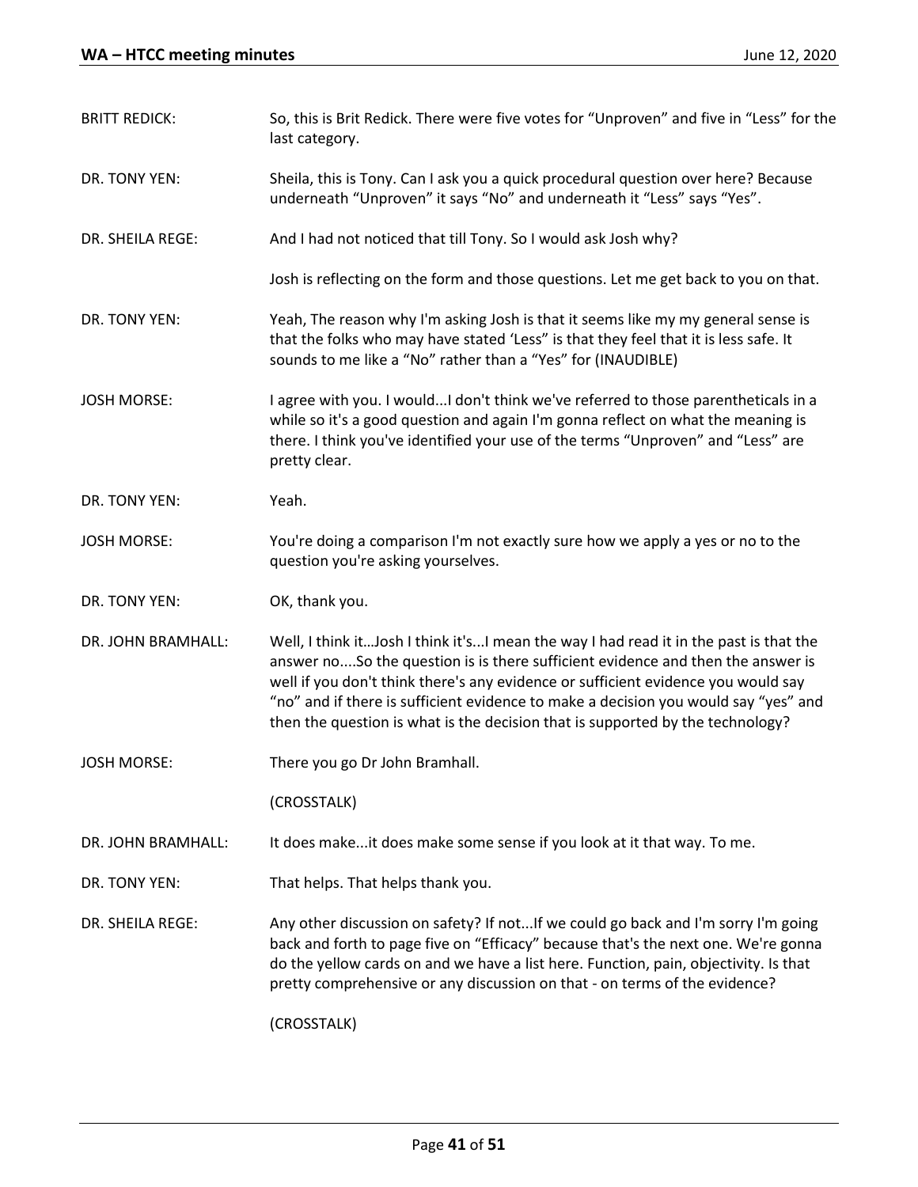| | |
|---|---|
| BRITT REDICK: | So, this is Brit Redick. There were five votes for "Unproven" and five in "Less" for the last category. |
| DR. TONY YEN: | Sheila, this is Tony. Can I ask you a quick procedural question over here? Because underneath "Unproven" it says "No" and underneath it "Less" says "Yes". |
| DR. SHEILA REGE: | And I had not noticed that till Tony. So I would ask Josh why? |
| | Josh is reflecting on the form and those questions. Let me get back to you on that. |
| DR. TONY YEN: | Yeah, The reason why I'm asking Josh is that it seems like my my general sense is that the folks who may have stated 'Less" is that they feel that it is less safe. It sounds to me like a "No" rather than a "Yes" for (INAUDIBLE) |
| JOSH MORSE: | I agree with you. I would...I don't think we've referred to those parentheticals in a while so it's a good question and again I'm gonna reflect on what the meaning is there. I think you've identified your use of the terms "Unproven" and "Less" are pretty clear. |
| DR. TONY YEN: | Yeah. |
| JOSH MORSE: | You're doing a comparison I'm not exactly sure how we apply a yes or no to the question you're asking yourselves. |
| DR. TONY YEN: | OK, thank you. |
| DR. JOHN BRAMHALL: | Well, I think it…Josh I think it's...I mean the way I had read it in the past is that the answer no....So the question is is there sufficient evidence and then the answer is well if you don't think there's any evidence or sufficient evidence you would say "no" and if there is sufficient evidence to make a decision you would say "yes" and then the question is what is the decision that is supported by the technology? |
| JOSH MORSE: | There you go Dr John Bramhall. |
| | (CROSSTALK) |
| DR. JOHN BRAMHALL: | It does make...it does make some sense if you look at it that way. To me. |
| DR. TONY YEN: | That helps. That helps thank you. |
| DR. SHEILA REGE: | Any other discussion on safety? If not...If we could go back and I'm sorry I'm going back and forth to page five on "Efficacy" because that's the next one. We're gonna do the yellow cards on and we have a list here. Function, pain, objectivity. Is that pretty comprehensive or any discussion on that - on terms of the evidence? |
| | (CROSSTALK) |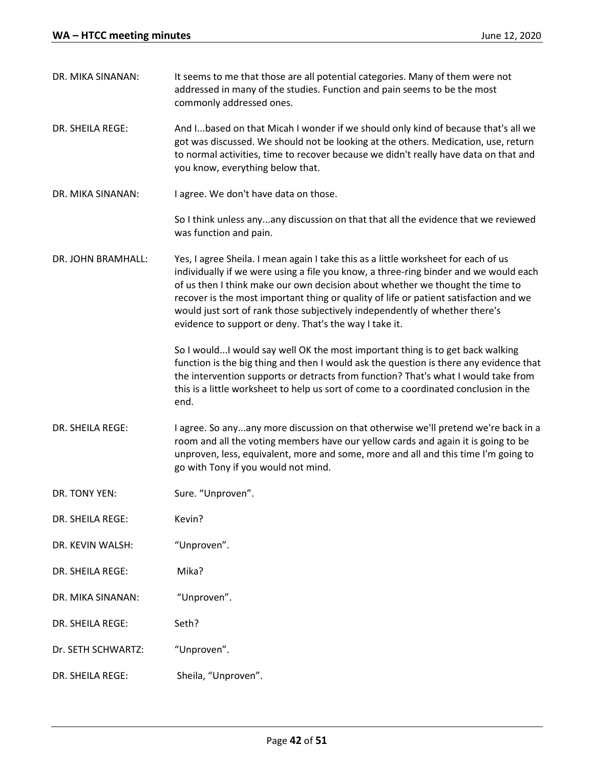DR. MIKA SINANAN: It seems to me that those are all potential categories. Many of them were not addressed in many of the studies. Function and pain seems to be the most commonly addressed ones.

DR. SHEILA REGE: And I...based on that Micah I wonder if we should only kind of because that's all we got was discussed. We should not be looking at the others. Medication, use, return to normal activities, time to recover because we didn't really have data on that and you know, everything below that.

DR. MIKA SINANAN: I agree. We don't have data on those.

So I think unless any...any discussion on that that all the evidence that we reviewed was function and pain.

DR. JOHN BRAMHALL: Yes, I agree Sheila. I mean again I take this as a little worksheet for each of us individually if we were using a file you know, a three-ring binder and we would each of us then I think make our own decision about whether we thought the time to recover is the most important thing or quality of life or patient satisfaction and we would just sort of rank those subjectively independently of whether there's evidence to support or deny. That's the way I take it.

So I would...I would say well OK the most important thing is to get back walking function is the big thing and then I would ask the question is there any evidence that the intervention supports or detracts from function? That's what I would take from this is a little worksheet to help us sort of come to a coordinated conclusion in the end.

DR. SHEILA REGE: I agree. So any...any more discussion on that otherwise we'll pretend we're back in a room and all the voting members have our yellow cards and again it is going to be unproven, less, equivalent, more and some, more and all and this time I'm going to go with Tony if you would not mind.

DR. TONY YEN: Sure. “Unproven”.

DR. SHEILA REGE: Kevin?

DR. KEVIN WALSH: “Unproven”.

DR. SHEILA REGE: Mika?

DR. MIKA SINANAN: “Unproven”.

DR. SHEILA REGE: Seth?

Dr. SETH SCHWARTZ: “Unproven”.

DR. SHEILA REGE: Sheila, “Unproven”.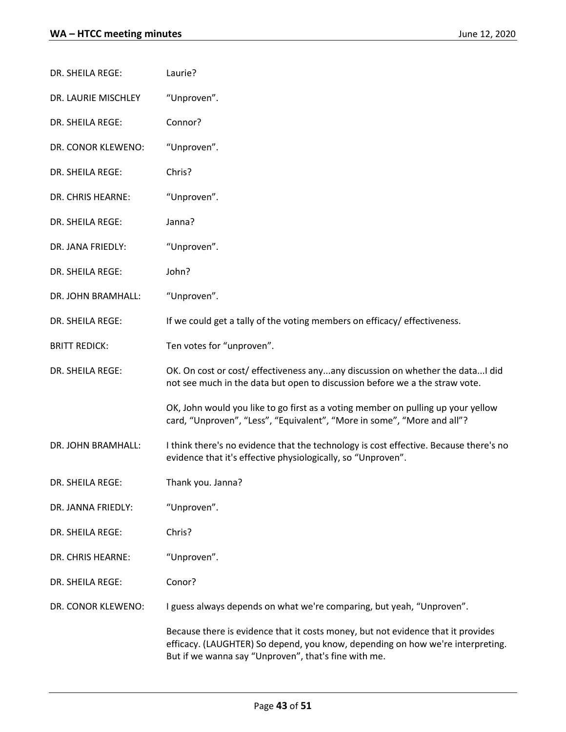DR. SHEILA REGE: Laurie?

DR. LAURIE MISCHLEY "Unproven".

DR. SHEILA REGE: Connor?

DR. CONOR KLEWENO: "Unproven".

DR. SHEILA REGE: Chris?

DR. CHRIS HEARNE: "Unproven".

DR. SHEILA REGE: Janna?

DR. JANA FRIEDLY: "Unproven".

DR. SHEILA REGE: John?

DR. JOHN BRAMHALL: "Unproven".

DR. SHEILA REGE: If we could get a tally of the voting members on efficacy/ effectiveness.

BRITT REDICK: Ten votes for "unproven".

DR. SHEILA REGE: OK. On cost or cost/ effectiveness any...any discussion on whether the data...I did not see much in the data but open to discussion before we a the straw vote.

OK, John would you like to go first as a voting member on pulling up your yellow card, "Unproven", "Less", "Equivalent", "More in some", "More and all"?

DR. JOHN BRAMHALL: I think there's no evidence that the technology is cost effective. Because there's no evidence that it's effective physiologically, so "Unproven".

DR. SHEILA REGE: Thank you. Janna?

DR. JANNA FRIEDLY: "Unproven".

DR. SHEILA REGE: Chris?

DR. CHRIS HEARNE: "Unproven".

DR. SHEILA REGE: Conor?

DR. CONOR KLEWENO: I guess always depends on what we're comparing, but yeah, "Unproven".

Because there is evidence that it costs money, but not evidence that it provides efficacy. (LAUGHTER) So depend, you know, depending on how we're interpreting. But if we wanna say "Unproven", that's fine with me.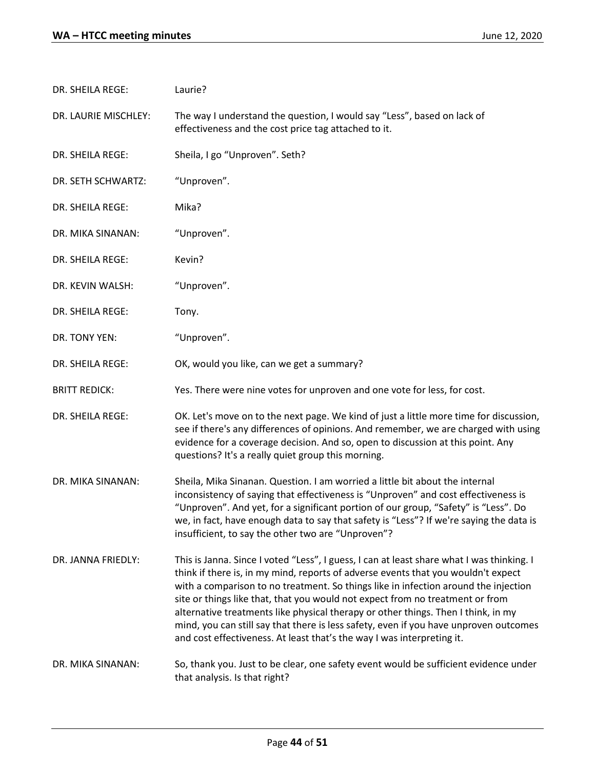DR. SHEILA REGE: Laurie?

DR. LAURIE MISCHLEY: The way I understand the question, I would say “Less”, based on lack of effectiveness and the cost price tag attached to it.

DR. SHEILA REGE: Sheila, I go “Unproven”. Seth?

DR. SETH SCHWARTZ: “Unproven”.

DR. SHEILA REGE: Mika?

DR. MIKA SINANAN: “Unproven”.

DR. SHEILA REGE: Kevin?

DR. KEVIN WALSH: “Unproven”.

DR. SHEILA REGE: Tony.

DR. TONY YEN: “Unproven”.

DR. SHEILA REGE: OK, would you like, can we get a summary?

BRITT REDICK: Yes. There were nine votes for unproven and one vote for less, for cost.

DR. SHEILA REGE: OK. Let's move on to the next page. We kind of just a little more time for discussion, see if there's any differences of opinions. And remember, we are charged with using evidence for a coverage decision. And so, open to discussion at this point. Any questions? It's a really quiet group this morning.

DR. MIKA SINANAN: Sheila, Mika Sinanan. Question. I am worried a little bit about the internal inconsistency of saying that effectiveness is “Unproven” and cost effectiveness is “Unproven”. And yet, for a significant portion of our group, “Safety” is “Less”. Do we, in fact, have enough data to say that safety is “Less”? If we're saying the data is insufficient, to say the other two are “Unproven”?

DR. JANNA FRIEDLY: This is Janna. Since I voted “Less”, I guess, I can at least share what I was thinking. I think if there is, in my mind, reports of adverse events that you wouldn't expect with a comparison to no treatment. So things like in infection around the injection site or things like that, that you would not expect from no treatment or from alternative treatments like physical therapy or other things. Then I think, in my mind, you can still say that there is less safety, even if you have unproven outcomes and cost effectiveness. At least that’s the way I was interpreting it.

DR. MIKA SINANAN: So, thank you. Just to be clear, one safety event would be sufficient evidence under that analysis. Is that right?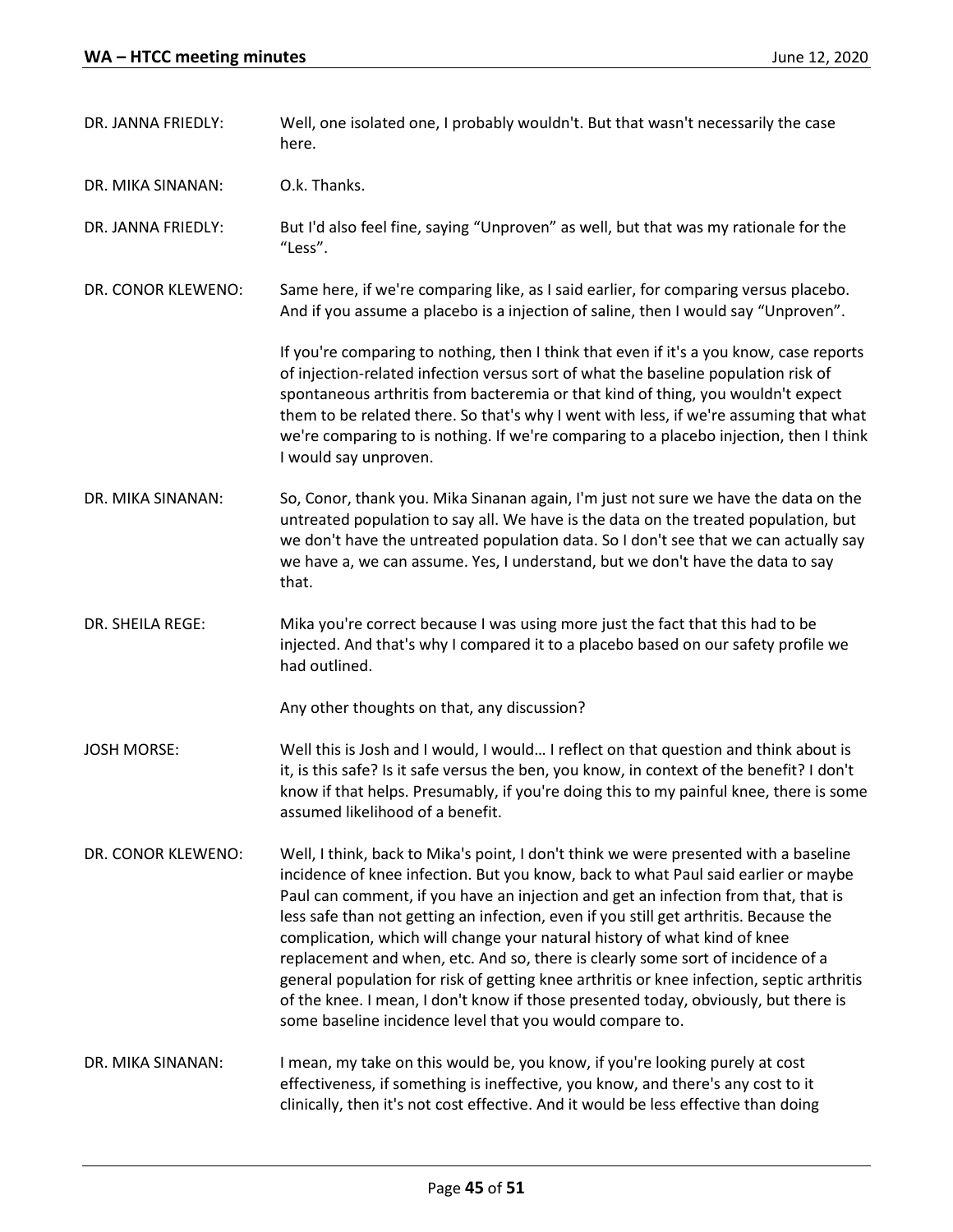DR. JANNA FRIEDLY: Well, one isolated one, I probably wouldn't. But that wasn't necessarily the case here.

DR. MIKA SINANAN: O.k. Thanks.

DR. JANNA FRIEDLY: But I'd also feel fine, saying "Unproven" as well, but that was my rationale for the "Less".

DR. CONOR KLEWENO: Same here, if we're comparing like, as I said earlier, for comparing versus placebo. And if you assume a placebo is a injection of saline, then I would say "Unproven".

If you're comparing to nothing, then I think that even if it's a you know, case reports of injection-related infection versus sort of what the baseline population risk of spontaneous arthritis from bacteremia or that kind of thing, you wouldn't expect them to be related there. So that's why I went with less, if we're assuming that what we're comparing to is nothing. If we're comparing to a placebo injection, then I think I would say unproven.

DR. MIKA SINANAN: So, Conor, thank you. Mika Sinanan again, I'm just not sure we have the data on the untreated population to say all. We have is the data on the treated population, but we don't have the untreated population data. So I don't see that we can actually say we have a, we can assume. Yes, I understand, but we don't have the data to say that.

DR. SHEILA REGE: Mika you're correct because I was using more just the fact that this had to be injected. And that's why I compared it to a placebo based on our safety profile we had outlined.

Any other thoughts on that, any discussion?

JOSH MORSE: Well this is Josh and I would, I would… I reflect on that question and think about is it, is this safe? Is it safe versus the ben, you know, in context of the benefit? I don't know if that helps. Presumably, if you're doing this to my painful knee, there is some assumed likelihood of a benefit.

DR. CONOR KLEWENO: Well, I think, back to Mika's point, I don't think we were presented with a baseline incidence of knee infection. But you know, back to what Paul said earlier or maybe Paul can comment, if you have an injection and get an infection from that, that is less safe than not getting an infection, even if you still get arthritis. Because the complication, which will change your natural history of what kind of knee replacement and when, etc. And so, there is clearly some sort of incidence of a general population for risk of getting knee arthritis or knee infection, septic arthritis of the knee. I mean, I don't know if those presented today, obviously, but there is some baseline incidence level that you would compare to.

DR. MIKA SINANAN: I mean, my take on this would be, you know, if you're looking purely at cost effectiveness, if something is ineffective, you know, and there's any cost to it clinically, then it's not cost effective. And it would be less effective than doing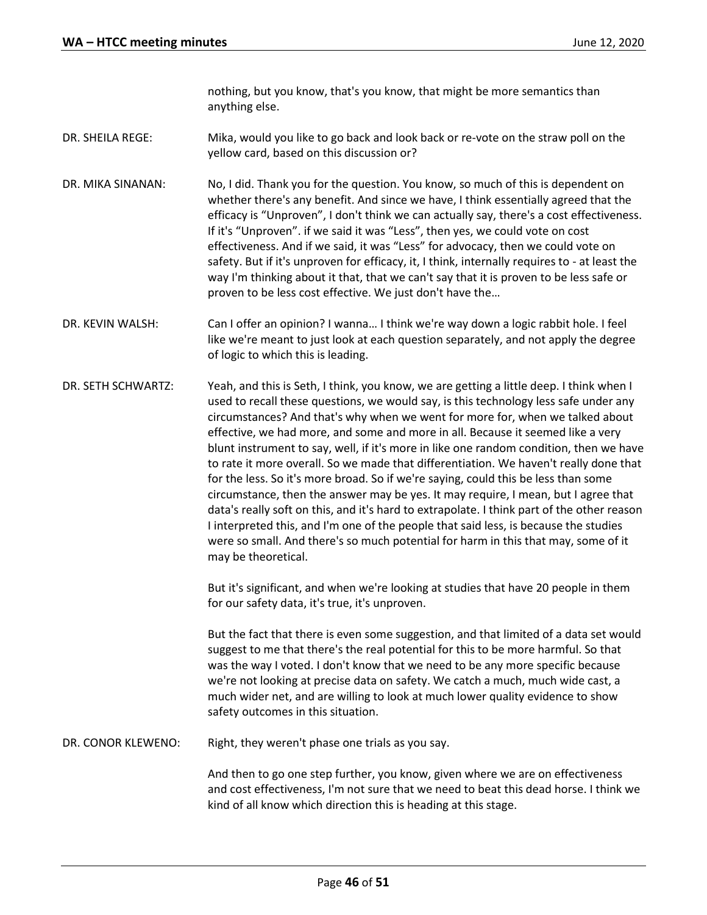nothing, but you know, that's you know, that might be more semantics than anything else.

DR. SHEILA REGE: Mika, would you like to go back and look back or re-vote on the straw poll on the yellow card, based on this discussion or?

DR. MIKA SINANAN: No, I did. Thank you for the question. You know, so much of this is dependent on whether there's any benefit. And since we have, I think essentially agreed that the efficacy is "Unproven", I don't think we can actually say, there's a cost effectiveness. If it's "Unproven". if we said it was "Less", then yes, we could vote on cost effectiveness. And if we said, it was "Less" for advocacy, then we could vote on safety. But if it's unproven for efficacy, it, I think, internally requires to - at least the way I'm thinking about it that, that we can't say that it is proven to be less safe or proven to be less cost effective. We just don't have the…

DR. KEVIN WALSH: Can I offer an opinion? I wanna… I think we're way down a logic rabbit hole. I feel like we're meant to just look at each question separately, and not apply the degree of logic to which this is leading.

DR. SETH SCHWARTZ: Yeah, and this is Seth, I think, you know, we are getting a little deep. I think when I used to recall these questions, we would say, is this technology less safe under any circumstances? And that's why when we went for more for, when we talked about effective, we had more, and some and more in all. Because it seemed like a very blunt instrument to say, well, if it's more in like one random condition, then we have to rate it more overall. So we made that differentiation. We haven't really done that for the less. So it's more broad. So if we're saying, could this be less than some circumstance, then the answer may be yes. It may require, I mean, but I agree that data's really soft on this, and it's hard to extrapolate. I think part of the other reason I interpreted this, and I'm one of the people that said less, is because the studies were so small. And there's so much potential for harm in this that may, some of it may be theoretical.

But it's significant, and when we're looking at studies that have 20 people in them for our safety data, it's true, it's unproven.

But the fact that there is even some suggestion, and that limited of a data set would suggest to me that there's the real potential for this to be more harmful. So that was the way I voted. I don't know that we need to be any more specific because we're not looking at precise data on safety. We catch a much, much wide cast, a much wider net, and are willing to look at much lower quality evidence to show safety outcomes in this situation.

DR. CONOR KLEWENO: Right, they weren't phase one trials as you say.

And then to go one step further, you know, given where we are on effectiveness and cost effectiveness, I'm not sure that we need to beat this dead horse. I think we kind of all know which direction this is heading at this stage.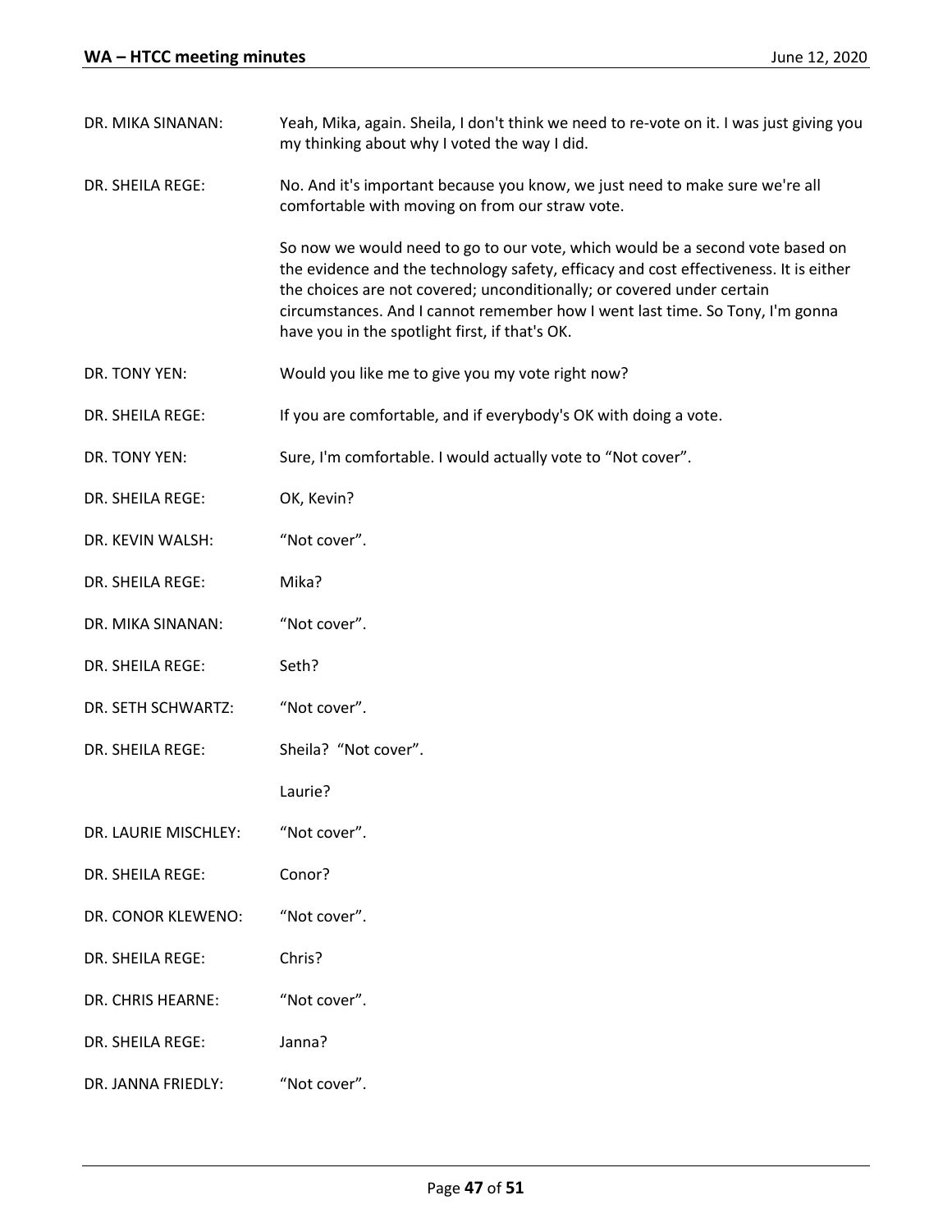| | |
|---|---|
| DR. MIKA SINANAN: | Yeah, Mika, again. Sheila, I don't think we need to re-vote on it. I was just giving you my thinking about why I voted the way I did. |
| DR. SHEILA REGE: | No. And it's important because you know, we just need to make sure we're all comfortable with moving on from our straw vote.<br><br>So now we would need to go to our vote, which would be a second vote based on the evidence and the technology safety, efficacy and cost effectiveness. It is either the choices are not covered; unconditionally; or covered under certain circumstances. And I cannot remember how I went last time. So Tony, I'm gonna have you in the spotlight first, if that's OK. |
| DR. TONY YEN: | Would you like me to give you my vote right now? |
| DR. SHEILA REGE: | If you are comfortable, and if everybody's OK with doing a vote. |
| DR. TONY YEN: | Sure, I'm comfortable. I would actually vote to "Not cover". |
| DR. SHEILA REGE: | OK, Kevin? |
| DR. KEVIN WALSH: | "Not cover". |
| DR. SHEILA REGE: | Mika? |
| DR. MIKA SINANAN: | "Not cover". |
| DR. SHEILA REGE: | Seth? |
| DR. SETH SCHWARTZ: | "Not cover". |
| DR. SHEILA REGE: | Sheila? "Not cover".<br><br>Laurie? |
| DR. LAURIE MISCHLEY: | "Not cover". |
| DR. SHEILA REGE: | Conor? |
| DR. CONOR KLEWENO: | "Not cover". |
| DR. SHEILA REGE: | Chris? |
| DR. CHRIS HEARNE: | "Not cover". |
| DR. SHEILA REGE: | Janna? |
| DR. JANNA FRIEDLY: | "Not cover". |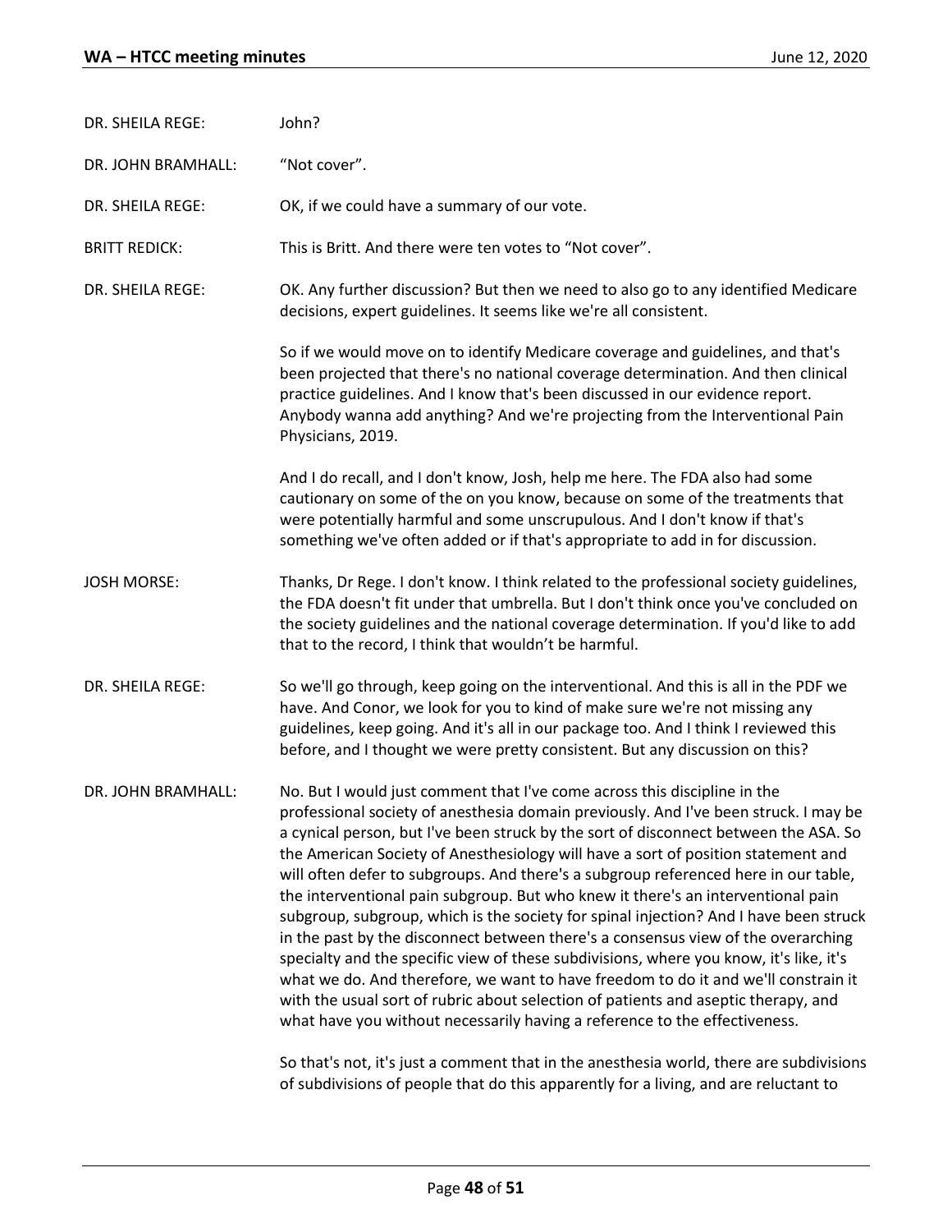DR. SHEILA REGE: John?

DR. JOHN BRAMHALL: "Not cover".

DR. SHEILA REGE: OK, if we could have a summary of our vote.

BRITT REDICK: This is Britt. And there were ten votes to "Not cover".

DR. SHEILA REGE: OK. Any further discussion? But then we need to also go to any identified Medicare decisions, expert guidelines. It seems like we're all consistent.

So if we would move on to identify Medicare coverage and guidelines, and that's been projected that there's no national coverage determination. And then clinical practice guidelines. And I know that's been discussed in our evidence report. Anybody wanna add anything? And we're projecting from the Interventional Pain Physicians, 2019.

And I do recall, and I don't know, Josh, help me here. The FDA also had some cautionary on some of the on you know, because on some of the treatments that were potentially harmful and some unscrupulous. And I don't know if that's something we've often added or if that's appropriate to add in for discussion.

JOSH MORSE: Thanks, Dr Rege. I don't know. I think related to the professional society guidelines, the FDA doesn't fit under that umbrella. But I don't think once you've concluded on the society guidelines and the national coverage determination. If you'd like to add that to the record, I think that wouldn't be harmful.

DR. SHEILA REGE: So we'll go through, keep going on the interventional. And this is all in the PDF we have. And Conor, we look for you to kind of make sure we're not missing any guidelines, keep going. And it's all in our package too. And I think I reviewed this before, and I thought we were pretty consistent. But any discussion on this?

DR. JOHN BRAMHALL: No. But I would just comment that I've come across this discipline in the professional society of anesthesia domain previously. And I've been struck. I may be a cynical person, but I've been struck by the sort of disconnect between the ASA. So the American Society of Anesthesiology will have a sort of position statement and will often defer to subgroups. And there's a subgroup referenced here in our table, the interventional pain subgroup. But who knew it there's an interventional pain subgroup, subgroup, which is the society for spinal injection? And I have been struck in the past by the disconnect between there's a consensus view of the overarching specialty and the specific view of these subdivisions, where you know, it's like, it's what we do. And therefore, we want to have freedom to do it and we'll constrain it with the usual sort of rubric about selection of patients and aseptic therapy, and what have you without necessarily having a reference to the effectiveness.

So that's not, it's just a comment that in the anesthesia world, there are subdivisions of subdivisions of people that do this apparently for a living, and are reluctant to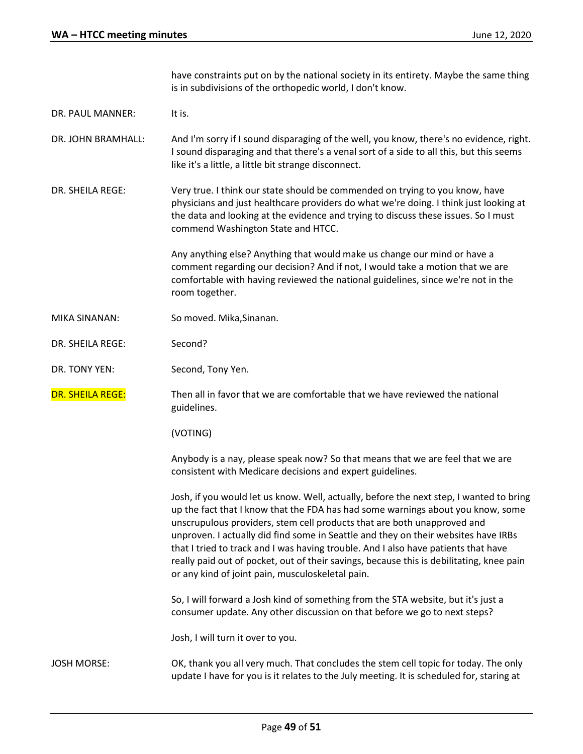| | |
|---|---|
| | have constraints put on by the national society in its entirety. Maybe the same thing is in subdivisions of the orthopedic world, I don't know. |
| DR. PAUL MANNER: | It is. |
| DR. JOHN BRAMHALL: | And I'm sorry if I sound disparaging of the well, you know, there's no evidence, right. I sound disparaging and that there's a venal sort of a side to all this, but this seems like it's a little, a little bit strange disconnect. |
| DR. SHEILA REGE: | Very true. I think our state should be commended on trying to you know, have physicians and just healthcare providers do what we're doing. I think just looking at the data and looking at the evidence and trying to discuss these issues. So I must commend Washington State and HTCC. |
| | Any anything else? Anything that would make us change our mind or have a comment regarding our decision? And if not, I would take a motion that we are comfortable with having reviewed the national guidelines, since we're not in the room together. |
| MIKA SINANAN: | So moved. Mika,Sinanan. |
| DR. SHEILA REGE: | Second? |
| DR. TONY YEN: | Second, Tony Yen. |
| DR. SHEILA REGE: | Then all in favor that we are comfortable that we have reviewed the national guidelines. |
| | (VOTING) |
| | Anybody is a nay, please speak now? So that means that we are feel that we are consistent with Medicare decisions and expert guidelines. |
| | Josh, if you would let us know. Well, actually, before the next step, I wanted to bring up the fact that I know that the FDA has had some warnings about you know, some unscrupulous providers, stem cell products that are both unapproved and unproven. I actually did find some in Seattle and they on their websites have IRBs that I tried to track and I was having trouble. And I also have patients that have really paid out of pocket, out of their savings, because this is debilitating, knee pain or any kind of joint pain, musculoskeletal pain. |
| | So, I will forward a Josh kind of something from the STA website, but it's just a consumer update. Any other discussion on that before we go to next steps? |
| | Josh, I will turn it over to you. |
| JOSH MORSE: | OK, thank you all very much. That concludes the stem cell topic for today. The only update I have for you is it relates to the July meeting. It is scheduled for, staring at |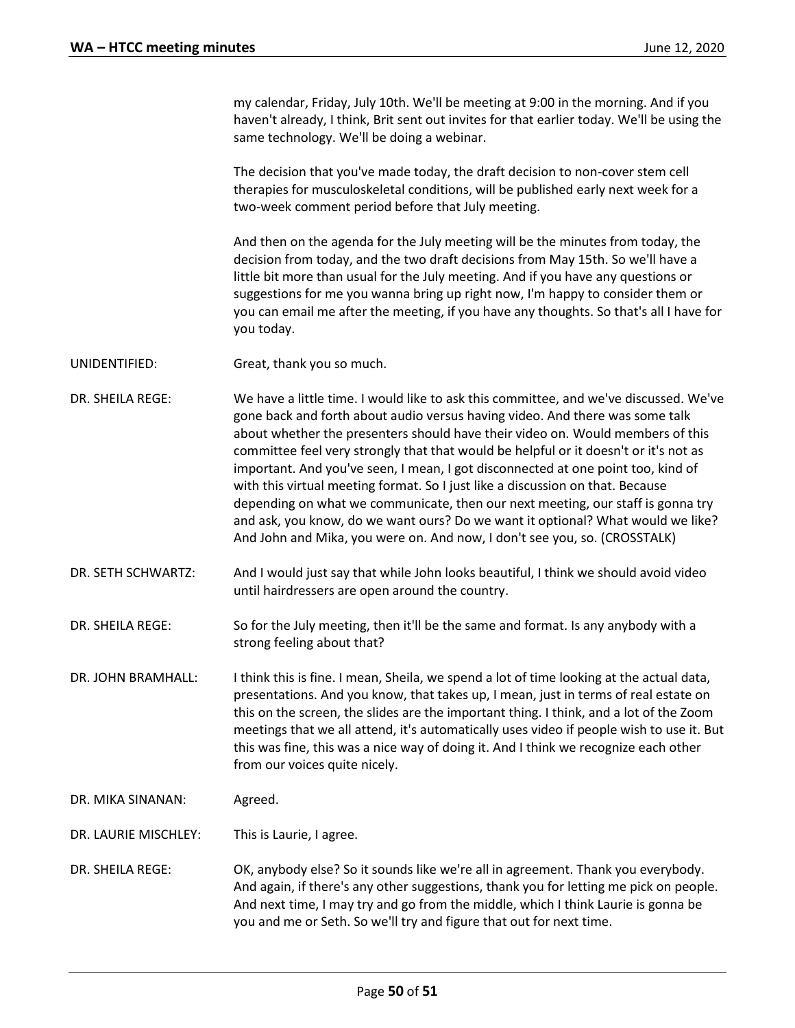my calendar, Friday, July 10th. We'll be meeting at 9:00 in the morning. And if you haven't already, I think, Brit sent out invites for that earlier today. We'll be using the same technology. We'll be doing a webinar.

The decision that you've made today, the draft decision to non-cover stem cell therapies for musculoskeletal conditions, will be published early next week for a two-week comment period before that July meeting.

And then on the agenda for the July meeting will be the minutes from today, the decision from today, and the two draft decisions from May 15th. So we'll have a little bit more than usual for the July meeting. And if you have any questions or suggestions for me you wanna bring up right now, I'm happy to consider them or you can email me after the meeting, if you have any thoughts. So that's all I have for you today.

UNIDENTIFIED: Great, thank you so much.

DR. SHEILA REGE: We have a little time. I would like to ask this committee, and we've discussed. We've gone back and forth about audio versus having video. And there was some talk about whether the presenters should have their video on. Would members of this committee feel very strongly that that would be helpful or it doesn't or it's not as important. And you've seen, I mean, I got disconnected at one point too, kind of with this virtual meeting format. So I just like a discussion on that. Because depending on what we communicate, then our next meeting, our staff is gonna try and ask, you know, do we want ours? Do we want it optional? What would we like? And John and Mika, you were on. And now, I don't see you, so. (CROSSTALK)

DR. SETH SCHWARTZ: And I would just say that while John looks beautiful, I think we should avoid video until hairdressers are open around the country.

DR. SHEILA REGE: So for the July meeting, then it'll be the same and format. Is any anybody with a strong feeling about that?

DR. JOHN BRAMHALL: I think this is fine. I mean, Sheila, we spend a lot of time looking at the actual data, presentations. And you know, that takes up, I mean, just in terms of real estate on this on the screen, the slides are the important thing. I think, and a lot of the Zoom meetings that we all attend, it's automatically uses video if people wish to use it. But this was fine, this was a nice way of doing it. And I think we recognize each other from our voices quite nicely.

DR. MIKA SINANAN: Agreed.

DR. LAURIE MISCHLEY: This is Laurie, I agree.

DR. SHEILA REGE: OK, anybody else? So it sounds like we're all in agreement. Thank you everybody. And again, if there's any other suggestions, thank you for letting me pick on people. And next time, I may try and go from the middle, which I think Laurie is gonna be you and me or Seth. So we'll try and figure that out for next time.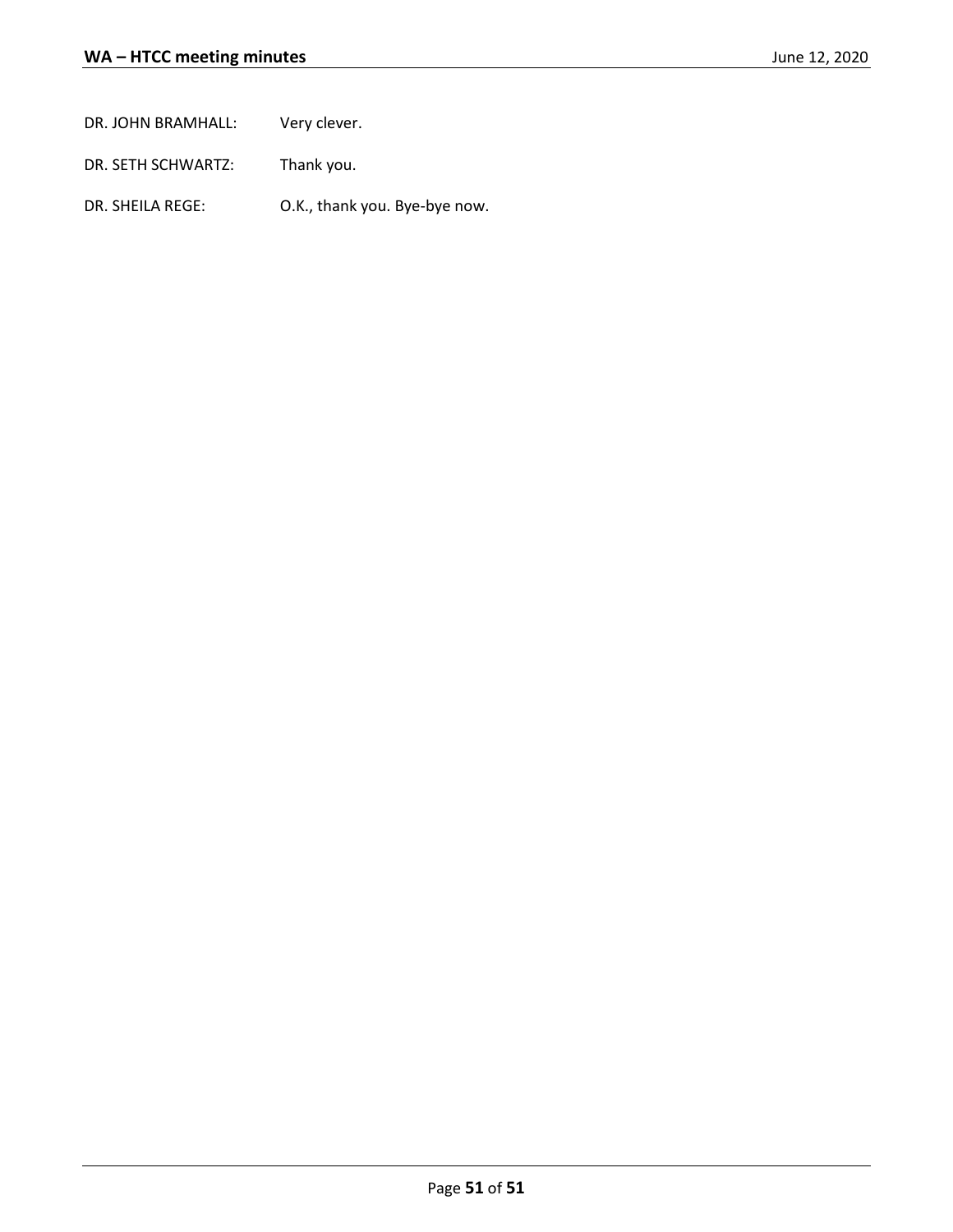DR. JOHN BRAMHALL: Very clever.

DR. SETH SCHWARTZ: Thank you.

DR. SHEILA REGE: O.K., thank you. Bye-bye now.